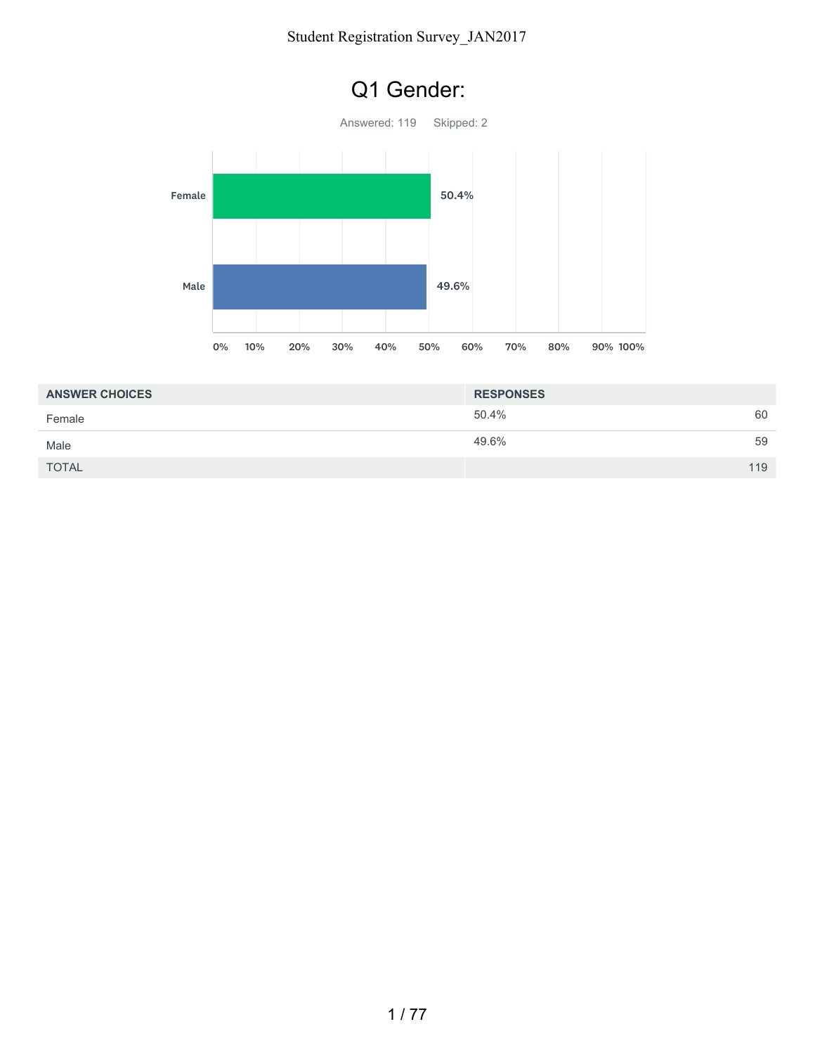# Q1 Gender:

Answered: 119 Skipped: 2

| ANSWER CHOICES | RESPONSES | |
|---|---|---|
| Female | 50.4% | 60 |
| Male | 49.6% | 59 |
| TOTAL | | 119 |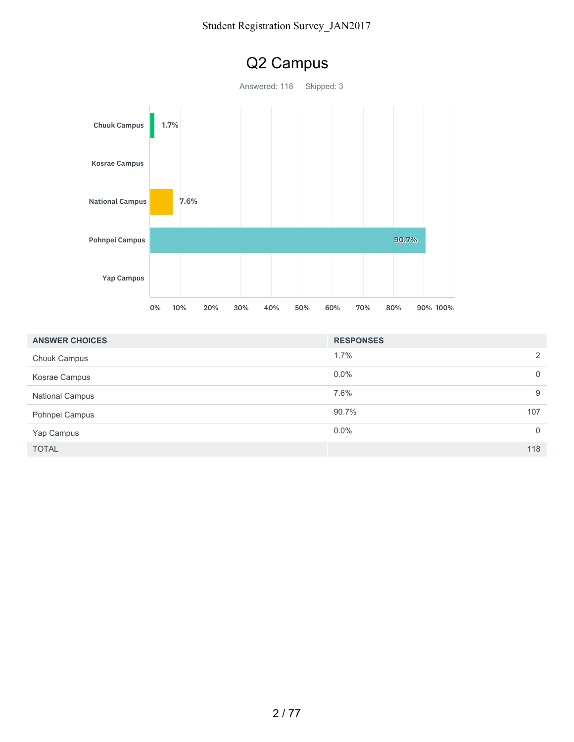# Q2 Campus

Answered: 118 Skipped: 3

| ANSWER CHOICES | RESPONSES | |
|---|---|---|
| Chuuk Campus | 1.7% | 2 |
| Kosrae Campus | 0.0% | 0 |
| National Campus | 7.6% | 9 |
| Pohnpei Campus | 90.7% | 107 |
| Yap Campus | 0.0% | 0 |
| TOTAL | | 118 |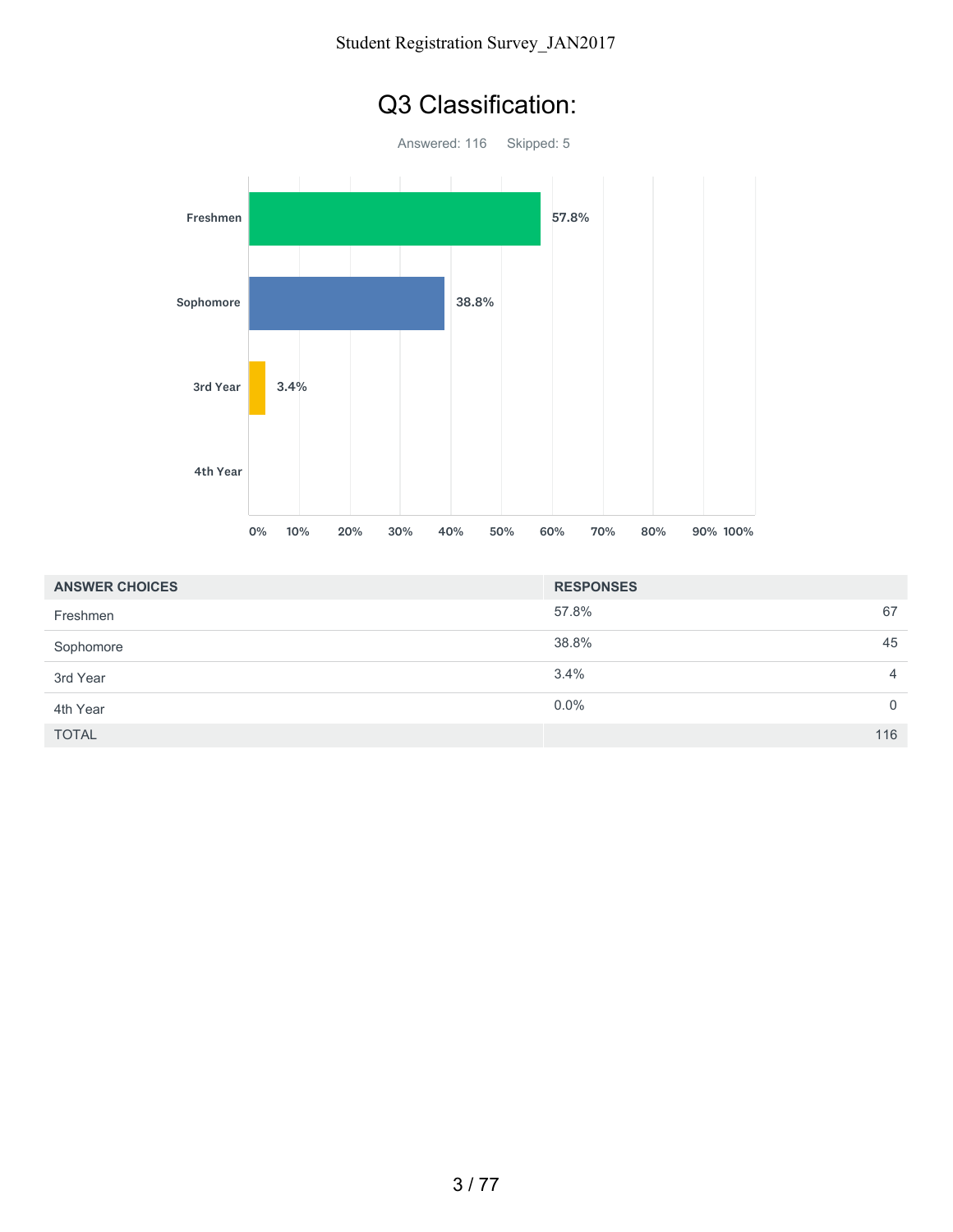# Q3 Classification:

Answered: 116 Skipped: 5

| ANSWER CHOICES | RESPONSES | |
|---|---|---|
| Freshmen | 57.8% | 67 |
| Sophomore | 38.8% | 45 |
| 3rd Year | 3.4% | 4 |
| 4th Year | 0.0% | 0 |
| TOTAL | | 116 |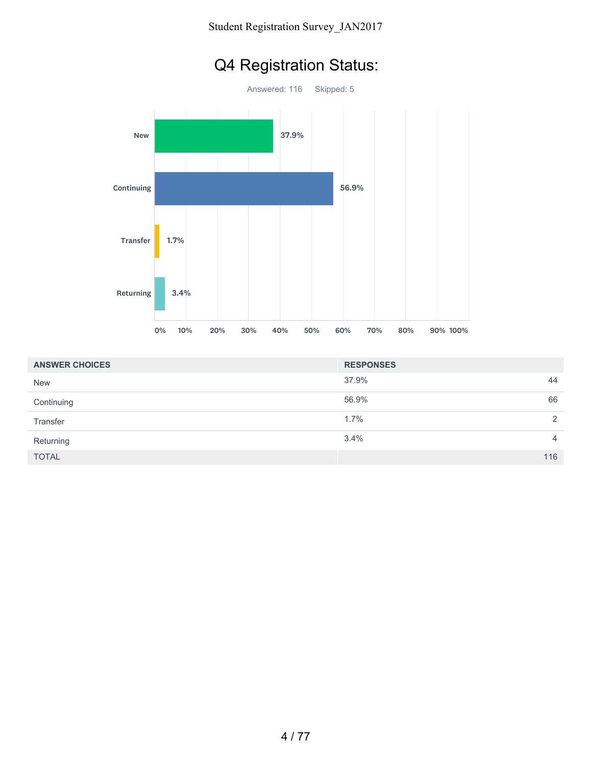# Q4 Registration Status:

Answered: 116    Skipped: 5

| ANSWER CHOICES | RESPONSES | |
|---|---|---|
| New | 37.9% | 44 |
| Continuing | 56.9% | 66 |
| Transfer | 1.7% | 2 |
| Returning | 3.4% | 4 |
| TOTAL | | 116 |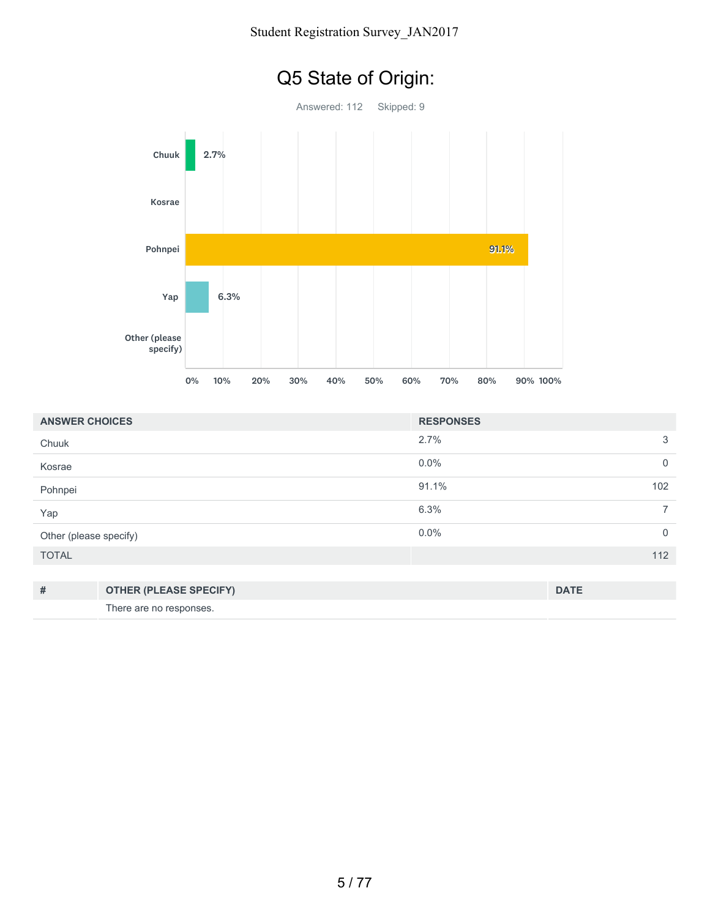# Q5 State of Origin:

Answered: 112 Skipped: 9

| ANSWER CHOICES | RESPONSES | |
|---|---|---|
| Chuuk | 2.7% | 3 |
| Kosrae | 0.0% | 0 |
| Pohnpei | 91.1% | 102 |
| Yap | 6.3% | 7 |
| Other (please specify) | 0.0% | 0 |
| TOTAL | | 112 |

| # | OTHER (PLEASE SPECIFY) | DATE |
|---|---|---|
| | There are no responses. | |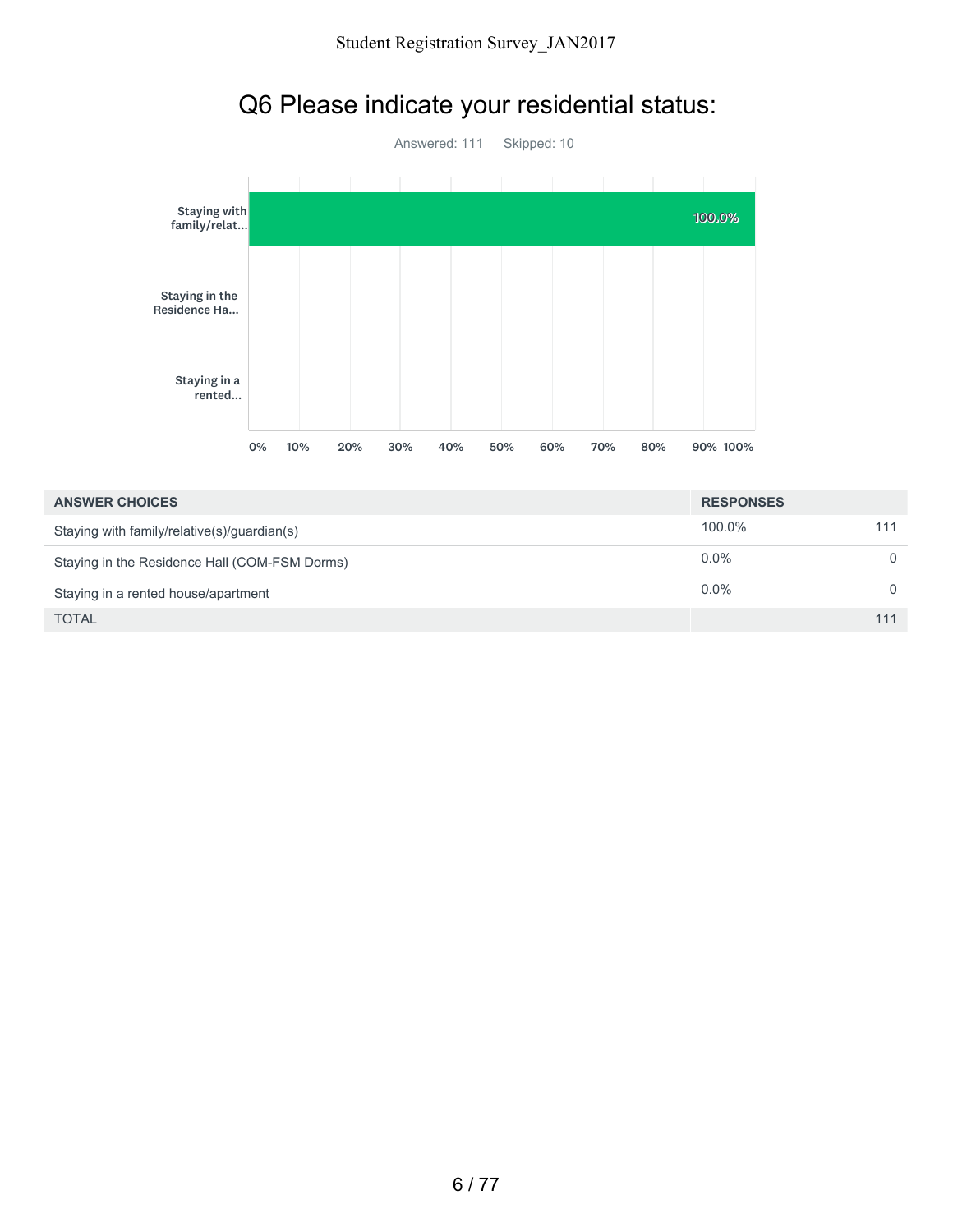# Q6 Please indicate your residential status:

Answered: 111 Skipped: 10

| ANSWER CHOICES | RESPONSES | |
|---|---|---|
| Staying with family/relative(s)/guardian(s) | 100.0% | 111 |
| Staying in the Residence Hall (COM-FSM Dorms) | 0.0% | 0 |
| Staying in a rented house/apartment | 0.0% | 0 |
| TOTAL | | 111 |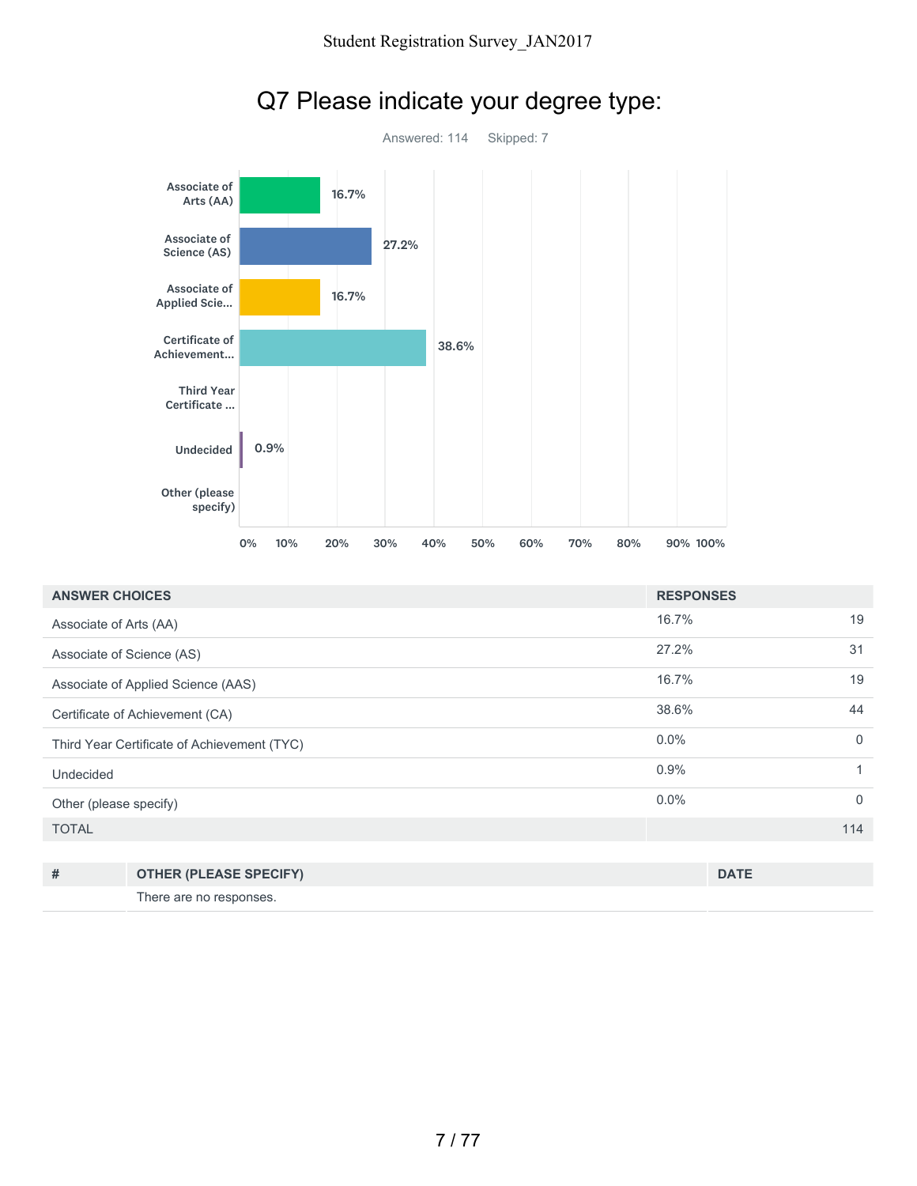# Q7 Please indicate your degree type:

Answered: 114 Skipped: 7

| ANSWER CHOICES | RESPONSES | |
|---|---|---|
| Associate of Arts (AA) | 16.7% | 19 |
| Associate of Science (AS) | 27.2% | 31 |
| Associate of Applied Science (AAS) | 16.7% | 19 |
| Certificate of Achievement (CA) | 38.6% | 44 |
| Third Year Certificate of Achievement (TYC) | 0.0% | 0 |
| Undecided | 0.9% | 1 |
| Other (please specify) | 0.0% | 0 |
| TOTAL | | 114 |

| # | OTHER (PLEASE SPECIFY) | DATE |
|---|---|---|
| | There are no responses. | |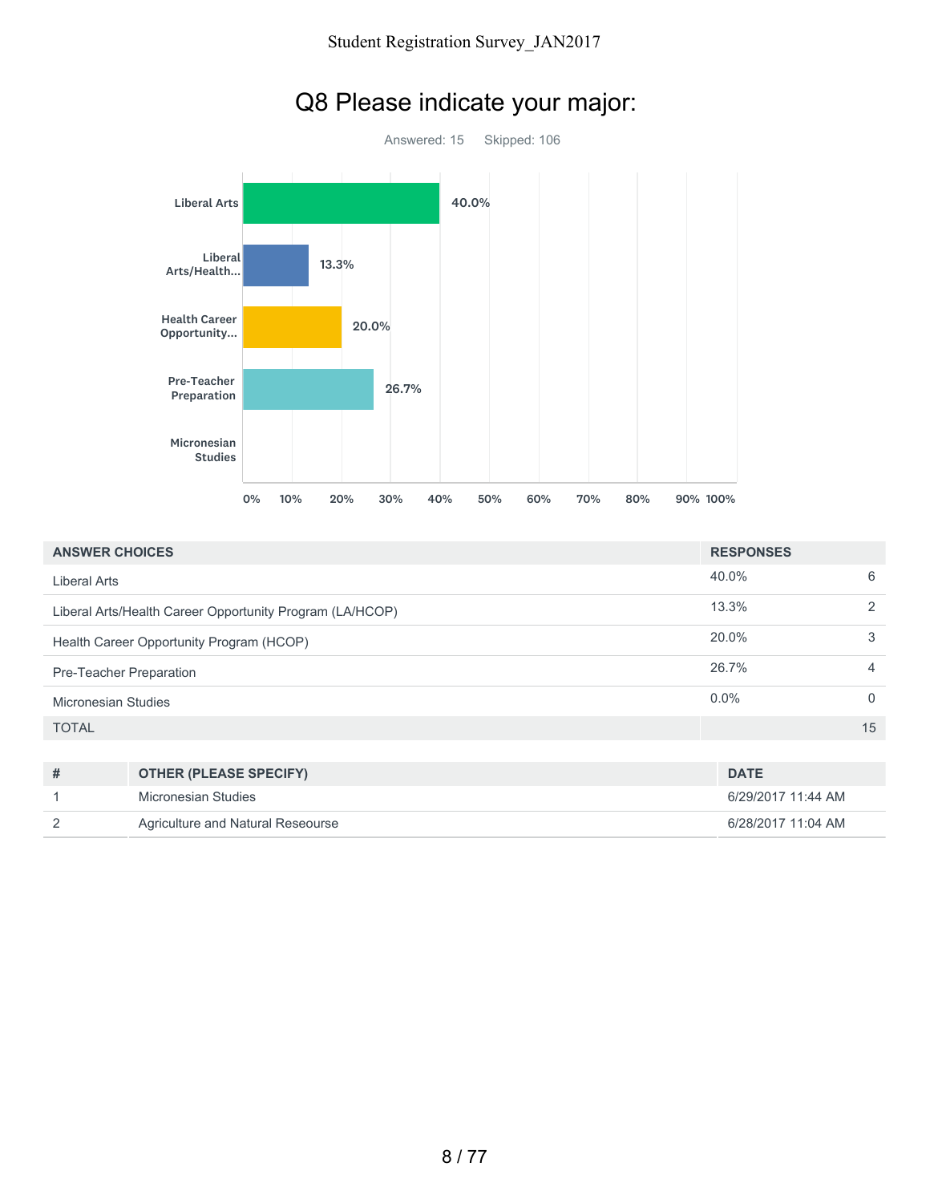# Q8 Please indicate your major:

Answered: 15 Skipped: 106

| ANSWER CHOICES | RESPONSES | |
|---|---|---|
| Liberal Arts | 40.0% | 6 |
| Liberal Arts/Health Career Opportunity Program (LA/HCOP) | 13.3% | 2 |
| Health Career Opportunity Program (HCOP) | 20.0% | 3 |
| Pre-Teacher Preparation | 26.7% | 4 |
| Micronesian Studies | 0.0% | 0 |
| TOTAL | | 15 |

| # | OTHER (PLEASE SPECIFY) | DATE |
|---|---|---|
| 1 | Micronesian Studies | 6/29/2017 11:44 AM |
| 2 | Agriculture and Natural Reseourse | 6/28/2017 11:04 AM |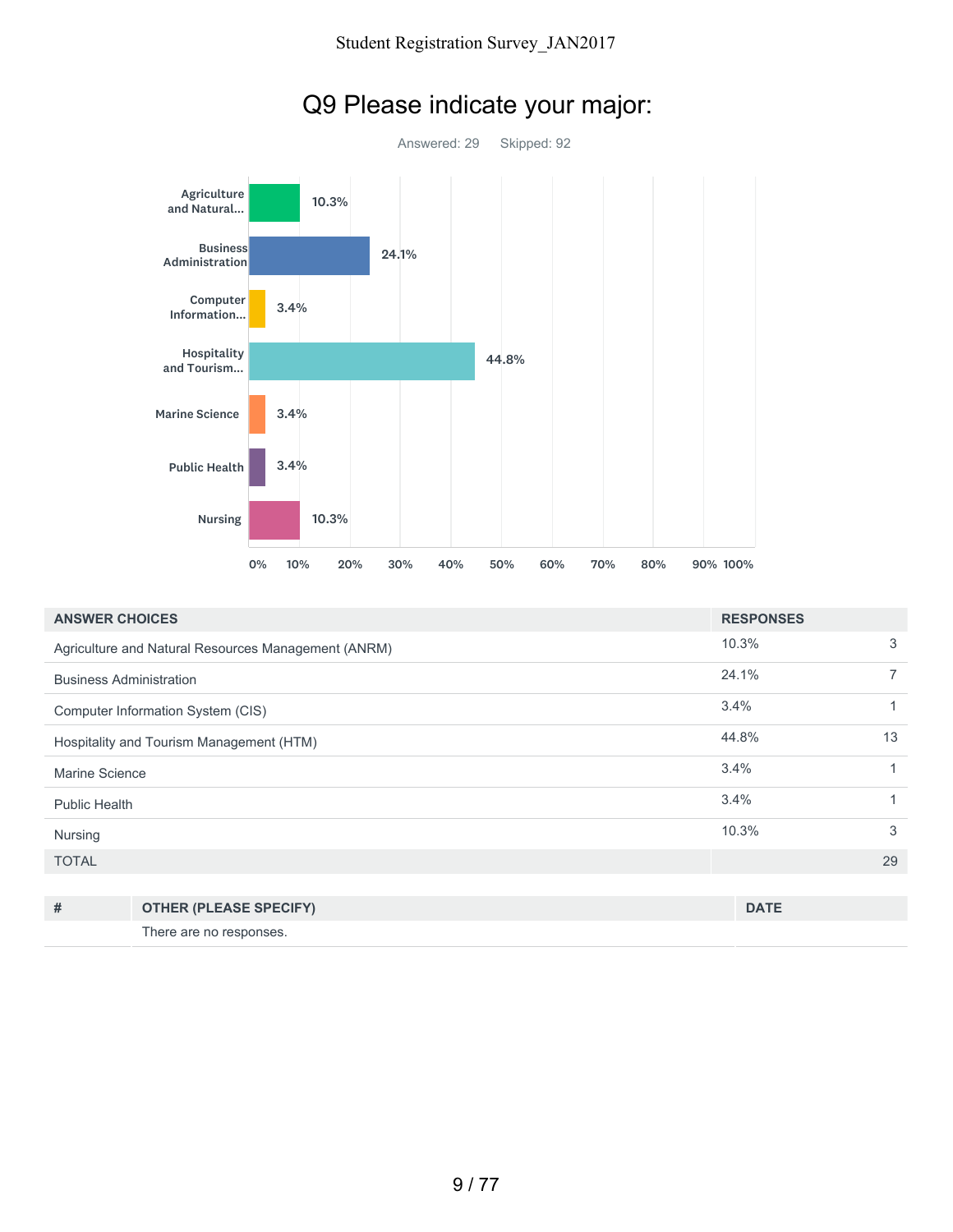# Q9 Please indicate your major:

Answered: 29 Skipped: 92

| ANSWER CHOICES | RESPONSES | |
|---|---|---|
| Agriculture and Natural Resources Management (ANRM) | 10.3% | 3 |
| Business Administration | 24.1% | 7 |
| Computer Information System (CIS) | 3.4% | 1 |
| Hospitality and Tourism Management (HTM) | 44.8% | 13 |
| Marine Science | 3.4% | 1 |
| Public Health | 3.4% | 1 |
| Nursing | 10.3% | 3 |
| TOTAL | | 29 |

| # | OTHER (PLEASE SPECIFY) | DATE |
|---|---|---|
| | There are no responses. | |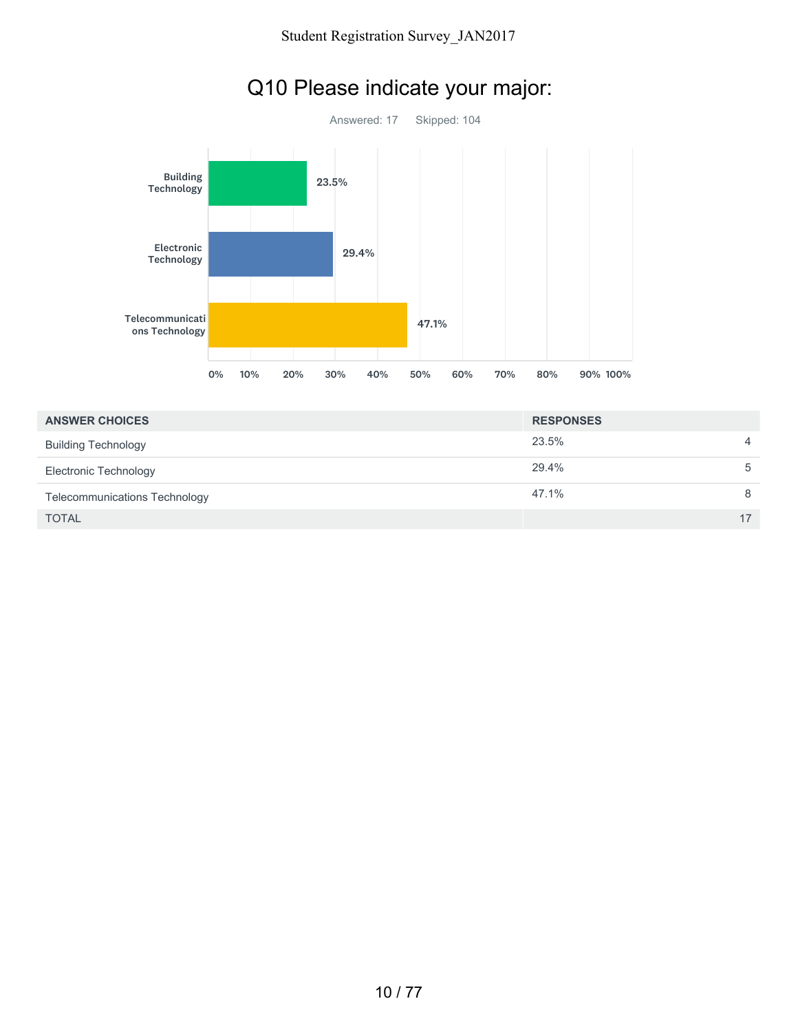# Q10 Please indicate your major:

Answered: 17    Skipped: 104

| Major | Percentage |
| --- | --- |
| Building Technology | 23.5% |
| Electronic Technology | 29.4% |
| Telecommunications Technology | 47.1% |

| ANSWER CHOICES | RESPONSES | |
| --- | --- | --- |
| Building Technology | 23.5% | 4 |
| Electronic Technology | 29.4% | 5 |
| Telecommunications Technology | 47.1% | 8 |
| TOTAL | | 17 |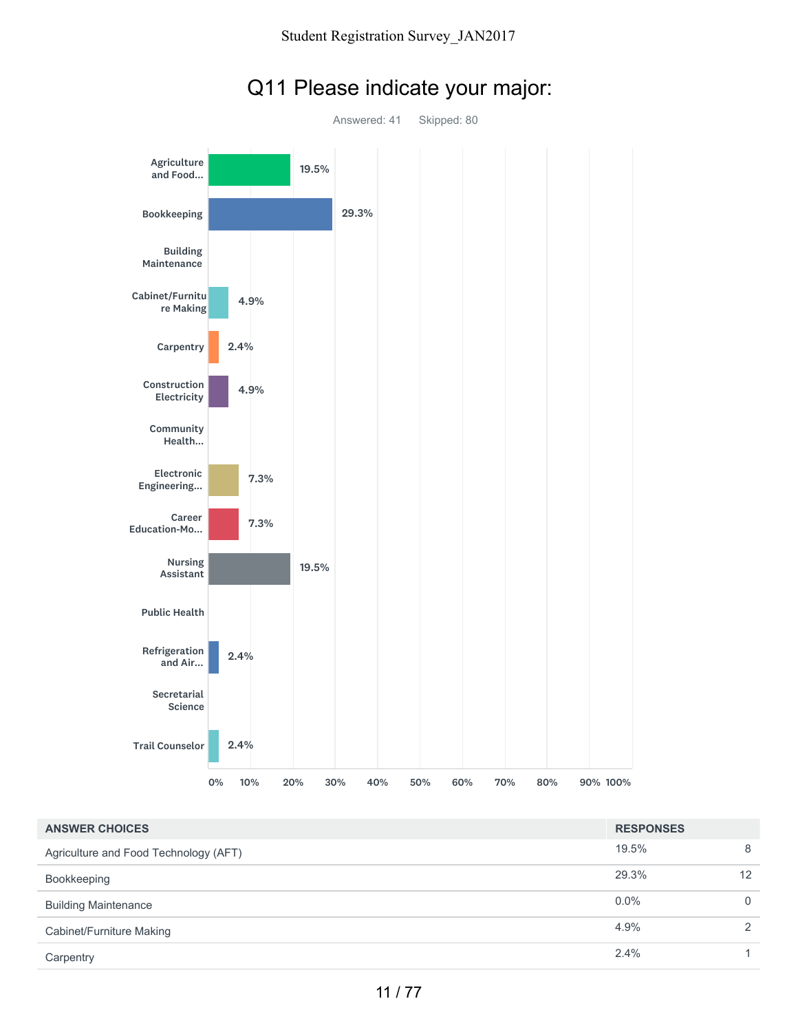# Q11 Please indicate your major:

Answered: 41 Skipped: 80

| ANSWER CHOICES | RESPONSES | |
|---|---|---|
| Agriculture and Food Technology (AFT) | 19.5% | 8 |
| Bookkeeping | 29.3% | 12 |
| Building Maintenance | 0.0% | 0 |
| Cabinet/Furniture Making | 4.9% | 2 |
| Carpentry | 2.4% | 1 |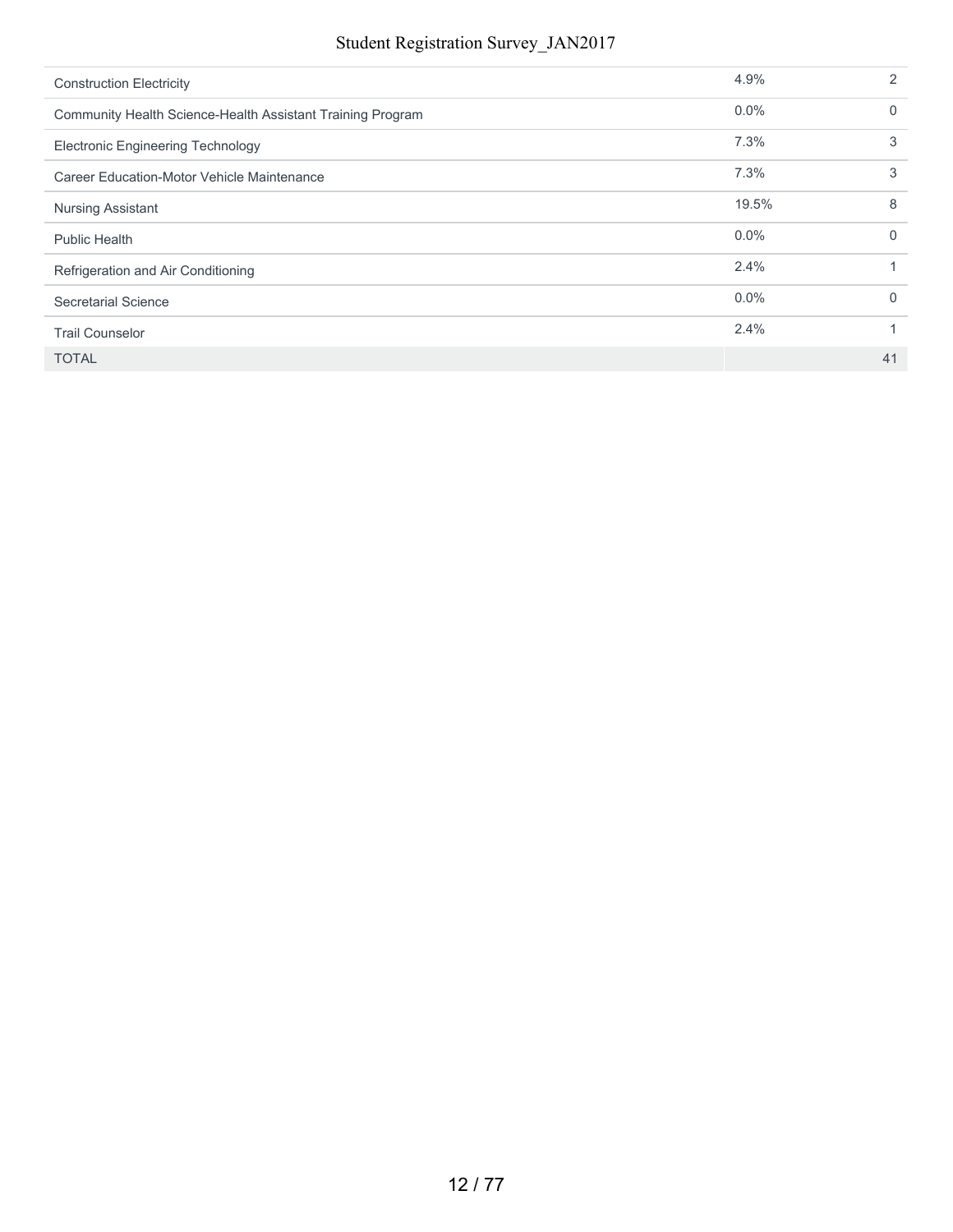| | | |
|---|---|---|
| Construction Electricity | 4.9% | 2 |
| Community Health Science-Health Assistant Training Program | 0.0% | 0 |
| Electronic Engineering Technology | 7.3% | 3 |
| Career Education-Motor Vehicle Maintenance | 7.3% | 3 |
| Nursing Assistant | 19.5% | 8 |
| Public Health | 0.0% | 0 |
| Refrigeration and Air Conditioning | 2.4% | 1 |
| Secretarial Science | 0.0% | 0 |
| Trail Counselor | 2.4% | 1 |
| TOTAL | | 41 |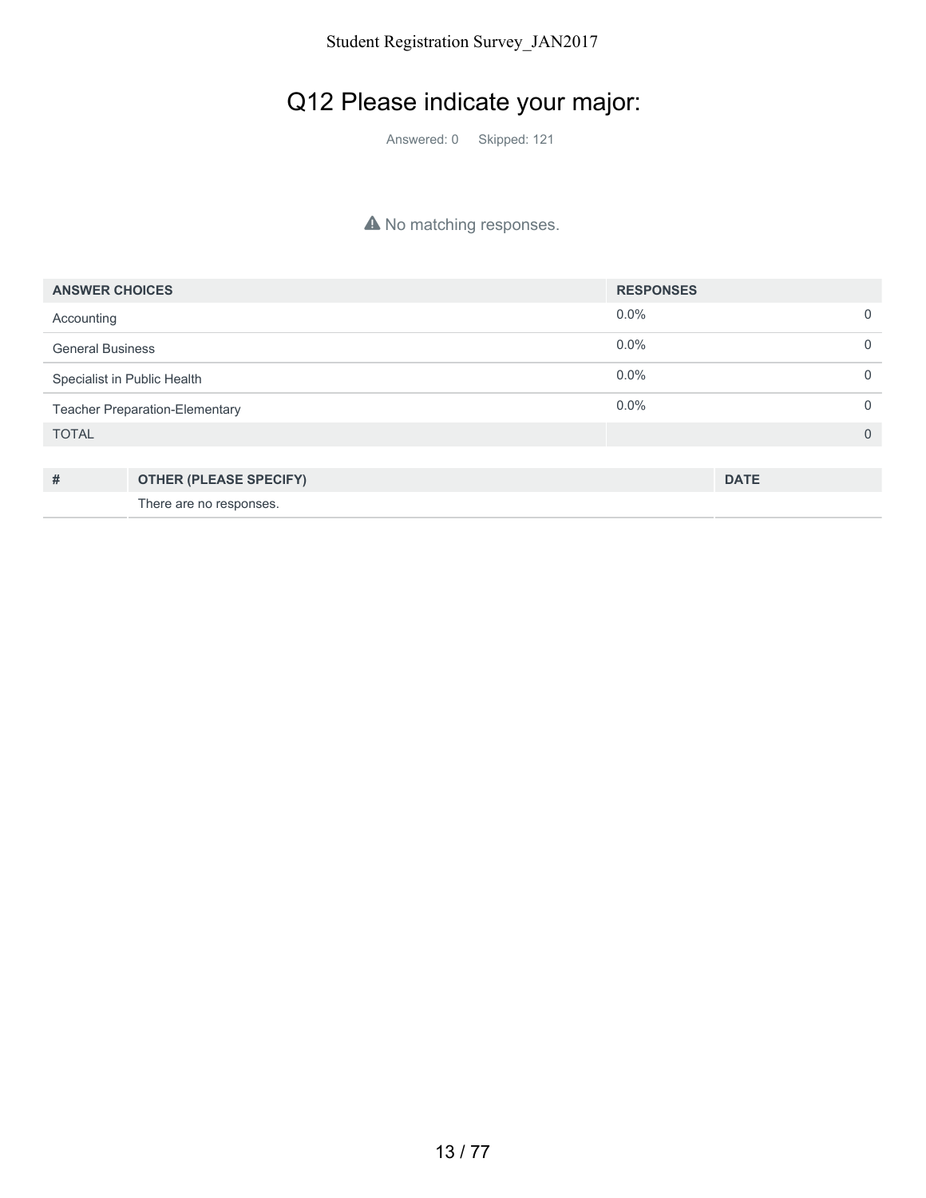# Q12 Please indicate your major:

Answered: 0 Skipped: 121

⚠ No matching responses.

| ANSWER CHOICES | RESPONSES | |
|---|---|---|
| Accounting | 0.0% | 0 |
| General Business | 0.0% | 0 |
| Specialist in Public Health | 0.0% | 0 |
| Teacher Preparation-Elementary | 0.0% | 0 |
| TOTAL | | 0 |

| # | OTHER (PLEASE SPECIFY) | DATE |
|---|---|---|
| | There are no responses. | |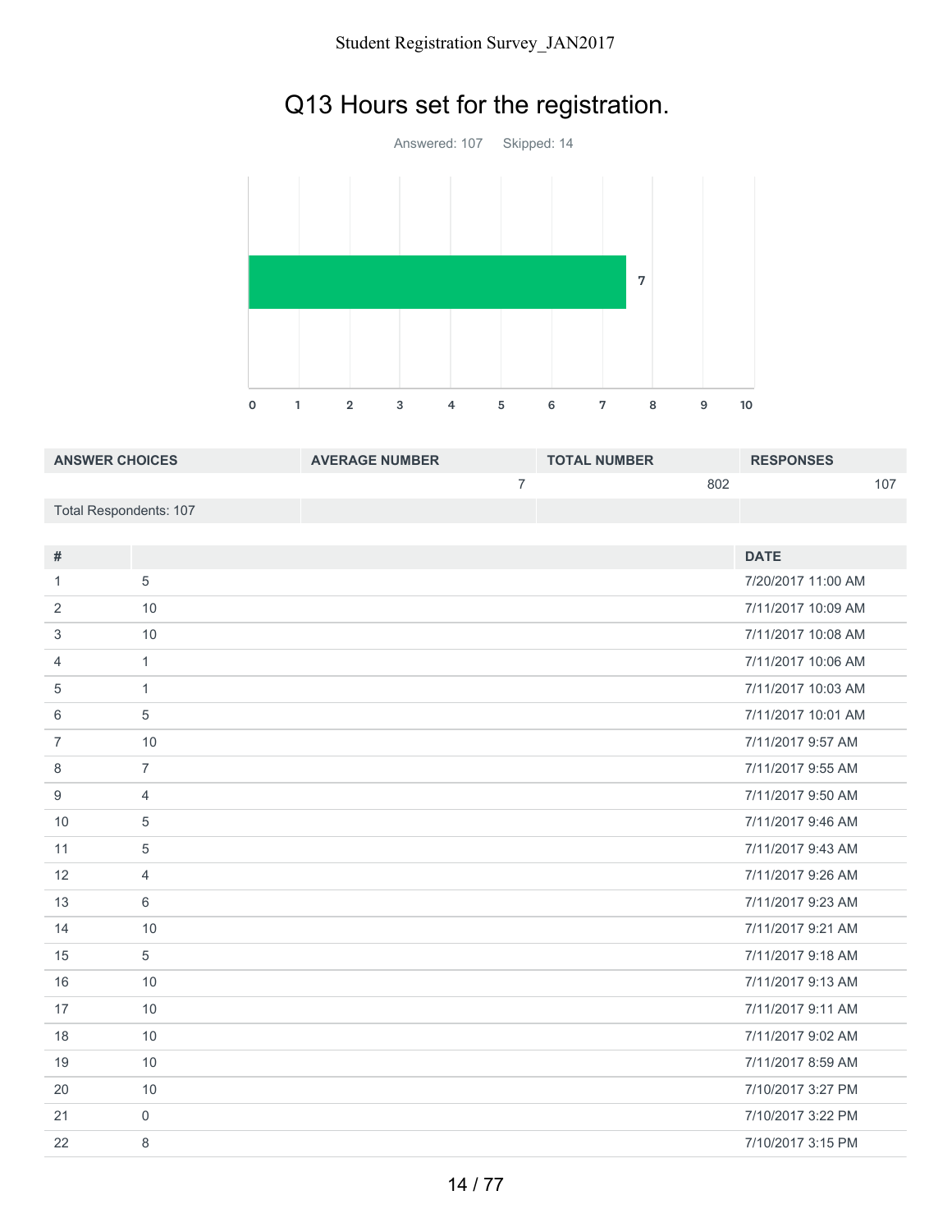## Q13 Hours set for the registration.

Answered: 107 Skipped: 14

| ANSWER CHOICES | AVERAGE NUMBER | TOTAL NUMBER | RESPONSES |
|---|---|---|---|
| | 7 | 802 | 107 |
| Total Respondents: 107 | | | |

| # | | DATE |
|---|---|---|
| 1 | 5 | 7/20/2017 11:00 AM |
| 2 | 10 | 7/11/2017 10:09 AM |
| 3 | 10 | 7/11/2017 10:08 AM |
| 4 | 1 | 7/11/2017 10:06 AM |
| 5 | 1 | 7/11/2017 10:03 AM |
| 6 | 5 | 7/11/2017 10:01 AM |
| 7 | 10 | 7/11/2017 9:57 AM |
| 8 | 7 | 7/11/2017 9:55 AM |
| 9 | 4 | 7/11/2017 9:50 AM |
| 10 | 5 | 7/11/2017 9:46 AM |
| 11 | 5 | 7/11/2017 9:43 AM |
| 12 | 4 | 7/11/2017 9:26 AM |
| 13 | 6 | 7/11/2017 9:23 AM |
| 14 | 10 | 7/11/2017 9:21 AM |
| 15 | 5 | 7/11/2017 9:18 AM |
| 16 | 10 | 7/11/2017 9:13 AM |
| 17 | 10 | 7/11/2017 9:11 AM |
| 18 | 10 | 7/11/2017 9:02 AM |
| 19 | 10 | 7/11/2017 8:59 AM |
| 20 | 10 | 7/10/2017 3:27 PM |
| 21 | 0 | 7/10/2017 3:22 PM |
| 22 | 8 | 7/10/2017 3:15 PM |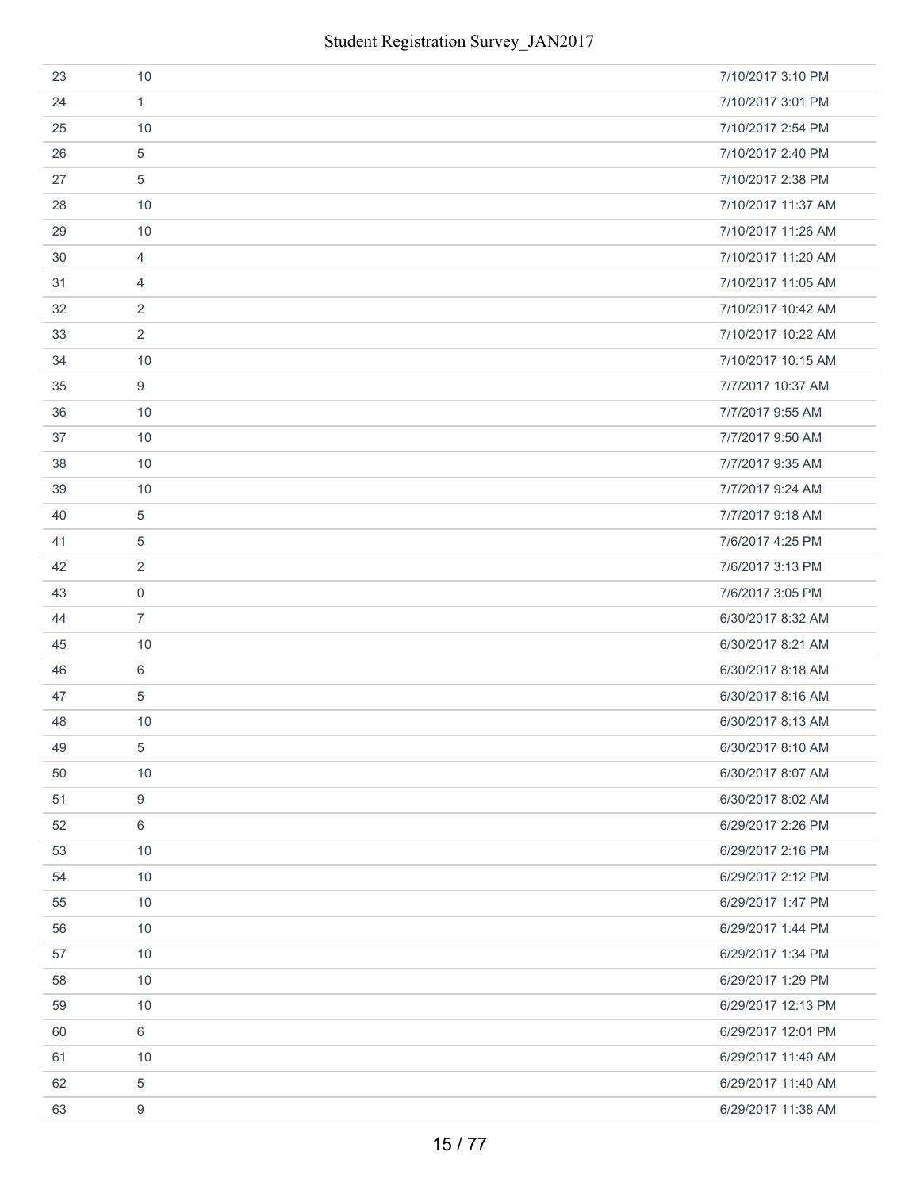| | | |
|---|---|---|
| 23 | 10 | 7/10/2017 3:10 PM |
| 24 | 1 | 7/10/2017 3:01 PM |
| 25 | 10 | 7/10/2017 2:54 PM |
| 26 | 5 | 7/10/2017 2:40 PM |
| 27 | 5 | 7/10/2017 2:38 PM |
| 28 | 10 | 7/10/2017 11:37 AM |
| 29 | 10 | 7/10/2017 11:26 AM |
| 30 | 4 | 7/10/2017 11:20 AM |
| 31 | 4 | 7/10/2017 11:05 AM |
| 32 | 2 | 7/10/2017 10:42 AM |
| 33 | 2 | 7/10/2017 10:22 AM |
| 34 | 10 | 7/10/2017 10:15 AM |
| 35 | 9 | 7/7/2017 10:37 AM |
| 36 | 10 | 7/7/2017 9:55 AM |
| 37 | 10 | 7/7/2017 9:50 AM |
| 38 | 10 | 7/7/2017 9:35 AM |
| 39 | 10 | 7/7/2017 9:24 AM |
| 40 | 5 | 7/7/2017 9:18 AM |
| 41 | 5 | 7/6/2017 4:25 PM |
| 42 | 2 | 7/6/2017 3:13 PM |
| 43 | 0 | 7/6/2017 3:05 PM |
| 44 | 7 | 6/30/2017 8:32 AM |
| 45 | 10 | 6/30/2017 8:21 AM |
| 46 | 6 | 6/30/2017 8:18 AM |
| 47 | 5 | 6/30/2017 8:16 AM |
| 48 | 10 | 6/30/2017 8:13 AM |
| 49 | 5 | 6/30/2017 8:10 AM |
| 50 | 10 | 6/30/2017 8:07 AM |
| 51 | 9 | 6/30/2017 8:02 AM |
| 52 | 6 | 6/29/2017 2:26 PM |
| 53 | 10 | 6/29/2017 2:16 PM |
| 54 | 10 | 6/29/2017 2:12 PM |
| 55 | 10 | 6/29/2017 1:47 PM |
| 56 | 10 | 6/29/2017 1:44 PM |
| 57 | 10 | 6/29/2017 1:34 PM |
| 58 | 10 | 6/29/2017 1:29 PM |
| 59 | 10 | 6/29/2017 12:13 PM |
| 60 | 6 | 6/29/2017 12:01 PM |
| 61 | 10 | 6/29/2017 11:49 AM |
| 62 | 5 | 6/29/2017 11:40 AM |
| 63 | 9 | 6/29/2017 11:38 AM |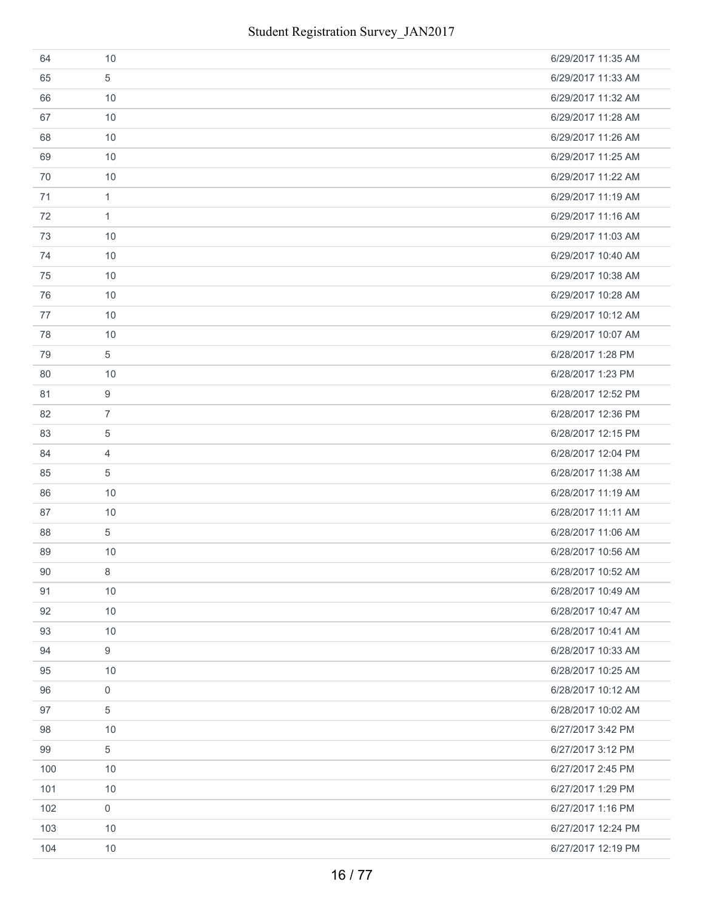| | | |
|---|---|---|
| 64 | 10 | 6/29/2017 11:35 AM |
| 65 | 5 | 6/29/2017 11:33 AM |
| 66 | 10 | 6/29/2017 11:32 AM |
| 67 | 10 | 6/29/2017 11:28 AM |
| 68 | 10 | 6/29/2017 11:26 AM |
| 69 | 10 | 6/29/2017 11:25 AM |
| 70 | 10 | 6/29/2017 11:22 AM |
| 71 | 1 | 6/29/2017 11:19 AM |
| 72 | 1 | 6/29/2017 11:16 AM |
| 73 | 10 | 6/29/2017 11:03 AM |
| 74 | 10 | 6/29/2017 10:40 AM |
| 75 | 10 | 6/29/2017 10:38 AM |
| 76 | 10 | 6/29/2017 10:28 AM |
| 77 | 10 | 6/29/2017 10:12 AM |
| 78 | 10 | 6/29/2017 10:07 AM |
| 79 | 5 | 6/28/2017 1:28 PM |
| 80 | 10 | 6/28/2017 1:23 PM |
| 81 | 9 | 6/28/2017 12:52 PM |
| 82 | 7 | 6/28/2017 12:36 PM |
| 83 | 5 | 6/28/2017 12:15 PM |
| 84 | 4 | 6/28/2017 12:04 PM |
| 85 | 5 | 6/28/2017 11:38 AM |
| 86 | 10 | 6/28/2017 11:19 AM |
| 87 | 10 | 6/28/2017 11:11 AM |
| 88 | 5 | 6/28/2017 11:06 AM |
| 89 | 10 | 6/28/2017 10:56 AM |
| 90 | 8 | 6/28/2017 10:52 AM |
| 91 | 10 | 6/28/2017 10:49 AM |
| 92 | 10 | 6/28/2017 10:47 AM |
| 93 | 10 | 6/28/2017 10:41 AM |
| 94 | 9 | 6/28/2017 10:33 AM |
| 95 | 10 | 6/28/2017 10:25 AM |
| 96 | 0 | 6/28/2017 10:12 AM |
| 97 | 5 | 6/28/2017 10:02 AM |
| 98 | 10 | 6/27/2017 3:42 PM |
| 99 | 5 | 6/27/2017 3:12 PM |
| 100 | 10 | 6/27/2017 2:45 PM |
| 101 | 10 | 6/27/2017 1:29 PM |
| 102 | 0 | 6/27/2017 1:16 PM |
| 103 | 10 | 6/27/2017 12:24 PM |
| 104 | 10 | 6/27/2017 12:19 PM |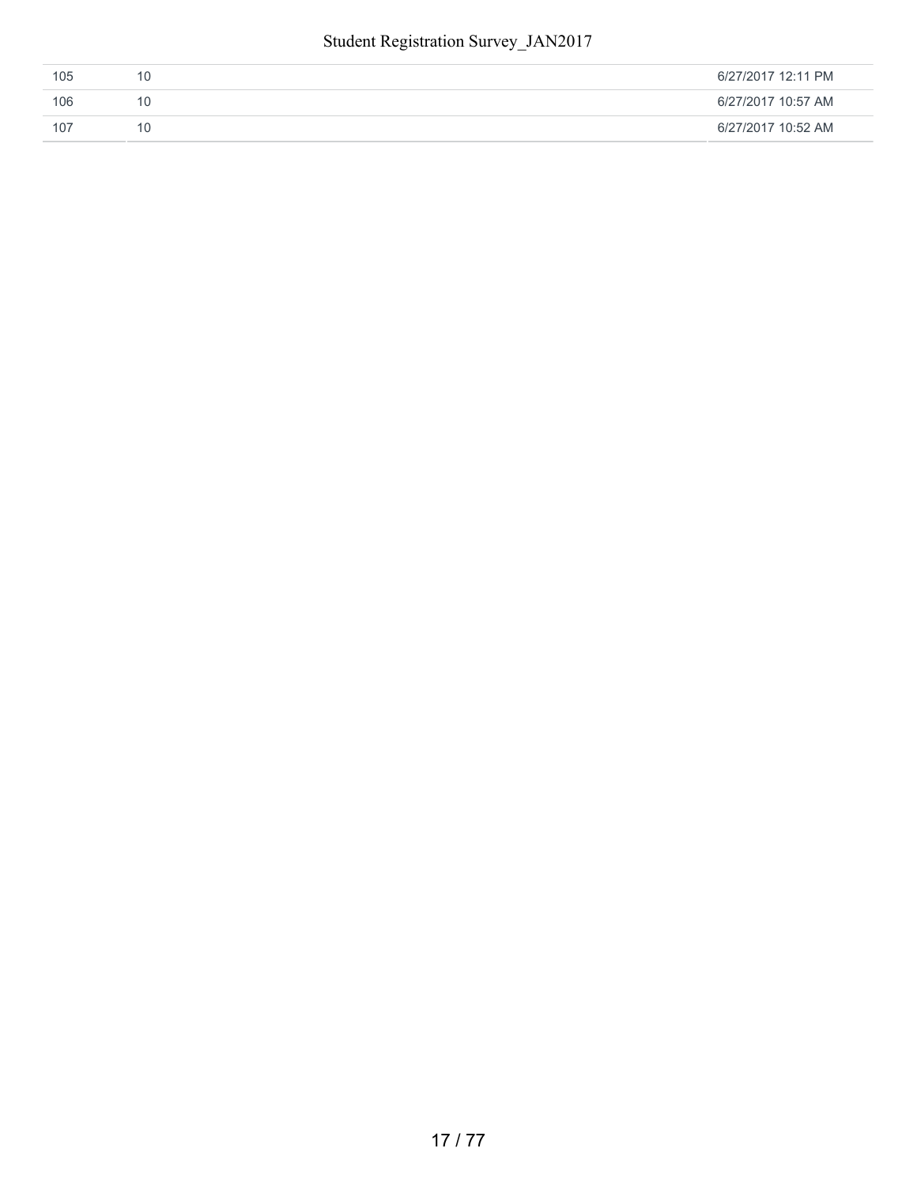|  |  |  |
|---|---|---|
| 105 | 10 | 6/27/2017 12:11 PM |
| 106 | 10 | 6/27/2017 10:57 AM |
| 107 | 10 | 6/27/2017 10:52 AM |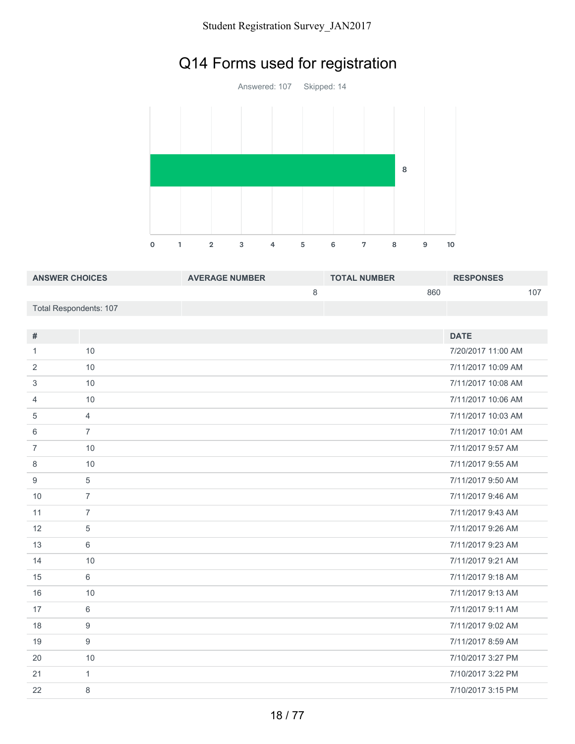# Q14 Forms used for registration

Answered: 107 Skipped: 14

| ANSWER CHOICES | AVERAGE NUMBER | TOTAL NUMBER | RESPONSES |
|---|---|---|---|
| | 8 | 860 | 107 |
| Total Respondents: 107 | | | |

| # | | DATE |
|---|---|---|
| 1 | 10 | 7/20/2017 11:00 AM |
| 2 | 10 | 7/11/2017 10:09 AM |
| 3 | 10 | 7/11/2017 10:08 AM |
| 4 | 10 | 7/11/2017 10:06 AM |
| 5 | 4 | 7/11/2017 10:03 AM |
| 6 | 7 | 7/11/2017 10:01 AM |
| 7 | 10 | 7/11/2017 9:57 AM |
| 8 | 10 | 7/11/2017 9:55 AM |
| 9 | 5 | 7/11/2017 9:50 AM |
| 10 | 7 | 7/11/2017 9:46 AM |
| 11 | 7 | 7/11/2017 9:43 AM |
| 12 | 5 | 7/11/2017 9:26 AM |
| 13 | 6 | 7/11/2017 9:23 AM |
| 14 | 10 | 7/11/2017 9:21 AM |
| 15 | 6 | 7/11/2017 9:18 AM |
| 16 | 10 | 7/11/2017 9:13 AM |
| 17 | 6 | 7/11/2017 9:11 AM |
| 18 | 9 | 7/11/2017 9:02 AM |
| 19 | 9 | 7/11/2017 8:59 AM |
| 20 | 10 | 7/10/2017 3:27 PM |
| 21 | 1 | 7/10/2017 3:22 PM |
| 22 | 8 | 7/10/2017 3:15 PM |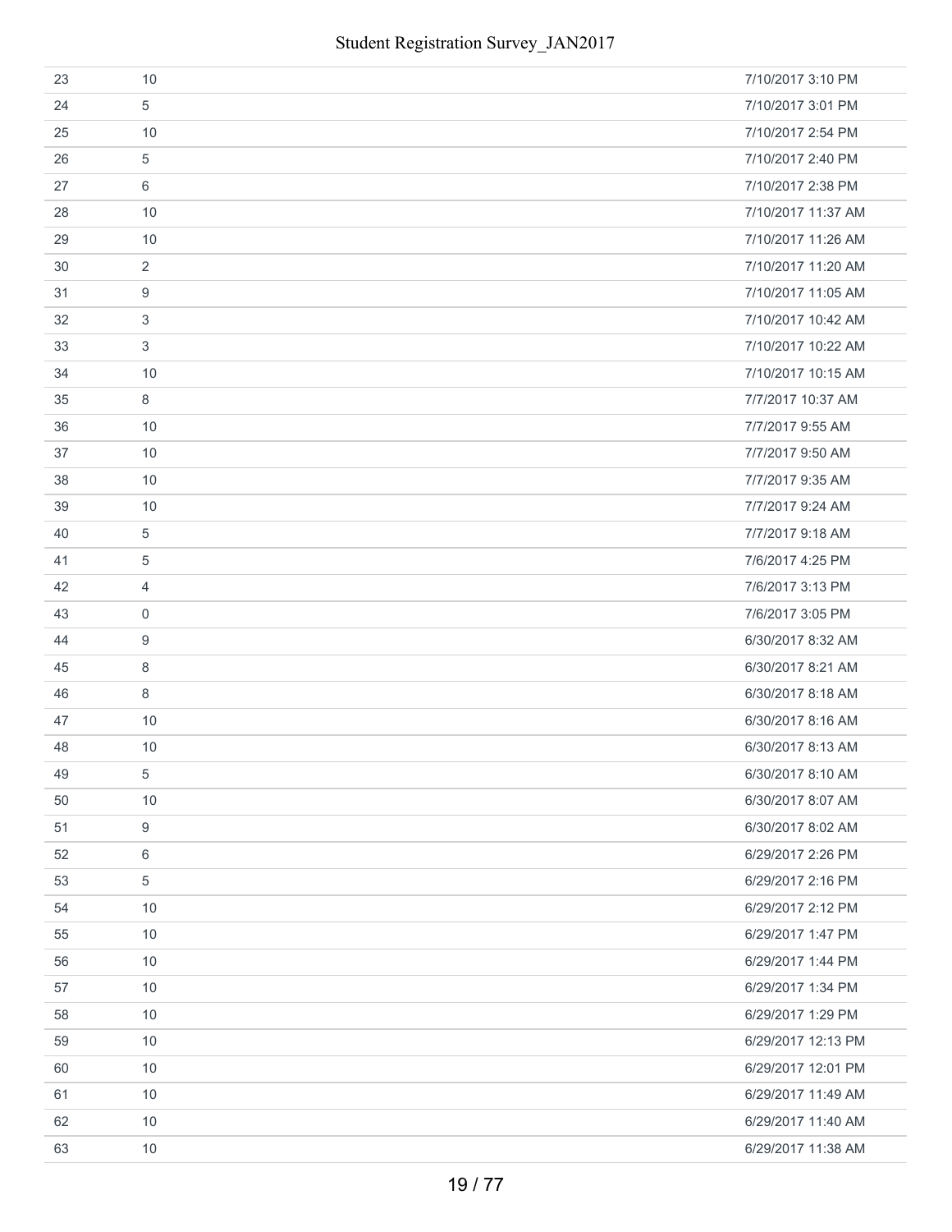| | | |
|---|---|---|
| 23 | 10 | 7/10/2017 3:10 PM |
| 24 | 5 | 7/10/2017 3:01 PM |
| 25 | 10 | 7/10/2017 2:54 PM |
| 26 | 5 | 7/10/2017 2:40 PM |
| 27 | 6 | 7/10/2017 2:38 PM |
| 28 | 10 | 7/10/2017 11:37 AM |
| 29 | 10 | 7/10/2017 11:26 AM |
| 30 | 2 | 7/10/2017 11:20 AM |
| 31 | 9 | 7/10/2017 11:05 AM |
| 32 | 3 | 7/10/2017 10:42 AM |
| 33 | 3 | 7/10/2017 10:22 AM |
| 34 | 10 | 7/10/2017 10:15 AM |
| 35 | 8 | 7/7/2017 10:37 AM |
| 36 | 10 | 7/7/2017 9:55 AM |
| 37 | 10 | 7/7/2017 9:50 AM |
| 38 | 10 | 7/7/2017 9:35 AM |
| 39 | 10 | 7/7/2017 9:24 AM |
| 40 | 5 | 7/7/2017 9:18 AM |
| 41 | 5 | 7/6/2017 4:25 PM |
| 42 | 4 | 7/6/2017 3:13 PM |
| 43 | 0 | 7/6/2017 3:05 PM |
| 44 | 9 | 6/30/2017 8:32 AM |
| 45 | 8 | 6/30/2017 8:21 AM |
| 46 | 8 | 6/30/2017 8:18 AM |
| 47 | 10 | 6/30/2017 8:16 AM |
| 48 | 10 | 6/30/2017 8:13 AM |
| 49 | 5 | 6/30/2017 8:10 AM |
| 50 | 10 | 6/30/2017 8:07 AM |
| 51 | 9 | 6/30/2017 8:02 AM |
| 52 | 6 | 6/29/2017 2:26 PM |
| 53 | 5 | 6/29/2017 2:16 PM |
| 54 | 10 | 6/29/2017 2:12 PM |
| 55 | 10 | 6/29/2017 1:47 PM |
| 56 | 10 | 6/29/2017 1:44 PM |
| 57 | 10 | 6/29/2017 1:34 PM |
| 58 | 10 | 6/29/2017 1:29 PM |
| 59 | 10 | 6/29/2017 12:13 PM |
| 60 | 10 | 6/29/2017 12:01 PM |
| 61 | 10 | 6/29/2017 11:49 AM |
| 62 | 10 | 6/29/2017 11:40 AM |
| 63 | 10 | 6/29/2017 11:38 AM |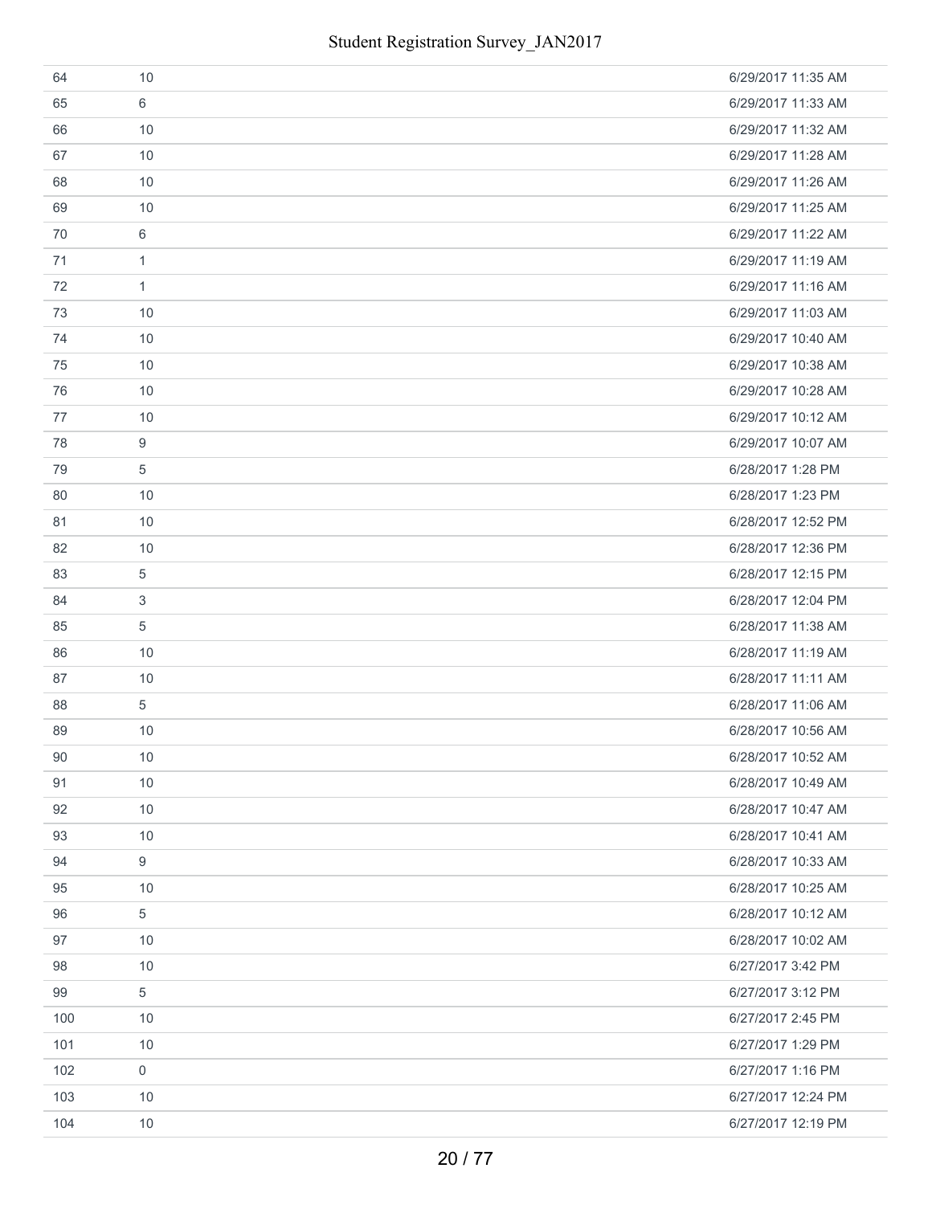| | | |
|---|---|---|
| 64 | 10 | 6/29/2017 11:35 AM |
| 65 | 6 | 6/29/2017 11:33 AM |
| 66 | 10 | 6/29/2017 11:32 AM |
| 67 | 10 | 6/29/2017 11:28 AM |
| 68 | 10 | 6/29/2017 11:26 AM |
| 69 | 10 | 6/29/2017 11:25 AM |
| 70 | 6 | 6/29/2017 11:22 AM |
| 71 | 1 | 6/29/2017 11:19 AM |
| 72 | 1 | 6/29/2017 11:16 AM |
| 73 | 10 | 6/29/2017 11:03 AM |
| 74 | 10 | 6/29/2017 10:40 AM |
| 75 | 10 | 6/29/2017 10:38 AM |
| 76 | 10 | 6/29/2017 10:28 AM |
| 77 | 10 | 6/29/2017 10:12 AM |
| 78 | 9 | 6/29/2017 10:07 AM |
| 79 | 5 | 6/28/2017 1:28 PM |
| 80 | 10 | 6/28/2017 1:23 PM |
| 81 | 10 | 6/28/2017 12:52 PM |
| 82 | 10 | 6/28/2017 12:36 PM |
| 83 | 5 | 6/28/2017 12:15 PM |
| 84 | 3 | 6/28/2017 12:04 PM |
| 85 | 5 | 6/28/2017 11:38 AM |
| 86 | 10 | 6/28/2017 11:19 AM |
| 87 | 10 | 6/28/2017 11:11 AM |
| 88 | 5 | 6/28/2017 11:06 AM |
| 89 | 10 | 6/28/2017 10:56 AM |
| 90 | 10 | 6/28/2017 10:52 AM |
| 91 | 10 | 6/28/2017 10:49 AM |
| 92 | 10 | 6/28/2017 10:47 AM |
| 93 | 10 | 6/28/2017 10:41 AM |
| 94 | 9 | 6/28/2017 10:33 AM |
| 95 | 10 | 6/28/2017 10:25 AM |
| 96 | 5 | 6/28/2017 10:12 AM |
| 97 | 10 | 6/28/2017 10:02 AM |
| 98 | 10 | 6/27/2017 3:42 PM |
| 99 | 5 | 6/27/2017 3:12 PM |
| 100 | 10 | 6/27/2017 2:45 PM |
| 101 | 10 | 6/27/2017 1:29 PM |
| 102 | 0 | 6/27/2017 1:16 PM |
| 103 | 10 | 6/27/2017 12:24 PM |
| 104 | 10 | 6/27/2017 12:19 PM |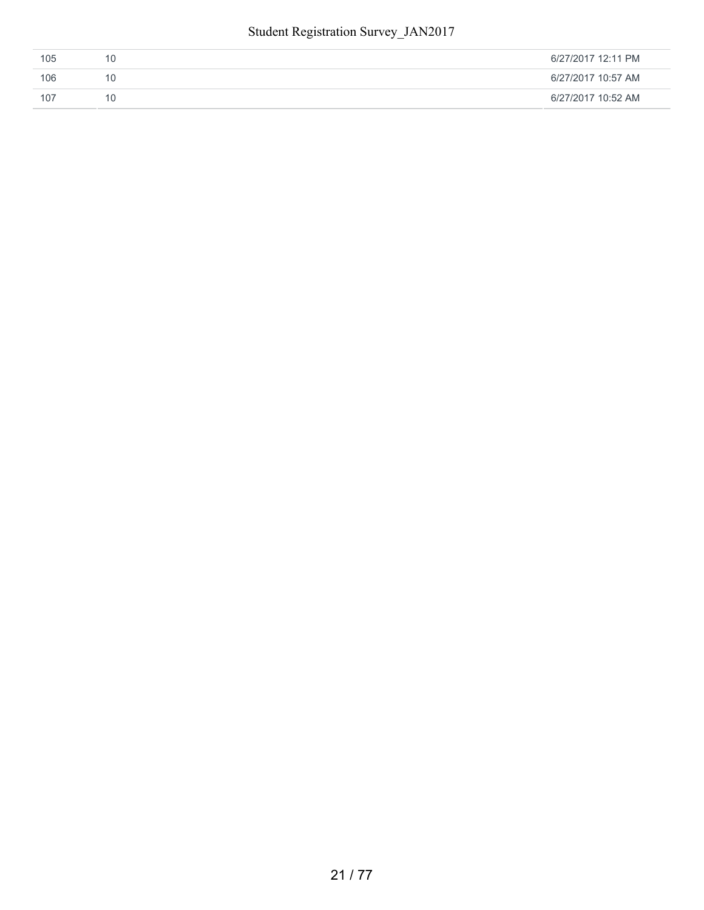| | | |
|---|---|---|
| 105 | 10 | 6/27/2017 12:11 PM |
| 106 | 10 | 6/27/2017 10:57 AM |
| 107 | 10 | 6/27/2017 10:52 AM |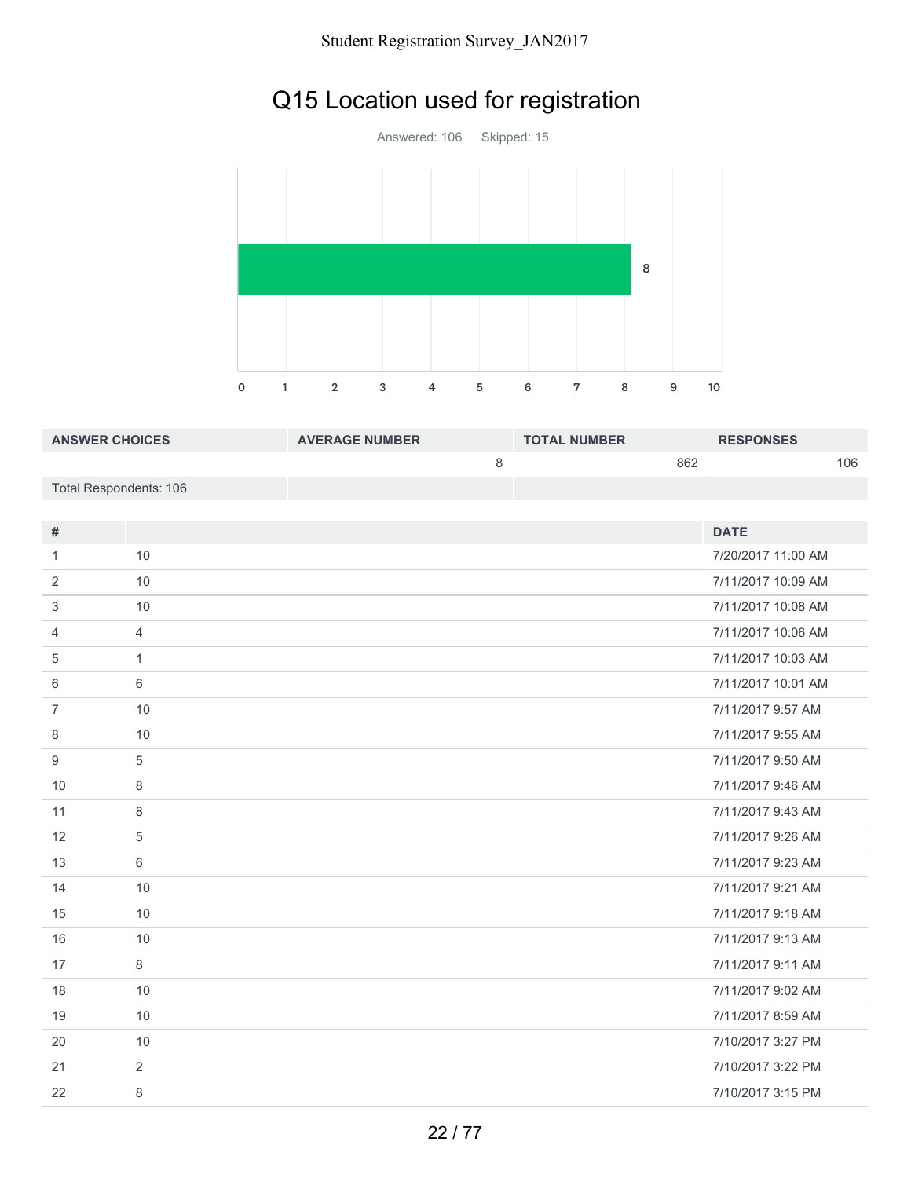# Q15 Location used for registration

Answered: 106    Skipped: 15

| ANSWER CHOICES | AVERAGE NUMBER | TOTAL NUMBER | RESPONSES |
|---|---|---|---|
| | 8 | 862 | 106 |
| Total Respondents: 106 | | | |

| # | | DATE |
|---|---|---|
| 1 | 10 | 7/20/2017 11:00 AM |
| 2 | 10 | 7/11/2017 10:09 AM |
| 3 | 10 | 7/11/2017 10:08 AM |
| 4 | 4 | 7/11/2017 10:06 AM |
| 5 | 1 | 7/11/2017 10:03 AM |
| 6 | 6 | 7/11/2017 10:01 AM |
| 7 | 10 | 7/11/2017 9:57 AM |
| 8 | 10 | 7/11/2017 9:55 AM |
| 9 | 5 | 7/11/2017 9:50 AM |
| 10 | 8 | 7/11/2017 9:46 AM |
| 11 | 8 | 7/11/2017 9:43 AM |
| 12 | 5 | 7/11/2017 9:26 AM |
| 13 | 6 | 7/11/2017 9:23 AM |
| 14 | 10 | 7/11/2017 9:21 AM |
| 15 | 10 | 7/11/2017 9:18 AM |
| 16 | 10 | 7/11/2017 9:13 AM |
| 17 | 8 | 7/11/2017 9:11 AM |
| 18 | 10 | 7/11/2017 9:02 AM |
| 19 | 10 | 7/11/2017 8:59 AM |
| 20 | 10 | 7/10/2017 3:27 PM |
| 21 | 2 | 7/10/2017 3:22 PM |
| 22 | 8 | 7/10/2017 3:15 PM |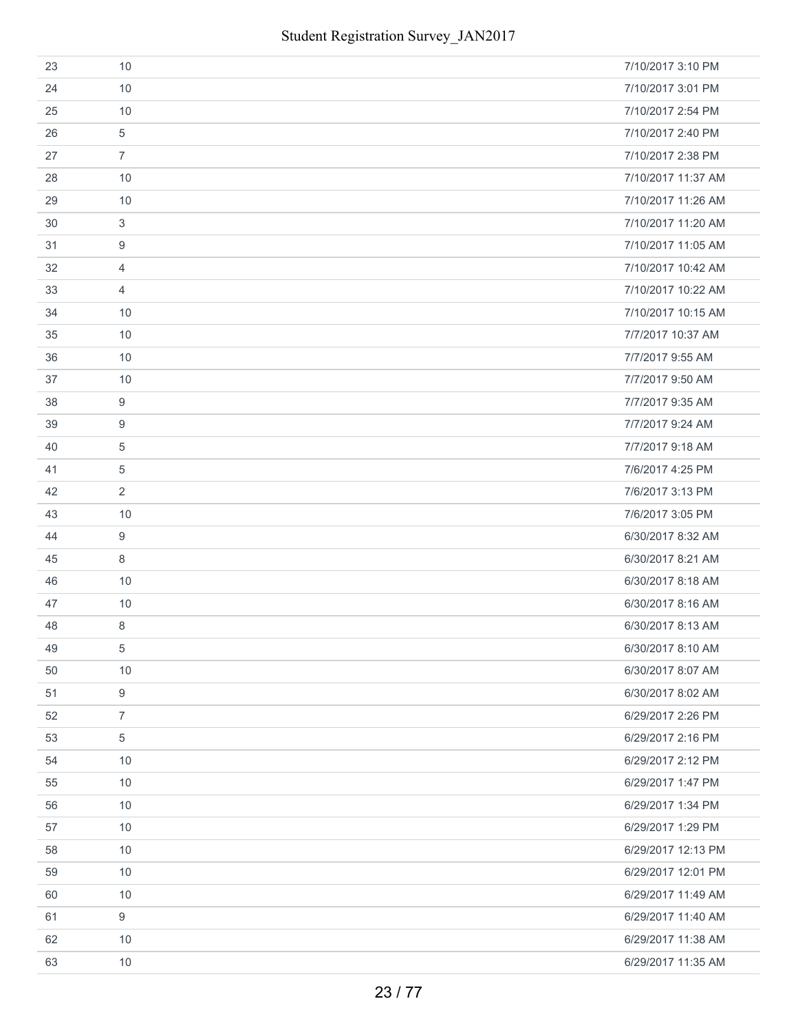| | | |
|---|---|---|
| 23 | 10 | 7/10/2017 3:10 PM |
| 24 | 10 | 7/10/2017 3:01 PM |
| 25 | 10 | 7/10/2017 2:54 PM |
| 26 | 5 | 7/10/2017 2:40 PM |
| 27 | 7 | 7/10/2017 2:38 PM |
| 28 | 10 | 7/10/2017 11:37 AM |
| 29 | 10 | 7/10/2017 11:26 AM |
| 30 | 3 | 7/10/2017 11:20 AM |
| 31 | 9 | 7/10/2017 11:05 AM |
| 32 | 4 | 7/10/2017 10:42 AM |
| 33 | 4 | 7/10/2017 10:22 AM |
| 34 | 10 | 7/10/2017 10:15 AM |
| 35 | 10 | 7/7/2017 10:37 AM |
| 36 | 10 | 7/7/2017 9:55 AM |
| 37 | 10 | 7/7/2017 9:50 AM |
| 38 | 9 | 7/7/2017 9:35 AM |
| 39 | 9 | 7/7/2017 9:24 AM |
| 40 | 5 | 7/7/2017 9:18 AM |
| 41 | 5 | 7/6/2017 4:25 PM |
| 42 | 2 | 7/6/2017 3:13 PM |
| 43 | 10 | 7/6/2017 3:05 PM |
| 44 | 9 | 6/30/2017 8:32 AM |
| 45 | 8 | 6/30/2017 8:21 AM |
| 46 | 10 | 6/30/2017 8:18 AM |
| 47 | 10 | 6/30/2017 8:16 AM |
| 48 | 8 | 6/30/2017 8:13 AM |
| 49 | 5 | 6/30/2017 8:10 AM |
| 50 | 10 | 6/30/2017 8:07 AM |
| 51 | 9 | 6/30/2017 8:02 AM |
| 52 | 7 | 6/29/2017 2:26 PM |
| 53 | 5 | 6/29/2017 2:16 PM |
| 54 | 10 | 6/29/2017 2:12 PM |
| 55 | 10 | 6/29/2017 1:47 PM |
| 56 | 10 | 6/29/2017 1:34 PM |
| 57 | 10 | 6/29/2017 1:29 PM |
| 58 | 10 | 6/29/2017 12:13 PM |
| 59 | 10 | 6/29/2017 12:01 PM |
| 60 | 10 | 6/29/2017 11:49 AM |
| 61 | 9 | 6/29/2017 11:40 AM |
| 62 | 10 | 6/29/2017 11:38 AM |
| 63 | 10 | 6/29/2017 11:35 AM |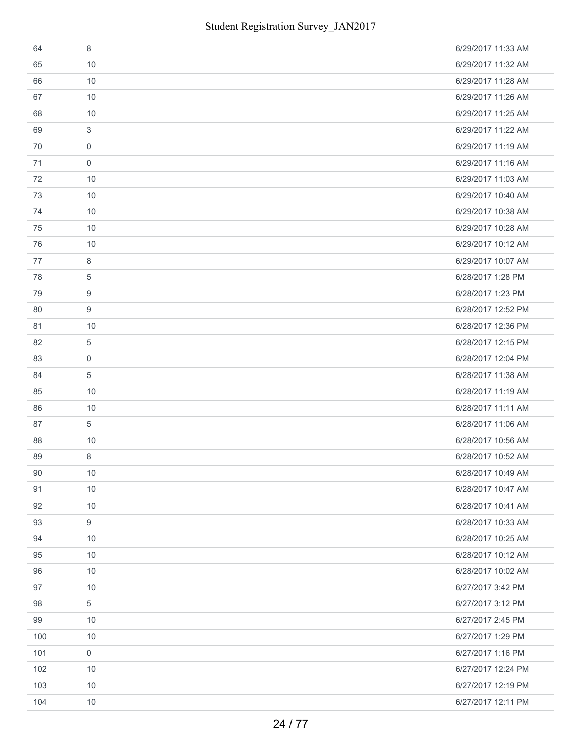| | | |
|---|---|---|
| 64 | 8 | 6/29/2017 11:33 AM |
| 65 | 10 | 6/29/2017 11:32 AM |
| 66 | 10 | 6/29/2017 11:28 AM |
| 67 | 10 | 6/29/2017 11:26 AM |
| 68 | 10 | 6/29/2017 11:25 AM |
| 69 | 3 | 6/29/2017 11:22 AM |
| 70 | 0 | 6/29/2017 11:19 AM |
| 71 | 0 | 6/29/2017 11:16 AM |
| 72 | 10 | 6/29/2017 11:03 AM |
| 73 | 10 | 6/29/2017 10:40 AM |
| 74 | 10 | 6/29/2017 10:38 AM |
| 75 | 10 | 6/29/2017 10:28 AM |
| 76 | 10 | 6/29/2017 10:12 AM |
| 77 | 8 | 6/29/2017 10:07 AM |
| 78 | 5 | 6/28/2017 1:28 PM |
| 79 | 9 | 6/28/2017 1:23 PM |
| 80 | 9 | 6/28/2017 12:52 PM |
| 81 | 10 | 6/28/2017 12:36 PM |
| 82 | 5 | 6/28/2017 12:15 PM |
| 83 | 0 | 6/28/2017 12:04 PM |
| 84 | 5 | 6/28/2017 11:38 AM |
| 85 | 10 | 6/28/2017 11:19 AM |
| 86 | 10 | 6/28/2017 11:11 AM |
| 87 | 5 | 6/28/2017 11:06 AM |
| 88 | 10 | 6/28/2017 10:56 AM |
| 89 | 8 | 6/28/2017 10:52 AM |
| 90 | 10 | 6/28/2017 10:49 AM |
| 91 | 10 | 6/28/2017 10:47 AM |
| 92 | 10 | 6/28/2017 10:41 AM |
| 93 | 9 | 6/28/2017 10:33 AM |
| 94 | 10 | 6/28/2017 10:25 AM |
| 95 | 10 | 6/28/2017 10:12 AM |
| 96 | 10 | 6/28/2017 10:02 AM |
| 97 | 10 | 6/27/2017 3:42 PM |
| 98 | 5 | 6/27/2017 3:12 PM |
| 99 | 10 | 6/27/2017 2:45 PM |
| 100 | 10 | 6/27/2017 1:29 PM |
| 101 | 0 | 6/27/2017 1:16 PM |
| 102 | 10 | 6/27/2017 12:24 PM |
| 103 | 10 | 6/27/2017 12:19 PM |
| 104 | 10 | 6/27/2017 12:11 PM |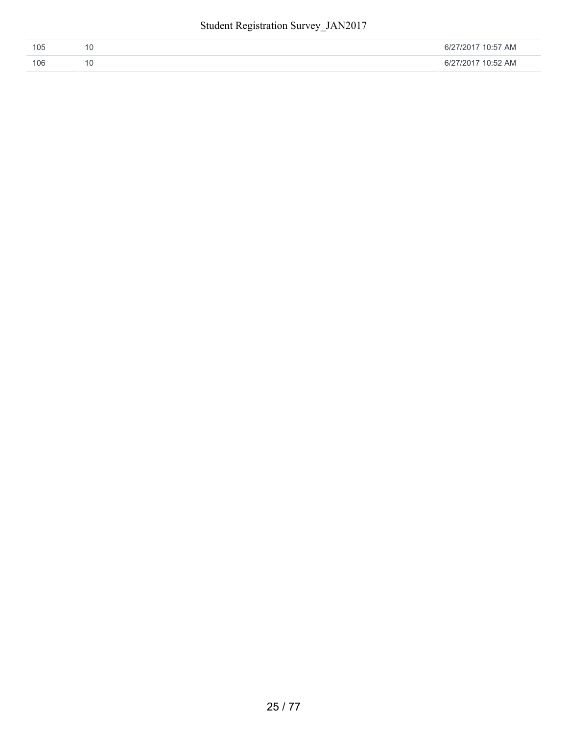| | | |
|---|---|---|
| 105 | 10 | 6/27/2017 10:57 AM |
| 106 | 10 | 6/27/2017 10:52 AM |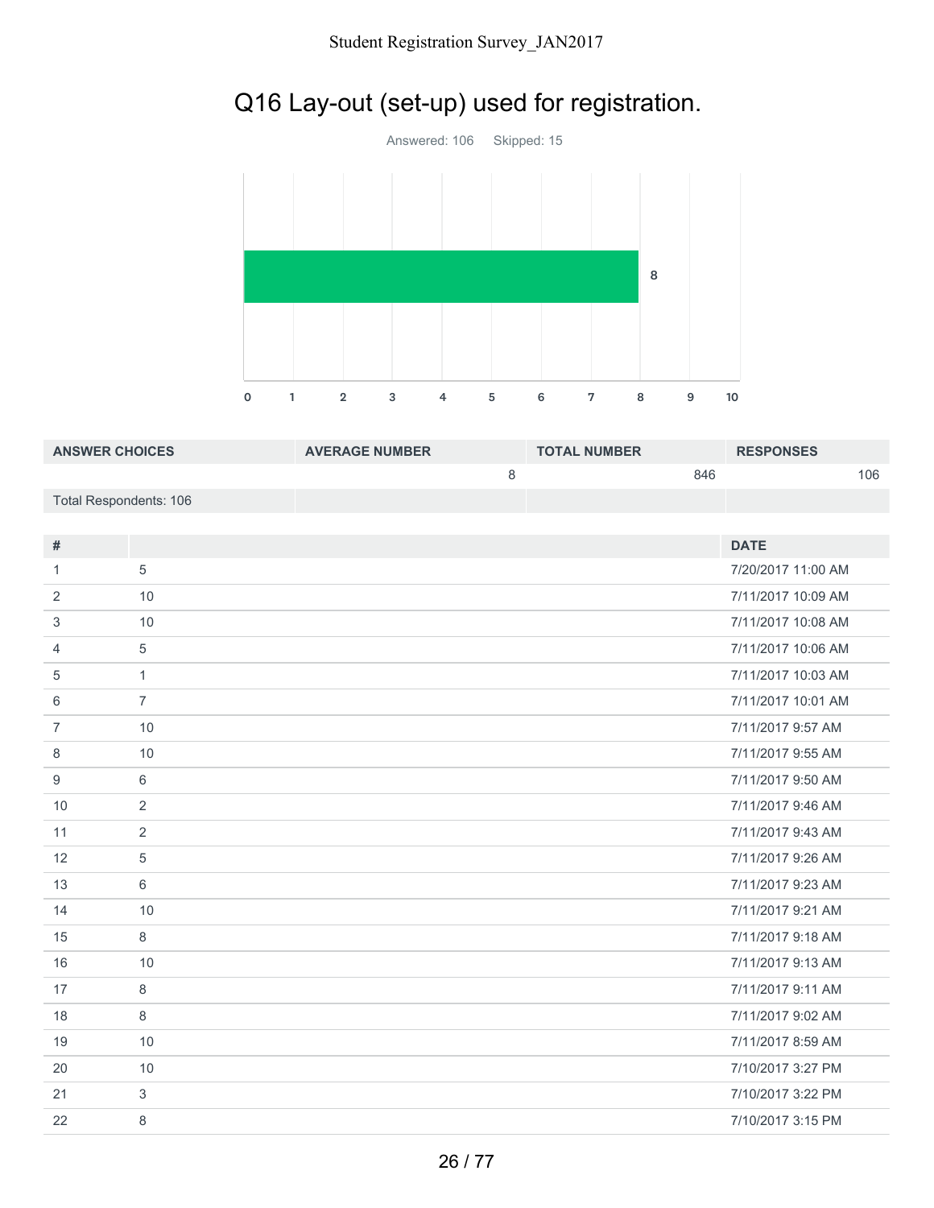# Q16 Lay-out (set-up) used for registration.

Answered: 106 Skipped: 15

| ANSWER CHOICES | AVERAGE NUMBER | TOTAL NUMBER | RESPONSES |
|---|---|---|---|
| | 8 | 846 | 106 |
| Total Respondents: 106 | | | |

| # | | DATE |
|---|---|---|
| 1 | 5 | 7/20/2017 11:00 AM |
| 2 | 10 | 7/11/2017 10:09 AM |
| 3 | 10 | 7/11/2017 10:08 AM |
| 4 | 5 | 7/11/2017 10:06 AM |
| 5 | 1 | 7/11/2017 10:03 AM |
| 6 | 7 | 7/11/2017 10:01 AM |
| 7 | 10 | 7/11/2017 9:57 AM |
| 8 | 10 | 7/11/2017 9:55 AM |
| 9 | 6 | 7/11/2017 9:50 AM |
| 10 | 2 | 7/11/2017 9:46 AM |
| 11 | 2 | 7/11/2017 9:43 AM |
| 12 | 5 | 7/11/2017 9:26 AM |
| 13 | 6 | 7/11/2017 9:23 AM |
| 14 | 10 | 7/11/2017 9:21 AM |
| 15 | 8 | 7/11/2017 9:18 AM |
| 16 | 10 | 7/11/2017 9:13 AM |
| 17 | 8 | 7/11/2017 9:11 AM |
| 18 | 8 | 7/11/2017 9:02 AM |
| 19 | 10 | 7/11/2017 8:59 AM |
| 20 | 10 | 7/10/2017 3:27 PM |
| 21 | 3 | 7/10/2017 3:22 PM |
| 22 | 8 | 7/10/2017 3:15 PM |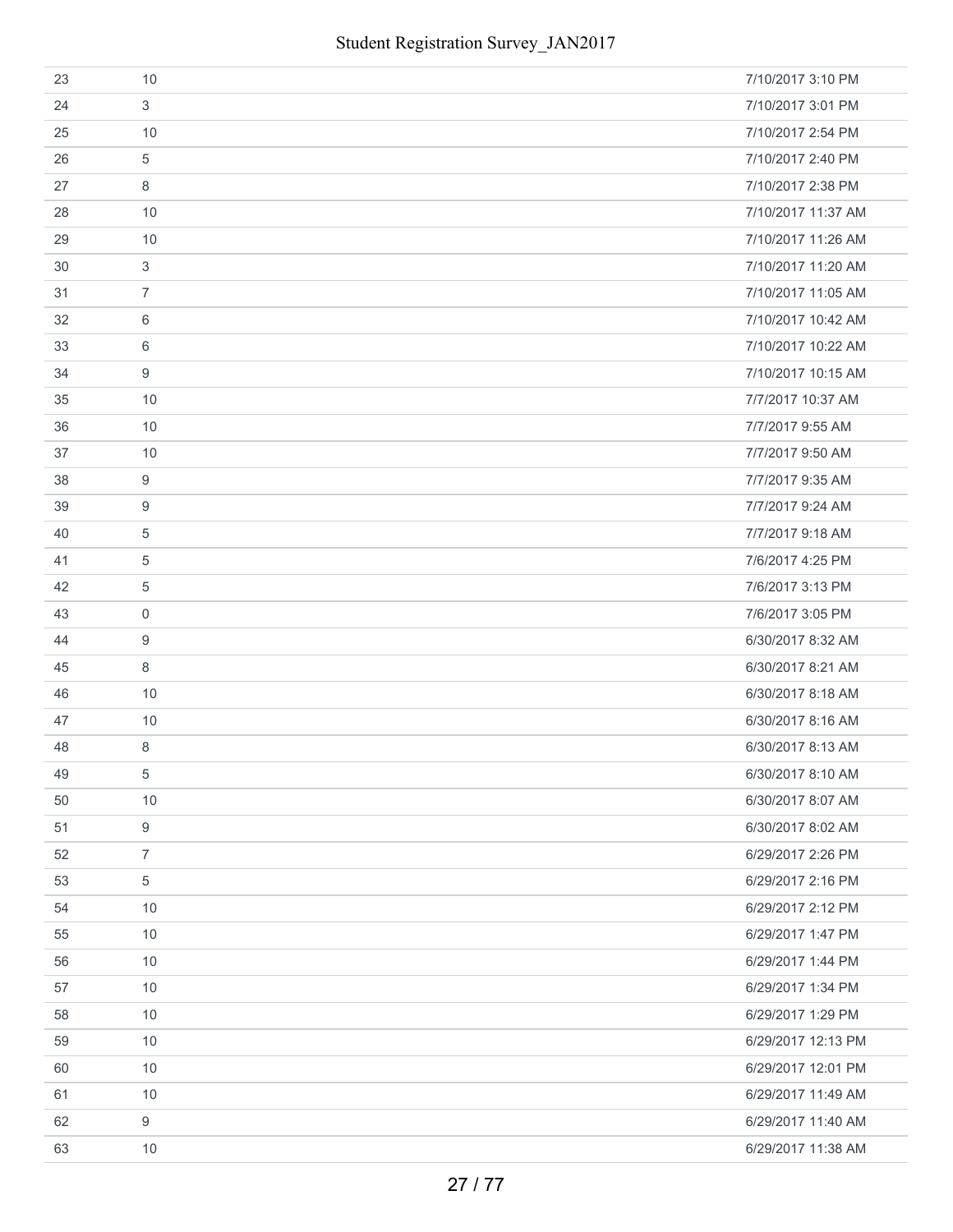| | | |
|---|---|---|
| 23 | 10 | 7/10/2017 3:10 PM |
| 24 | 3 | 7/10/2017 3:01 PM |
| 25 | 10 | 7/10/2017 2:54 PM |
| 26 | 5 | 7/10/2017 2:40 PM |
| 27 | 8 | 7/10/2017 2:38 PM |
| 28 | 10 | 7/10/2017 11:37 AM |
| 29 | 10 | 7/10/2017 11:26 AM |
| 30 | 3 | 7/10/2017 11:20 AM |
| 31 | 7 | 7/10/2017 11:05 AM |
| 32 | 6 | 7/10/2017 10:42 AM |
| 33 | 6 | 7/10/2017 10:22 AM |
| 34 | 9 | 7/10/2017 10:15 AM |
| 35 | 10 | 7/7/2017 10:37 AM |
| 36 | 10 | 7/7/2017 9:55 AM |
| 37 | 10 | 7/7/2017 9:50 AM |
| 38 | 9 | 7/7/2017 9:35 AM |
| 39 | 9 | 7/7/2017 9:24 AM |
| 40 | 5 | 7/7/2017 9:18 AM |
| 41 | 5 | 7/6/2017 4:25 PM |
| 42 | 5 | 7/6/2017 3:13 PM |
| 43 | 0 | 7/6/2017 3:05 PM |
| 44 | 9 | 6/30/2017 8:32 AM |
| 45 | 8 | 6/30/2017 8:21 AM |
| 46 | 10 | 6/30/2017 8:18 AM |
| 47 | 10 | 6/30/2017 8:16 AM |
| 48 | 8 | 6/30/2017 8:13 AM |
| 49 | 5 | 6/30/2017 8:10 AM |
| 50 | 10 | 6/30/2017 8:07 AM |
| 51 | 9 | 6/30/2017 8:02 AM |
| 52 | 7 | 6/29/2017 2:26 PM |
| 53 | 5 | 6/29/2017 2:16 PM |
| 54 | 10 | 6/29/2017 2:12 PM |
| 55 | 10 | 6/29/2017 1:47 PM |
| 56 | 10 | 6/29/2017 1:44 PM |
| 57 | 10 | 6/29/2017 1:34 PM |
| 58 | 10 | 6/29/2017 1:29 PM |
| 59 | 10 | 6/29/2017 12:13 PM |
| 60 | 10 | 6/29/2017 12:01 PM |
| 61 | 10 | 6/29/2017 11:49 AM |
| 62 | 9 | 6/29/2017 11:40 AM |
| 63 | 10 | 6/29/2017 11:38 AM |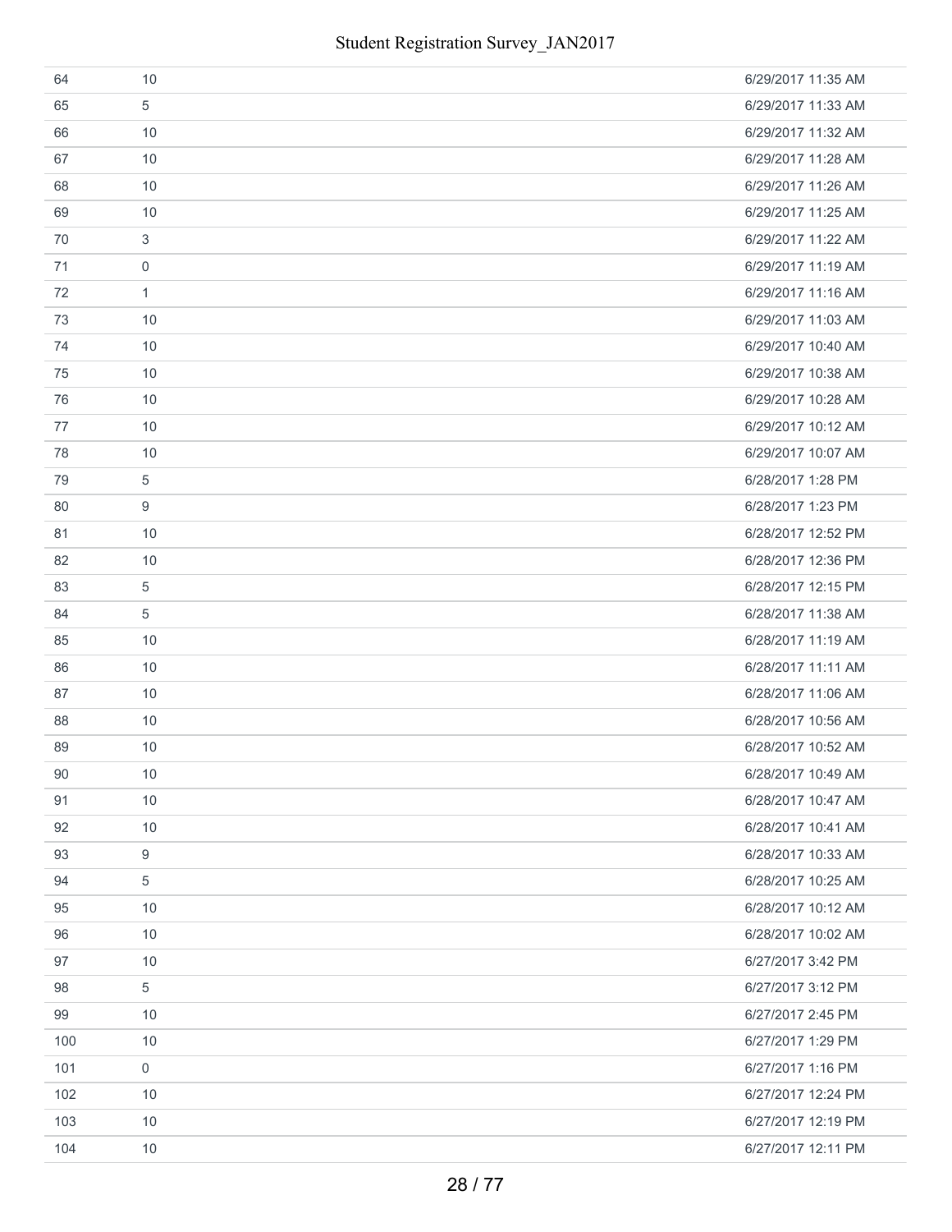| | | |
|---|---|---|
| 64 | 10 | 6/29/2017 11:35 AM |
| 65 | 5 | 6/29/2017 11:33 AM |
| 66 | 10 | 6/29/2017 11:32 AM |
| 67 | 10 | 6/29/2017 11:28 AM |
| 68 | 10 | 6/29/2017 11:26 AM |
| 69 | 10 | 6/29/2017 11:25 AM |
| 70 | 3 | 6/29/2017 11:22 AM |
| 71 | 0 | 6/29/2017 11:19 AM |
| 72 | 1 | 6/29/2017 11:16 AM |
| 73 | 10 | 6/29/2017 11:03 AM |
| 74 | 10 | 6/29/2017 10:40 AM |
| 75 | 10 | 6/29/2017 10:38 AM |
| 76 | 10 | 6/29/2017 10:28 AM |
| 77 | 10 | 6/29/2017 10:12 AM |
| 78 | 10 | 6/29/2017 10:07 AM |
| 79 | 5 | 6/28/2017 1:28 PM |
| 80 | 9 | 6/28/2017 1:23 PM |
| 81 | 10 | 6/28/2017 12:52 PM |
| 82 | 10 | 6/28/2017 12:36 PM |
| 83 | 5 | 6/28/2017 12:15 PM |
| 84 | 5 | 6/28/2017 11:38 AM |
| 85 | 10 | 6/28/2017 11:19 AM |
| 86 | 10 | 6/28/2017 11:11 AM |
| 87 | 10 | 6/28/2017 11:06 AM |
| 88 | 10 | 6/28/2017 10:56 AM |
| 89 | 10 | 6/28/2017 10:52 AM |
| 90 | 10 | 6/28/2017 10:49 AM |
| 91 | 10 | 6/28/2017 10:47 AM |
| 92 | 10 | 6/28/2017 10:41 AM |
| 93 | 9 | 6/28/2017 10:33 AM |
| 94 | 5 | 6/28/2017 10:25 AM |
| 95 | 10 | 6/28/2017 10:12 AM |
| 96 | 10 | 6/28/2017 10:02 AM |
| 97 | 10 | 6/27/2017 3:42 PM |
| 98 | 5 | 6/27/2017 3:12 PM |
| 99 | 10 | 6/27/2017 2:45 PM |
| 100 | 10 | 6/27/2017 1:29 PM |
| 101 | 0 | 6/27/2017 1:16 PM |
| 102 | 10 | 6/27/2017 12:24 PM |
| 103 | 10 | 6/27/2017 12:19 PM |
| 104 | 10 | 6/27/2017 12:11 PM |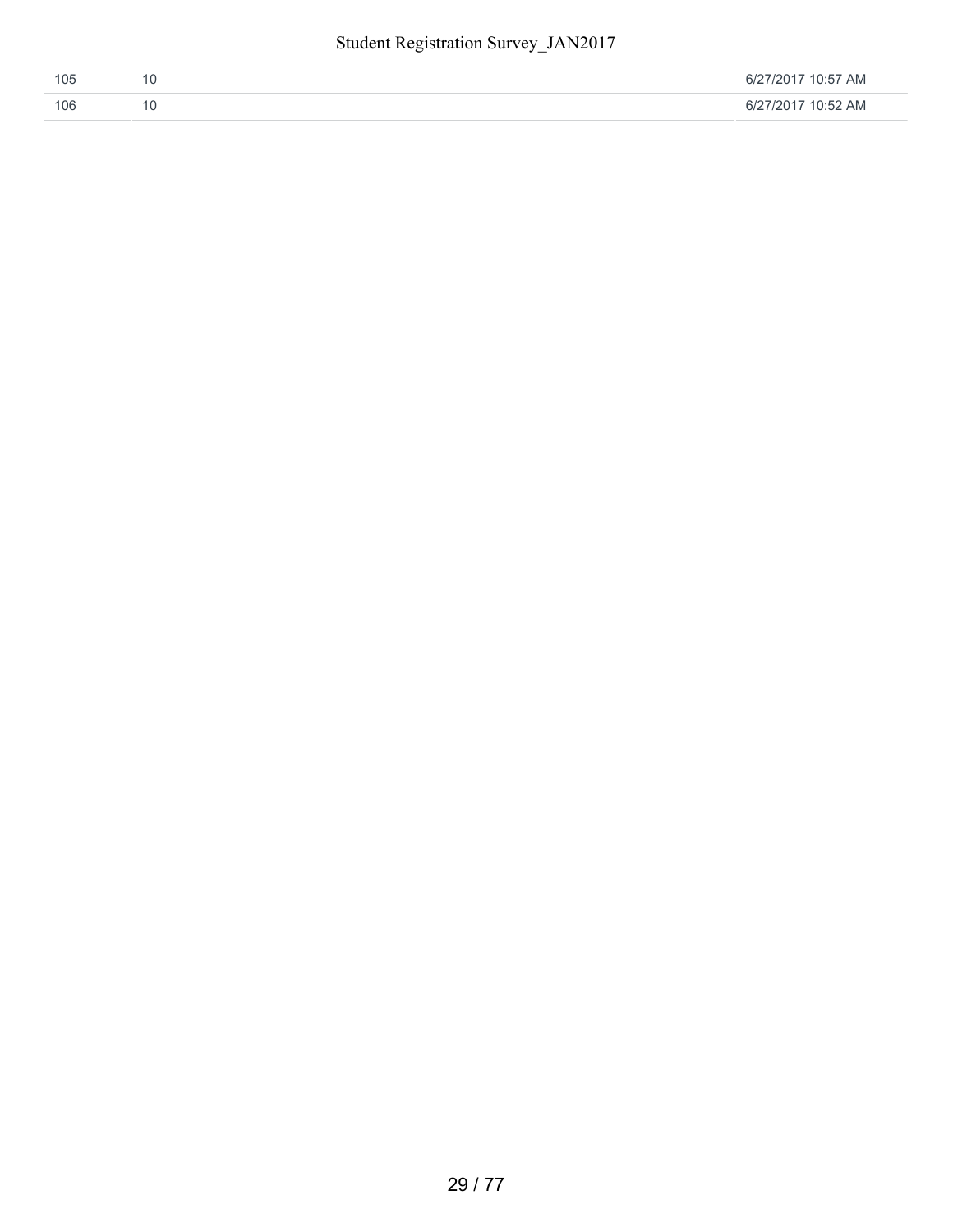| | | |
|---|---|---|
| 105 | 10 | 6/27/2017 10:57 AM |
| 106 | 10 | 6/27/2017 10:52 AM |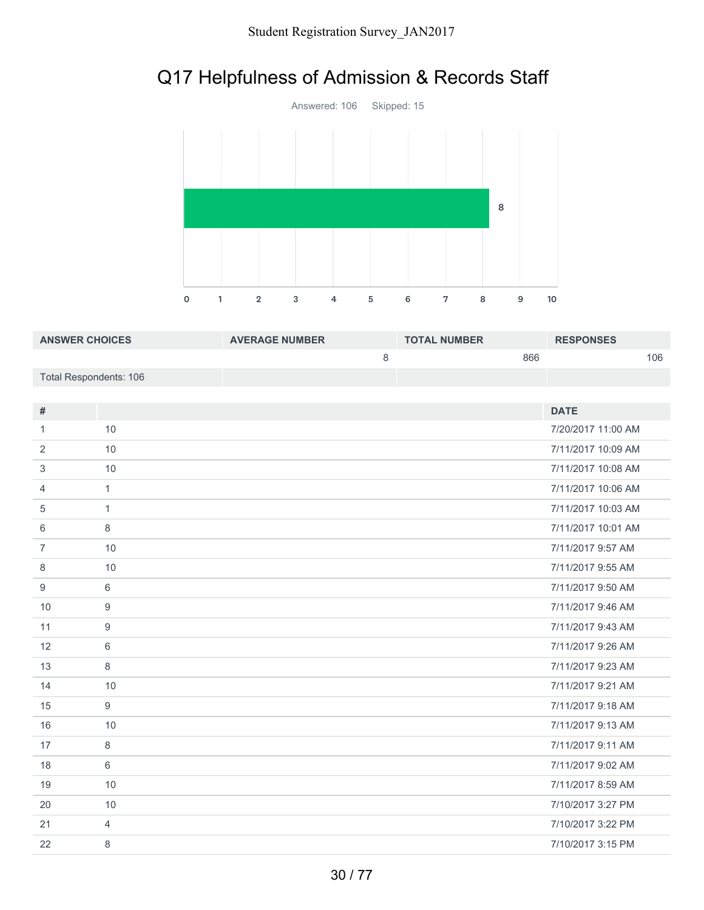# Q17 Helpfulness of Admission & Records Staff

Answered: 106 Skipped: 15

| ANSWER CHOICES | AVERAGE NUMBER | TOTAL NUMBER | RESPONSES |
|---|---|---|---|
| | 8 | 866 | 106 |
| Total Respondents: 106 | | | |

| # | | DATE |
|---|---|---|
| 1 | 10 | 7/20/2017 11:00 AM |
| 2 | 10 | 7/11/2017 10:09 AM |
| 3 | 10 | 7/11/2017 10:08 AM |
| 4 | 1 | 7/11/2017 10:06 AM |
| 5 | 1 | 7/11/2017 10:03 AM |
| 6 | 8 | 7/11/2017 10:01 AM |
| 7 | 10 | 7/11/2017 9:57 AM |
| 8 | 10 | 7/11/2017 9:55 AM |
| 9 | 6 | 7/11/2017 9:50 AM |
| 10 | 9 | 7/11/2017 9:46 AM |
| 11 | 9 | 7/11/2017 9:43 AM |
| 12 | 6 | 7/11/2017 9:26 AM |
| 13 | 8 | 7/11/2017 9:23 AM |
| 14 | 10 | 7/11/2017 9:21 AM |
| 15 | 9 | 7/11/2017 9:18 AM |
| 16 | 10 | 7/11/2017 9:13 AM |
| 17 | 8 | 7/11/2017 9:11 AM |
| 18 | 6 | 7/11/2017 9:02 AM |
| 19 | 10 | 7/11/2017 8:59 AM |
| 20 | 10 | 7/10/2017 3:27 PM |
| 21 | 4 | 7/10/2017 3:22 PM |
| 22 | 8 | 7/10/2017 3:15 PM |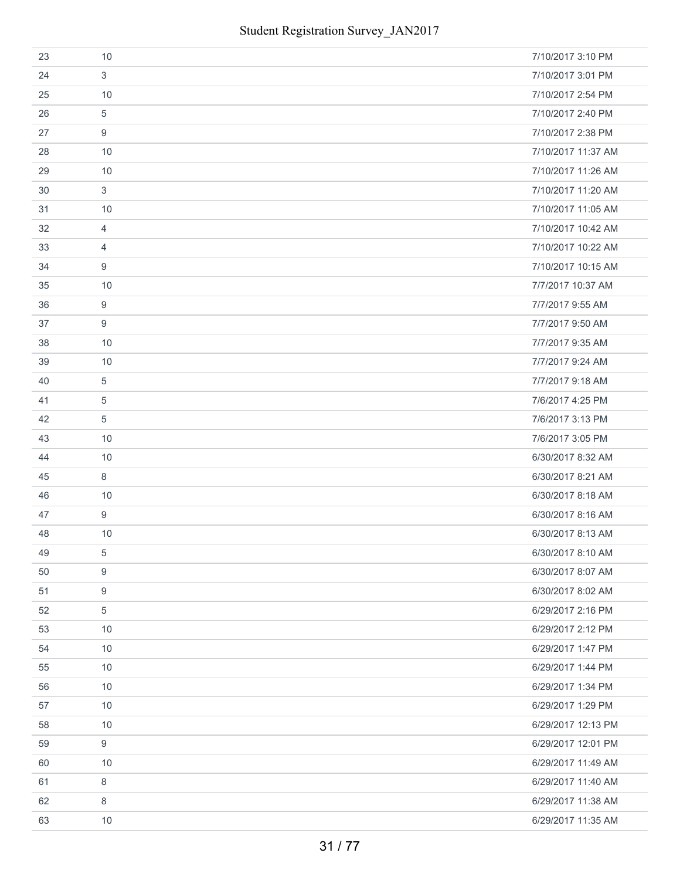| | | |
|---|---|---|
| 23 | 10 | 7/10/2017 3:10 PM |
| 24 | 3 | 7/10/2017 3:01 PM |
| 25 | 10 | 7/10/2017 2:54 PM |
| 26 | 5 | 7/10/2017 2:40 PM |
| 27 | 9 | 7/10/2017 2:38 PM |
| 28 | 10 | 7/10/2017 11:37 AM |
| 29 | 10 | 7/10/2017 11:26 AM |
| 30 | 3 | 7/10/2017 11:20 AM |
| 31 | 10 | 7/10/2017 11:05 AM |
| 32 | 4 | 7/10/2017 10:42 AM |
| 33 | 4 | 7/10/2017 10:22 AM |
| 34 | 9 | 7/10/2017 10:15 AM |
| 35 | 10 | 7/7/2017 10:37 AM |
| 36 | 9 | 7/7/2017 9:55 AM |
| 37 | 9 | 7/7/2017 9:50 AM |
| 38 | 10 | 7/7/2017 9:35 AM |
| 39 | 10 | 7/7/2017 9:24 AM |
| 40 | 5 | 7/7/2017 9:18 AM |
| 41 | 5 | 7/6/2017 4:25 PM |
| 42 | 5 | 7/6/2017 3:13 PM |
| 43 | 10 | 7/6/2017 3:05 PM |
| 44 | 10 | 6/30/2017 8:32 AM |
| 45 | 8 | 6/30/2017 8:21 AM |
| 46 | 10 | 6/30/2017 8:18 AM |
| 47 | 9 | 6/30/2017 8:16 AM |
| 48 | 10 | 6/30/2017 8:13 AM |
| 49 | 5 | 6/30/2017 8:10 AM |
| 50 | 9 | 6/30/2017 8:07 AM |
| 51 | 9 | 6/30/2017 8:02 AM |
| 52 | 5 | 6/29/2017 2:16 PM |
| 53 | 10 | 6/29/2017 2:12 PM |
| 54 | 10 | 6/29/2017 1:47 PM |
| 55 | 10 | 6/29/2017 1:44 PM |
| 56 | 10 | 6/29/2017 1:34 PM |
| 57 | 10 | 6/29/2017 1:29 PM |
| 58 | 10 | 6/29/2017 12:13 PM |
| 59 | 9 | 6/29/2017 12:01 PM |
| 60 | 10 | 6/29/2017 11:49 AM |
| 61 | 8 | 6/29/2017 11:40 AM |
| 62 | 8 | 6/29/2017 11:38 AM |
| 63 | 10 | 6/29/2017 11:35 AM |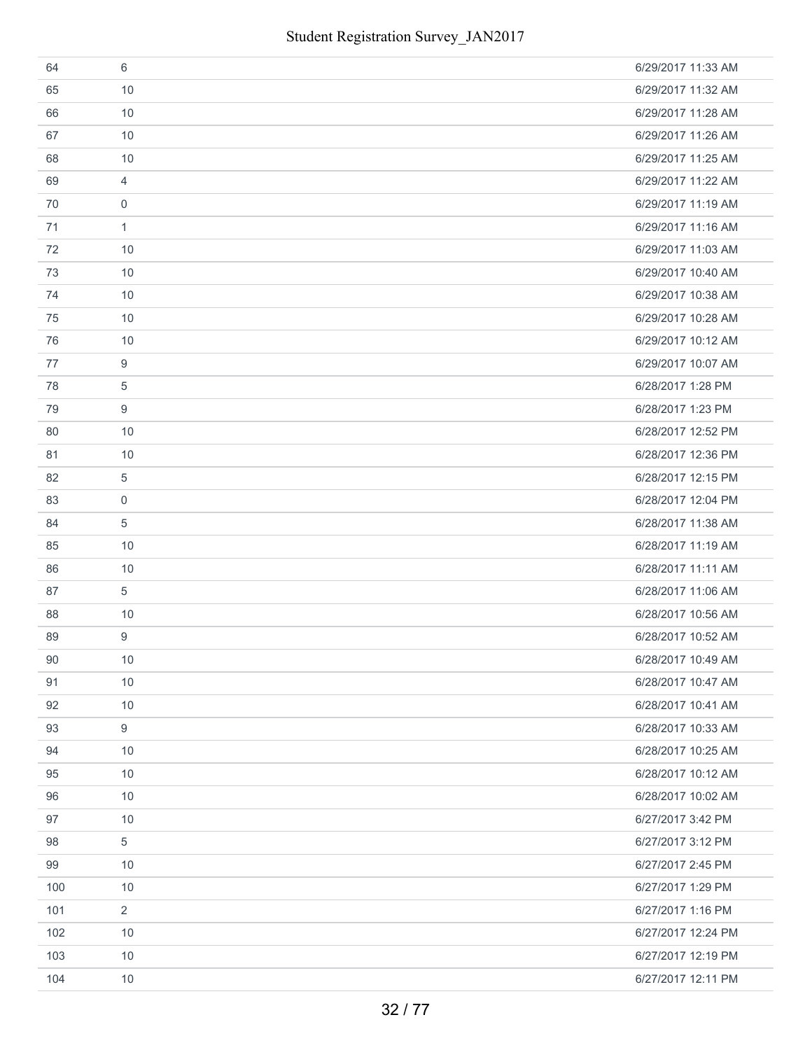| | | |
|---|---|---|
| 64 | 6 | 6/29/2017 11:33 AM |
| 65 | 10 | 6/29/2017 11:32 AM |
| 66 | 10 | 6/29/2017 11:28 AM |
| 67 | 10 | 6/29/2017 11:26 AM |
| 68 | 10 | 6/29/2017 11:25 AM |
| 69 | 4 | 6/29/2017 11:22 AM |
| 70 | 0 | 6/29/2017 11:19 AM |
| 71 | 1 | 6/29/2017 11:16 AM |
| 72 | 10 | 6/29/2017 11:03 AM |
| 73 | 10 | 6/29/2017 10:40 AM |
| 74 | 10 | 6/29/2017 10:38 AM |
| 75 | 10 | 6/29/2017 10:28 AM |
| 76 | 10 | 6/29/2017 10:12 AM |
| 77 | 9 | 6/29/2017 10:07 AM |
| 78 | 5 | 6/28/2017 1:28 PM |
| 79 | 9 | 6/28/2017 1:23 PM |
| 80 | 10 | 6/28/2017 12:52 PM |
| 81 | 10 | 6/28/2017 12:36 PM |
| 82 | 5 | 6/28/2017 12:15 PM |
| 83 | 0 | 6/28/2017 12:04 PM |
| 84 | 5 | 6/28/2017 11:38 AM |
| 85 | 10 | 6/28/2017 11:19 AM |
| 86 | 10 | 6/28/2017 11:11 AM |
| 87 | 5 | 6/28/2017 11:06 AM |
| 88 | 10 | 6/28/2017 10:56 AM |
| 89 | 9 | 6/28/2017 10:52 AM |
| 90 | 10 | 6/28/2017 10:49 AM |
| 91 | 10 | 6/28/2017 10:47 AM |
| 92 | 10 | 6/28/2017 10:41 AM |
| 93 | 9 | 6/28/2017 10:33 AM |
| 94 | 10 | 6/28/2017 10:25 AM |
| 95 | 10 | 6/28/2017 10:12 AM |
| 96 | 10 | 6/28/2017 10:02 AM |
| 97 | 10 | 6/27/2017 3:42 PM |
| 98 | 5 | 6/27/2017 3:12 PM |
| 99 | 10 | 6/27/2017 2:45 PM |
| 100 | 10 | 6/27/2017 1:29 PM |
| 101 | 2 | 6/27/2017 1:16 PM |
| 102 | 10 | 6/27/2017 12:24 PM |
| 103 | 10 | 6/27/2017 12:19 PM |
| 104 | 10 | 6/27/2017 12:11 PM |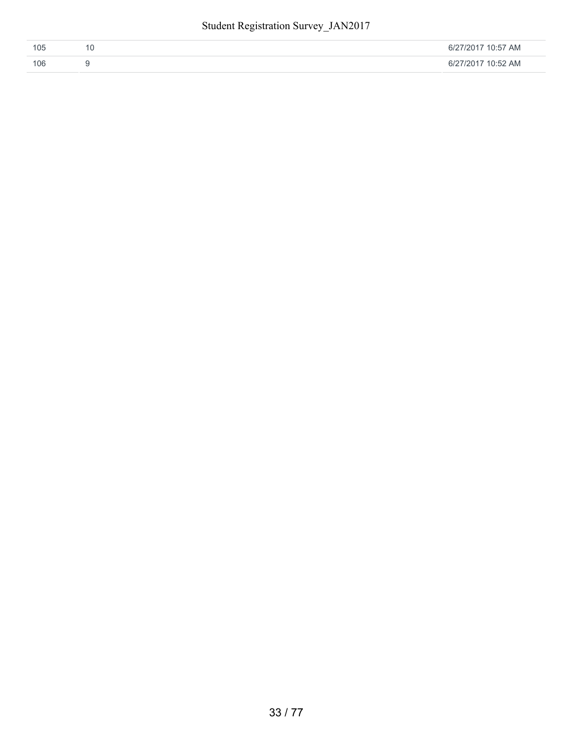| | | |
|---|---|---|
| 105 | 10 | 6/27/2017 10:57 AM |
| 106 | 9 | 6/27/2017 10:52 AM |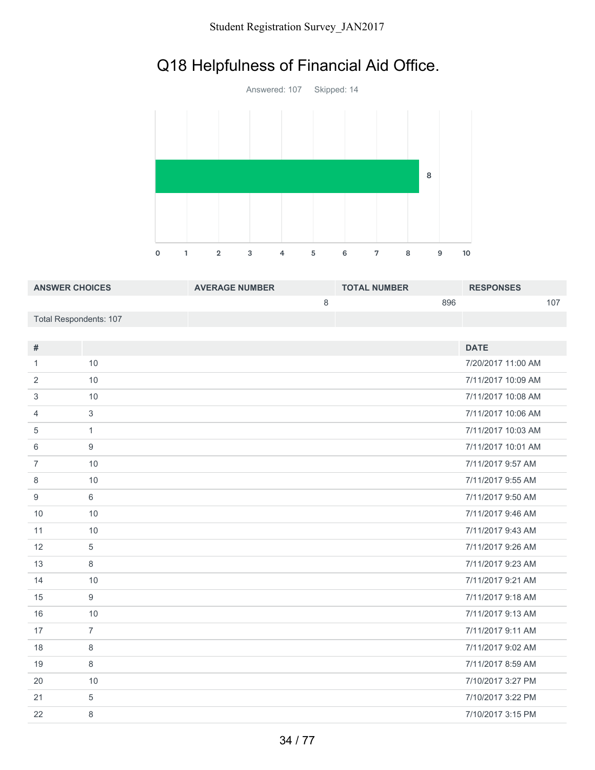# Q18 Helpfulness of Financial Aid Office.

Answered: 107 Skipped: 14

| ANSWER CHOICES | AVERAGE NUMBER | TOTAL NUMBER | RESPONSES |
|---|---|---|---|
| | 8 | 896 | 107 |
| Total Respondents: 107 | | | |

| # | | DATE |
|---|---|---|
| 1 | 10 | 7/20/2017 11:00 AM |
| 2 | 10 | 7/11/2017 10:09 AM |
| 3 | 10 | 7/11/2017 10:08 AM |
| 4 | 3 | 7/11/2017 10:06 AM |
| 5 | 1 | 7/11/2017 10:03 AM |
| 6 | 9 | 7/11/2017 10:01 AM |
| 7 | 10 | 7/11/2017 9:57 AM |
| 8 | 10 | 7/11/2017 9:55 AM |
| 9 | 6 | 7/11/2017 9:50 AM |
| 10 | 10 | 7/11/2017 9:46 AM |
| 11 | 10 | 7/11/2017 9:43 AM |
| 12 | 5 | 7/11/2017 9:26 AM |
| 13 | 8 | 7/11/2017 9:23 AM |
| 14 | 10 | 7/11/2017 9:21 AM |
| 15 | 9 | 7/11/2017 9:18 AM |
| 16 | 10 | 7/11/2017 9:13 AM |
| 17 | 7 | 7/11/2017 9:11 AM |
| 18 | 8 | 7/11/2017 9:02 AM |
| 19 | 8 | 7/11/2017 8:59 AM |
| 20 | 10 | 7/10/2017 3:27 PM |
| 21 | 5 | 7/10/2017 3:22 PM |
| 22 | 8 | 7/10/2017 3:15 PM |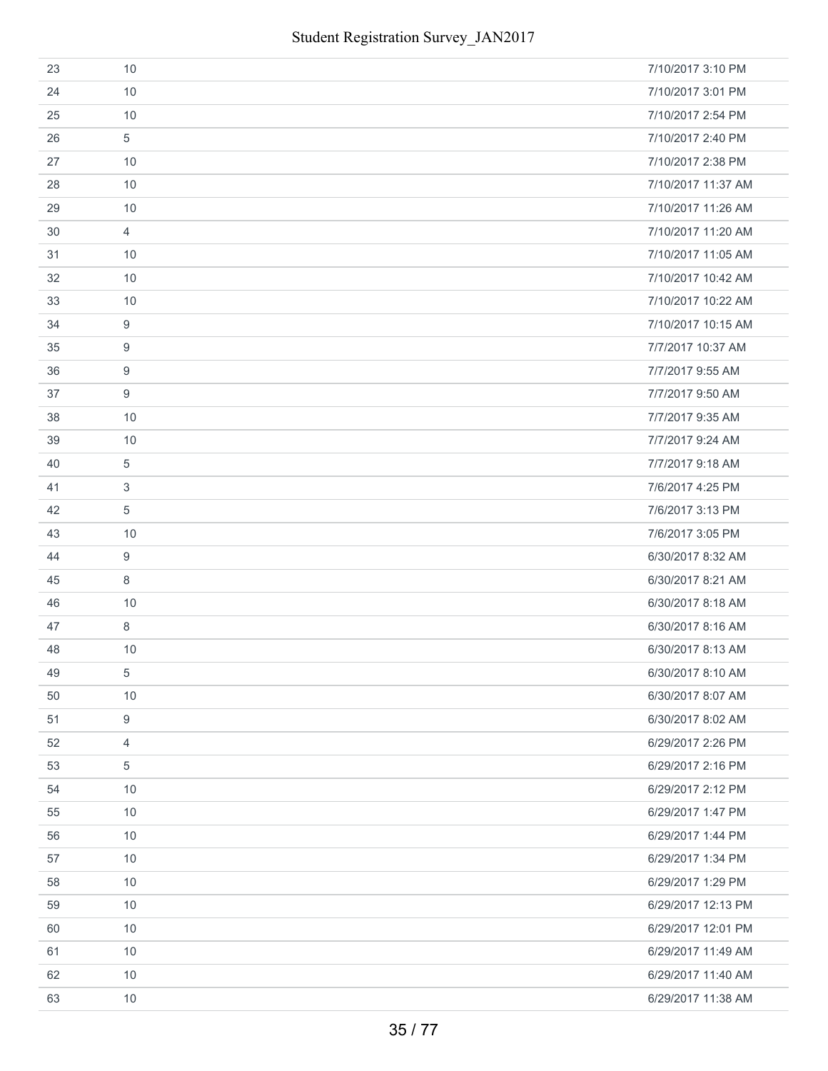| | | |
|---|---|---|
| 23 | 10 | 7/10/2017 3:10 PM |
| 24 | 10 | 7/10/2017 3:01 PM |
| 25 | 10 | 7/10/2017 2:54 PM |
| 26 | 5 | 7/10/2017 2:40 PM |
| 27 | 10 | 7/10/2017 2:38 PM |
| 28 | 10 | 7/10/2017 11:37 AM |
| 29 | 10 | 7/10/2017 11:26 AM |
| 30 | 4 | 7/10/2017 11:20 AM |
| 31 | 10 | 7/10/2017 11:05 AM |
| 32 | 10 | 7/10/2017 10:42 AM |
| 33 | 10 | 7/10/2017 10:22 AM |
| 34 | 9 | 7/10/2017 10:15 AM |
| 35 | 9 | 7/7/2017 10:37 AM |
| 36 | 9 | 7/7/2017 9:55 AM |
| 37 | 9 | 7/7/2017 9:50 AM |
| 38 | 10 | 7/7/2017 9:35 AM |
| 39 | 10 | 7/7/2017 9:24 AM |
| 40 | 5 | 7/7/2017 9:18 AM |
| 41 | 3 | 7/6/2017 4:25 PM |
| 42 | 5 | 7/6/2017 3:13 PM |
| 43 | 10 | 7/6/2017 3:05 PM |
| 44 | 9 | 6/30/2017 8:32 AM |
| 45 | 8 | 6/30/2017 8:21 AM |
| 46 | 10 | 6/30/2017 8:18 AM |
| 47 | 8 | 6/30/2017 8:16 AM |
| 48 | 10 | 6/30/2017 8:13 AM |
| 49 | 5 | 6/30/2017 8:10 AM |
| 50 | 10 | 6/30/2017 8:07 AM |
| 51 | 9 | 6/30/2017 8:02 AM |
| 52 | 4 | 6/29/2017 2:26 PM |
| 53 | 5 | 6/29/2017 2:16 PM |
| 54 | 10 | 6/29/2017 2:12 PM |
| 55 | 10 | 6/29/2017 1:47 PM |
| 56 | 10 | 6/29/2017 1:44 PM |
| 57 | 10 | 6/29/2017 1:34 PM |
| 58 | 10 | 6/29/2017 1:29 PM |
| 59 | 10 | 6/29/2017 12:13 PM |
| 60 | 10 | 6/29/2017 12:01 PM |
| 61 | 10 | 6/29/2017 11:49 AM |
| 62 | 10 | 6/29/2017 11:40 AM |
| 63 | 10 | 6/29/2017 11:38 AM |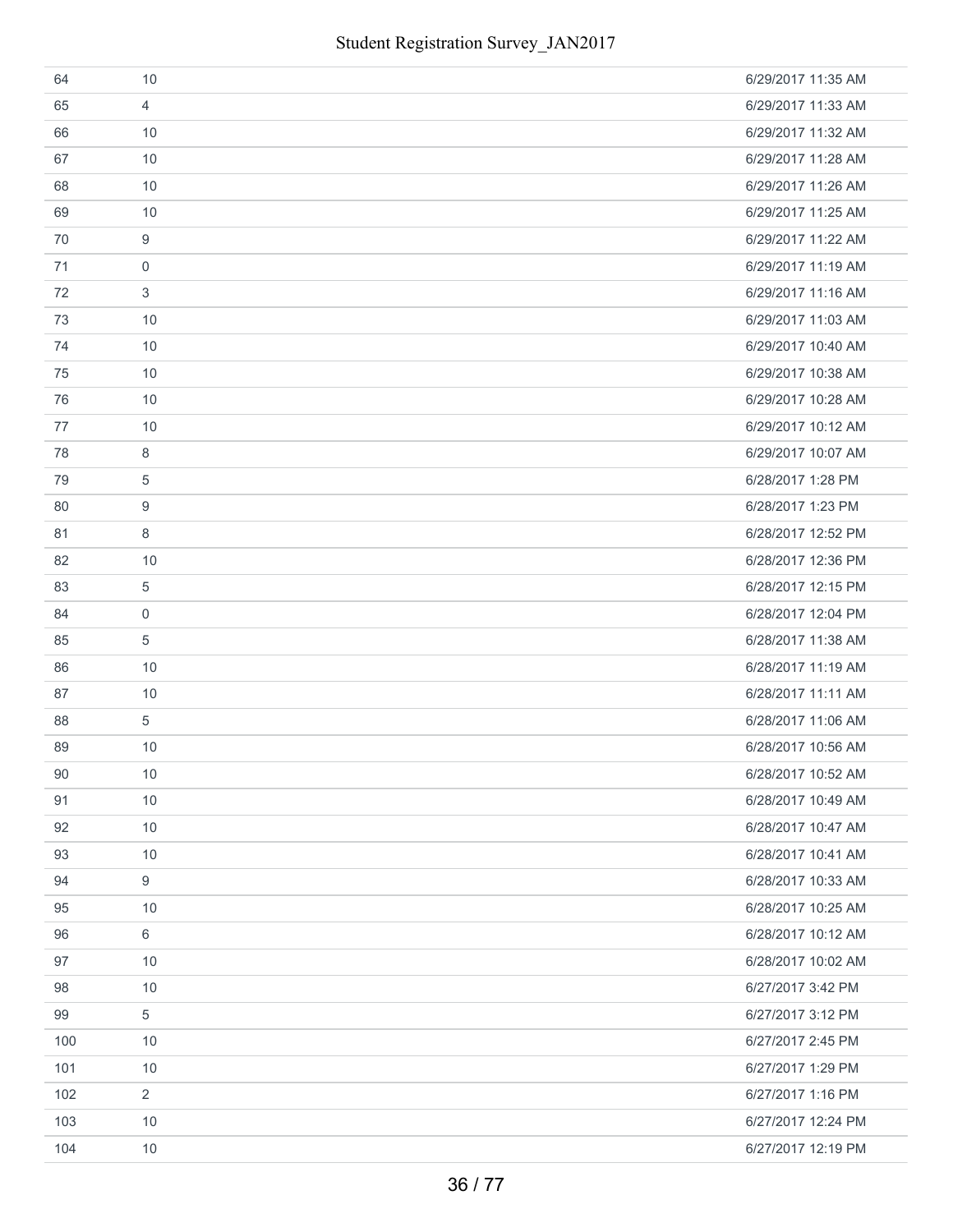| | | |
|---|---|---|
| 64 | 10 | 6/29/2017 11:35 AM |
| 65 | 4 | 6/29/2017 11:33 AM |
| 66 | 10 | 6/29/2017 11:32 AM |
| 67 | 10 | 6/29/2017 11:28 AM |
| 68 | 10 | 6/29/2017 11:26 AM |
| 69 | 10 | 6/29/2017 11:25 AM |
| 70 | 9 | 6/29/2017 11:22 AM |
| 71 | 0 | 6/29/2017 11:19 AM |
| 72 | 3 | 6/29/2017 11:16 AM |
| 73 | 10 | 6/29/2017 11:03 AM |
| 74 | 10 | 6/29/2017 10:40 AM |
| 75 | 10 | 6/29/2017 10:38 AM |
| 76 | 10 | 6/29/2017 10:28 AM |
| 77 | 10 | 6/29/2017 10:12 AM |
| 78 | 8 | 6/29/2017 10:07 AM |
| 79 | 5 | 6/28/2017 1:28 PM |
| 80 | 9 | 6/28/2017 1:23 PM |
| 81 | 8 | 6/28/2017 12:52 PM |
| 82 | 10 | 6/28/2017 12:36 PM |
| 83 | 5 | 6/28/2017 12:15 PM |
| 84 | 0 | 6/28/2017 12:04 PM |
| 85 | 5 | 6/28/2017 11:38 AM |
| 86 | 10 | 6/28/2017 11:19 AM |
| 87 | 10 | 6/28/2017 11:11 AM |
| 88 | 5 | 6/28/2017 11:06 AM |
| 89 | 10 | 6/28/2017 10:56 AM |
| 90 | 10 | 6/28/2017 10:52 AM |
| 91 | 10 | 6/28/2017 10:49 AM |
| 92 | 10 | 6/28/2017 10:47 AM |
| 93 | 10 | 6/28/2017 10:41 AM |
| 94 | 9 | 6/28/2017 10:33 AM |
| 95 | 10 | 6/28/2017 10:25 AM |
| 96 | 6 | 6/28/2017 10:12 AM |
| 97 | 10 | 6/28/2017 10:02 AM |
| 98 | 10 | 6/27/2017 3:42 PM |
| 99 | 5 | 6/27/2017 3:12 PM |
| 100 | 10 | 6/27/2017 2:45 PM |
| 101 | 10 | 6/27/2017 1:29 PM |
| 102 | 2 | 6/27/2017 1:16 PM |
| 103 | 10 | 6/27/2017 12:24 PM |
| 104 | 10 | 6/27/2017 12:19 PM |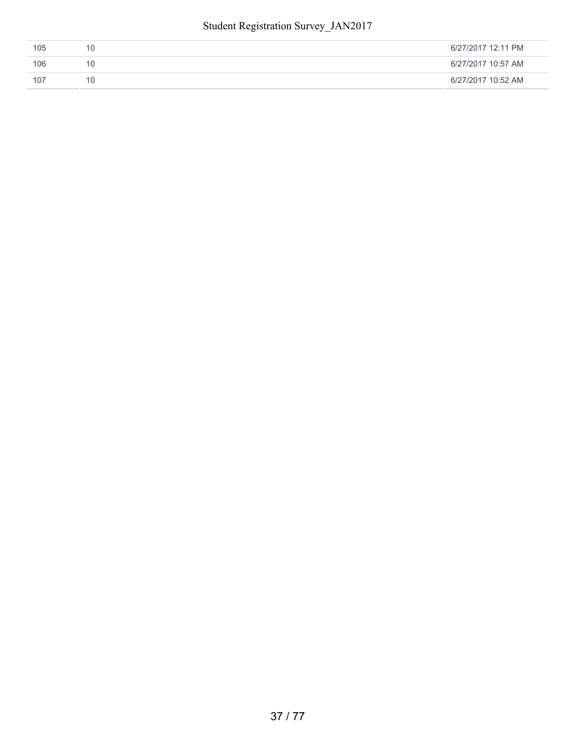| | | |
|---|---|---|
| 105 | 10 | 6/27/2017 12:11 PM |
| 106 | 10 | 6/27/2017 10:57 AM |
| 107 | 10 | 6/27/2017 10:52 AM |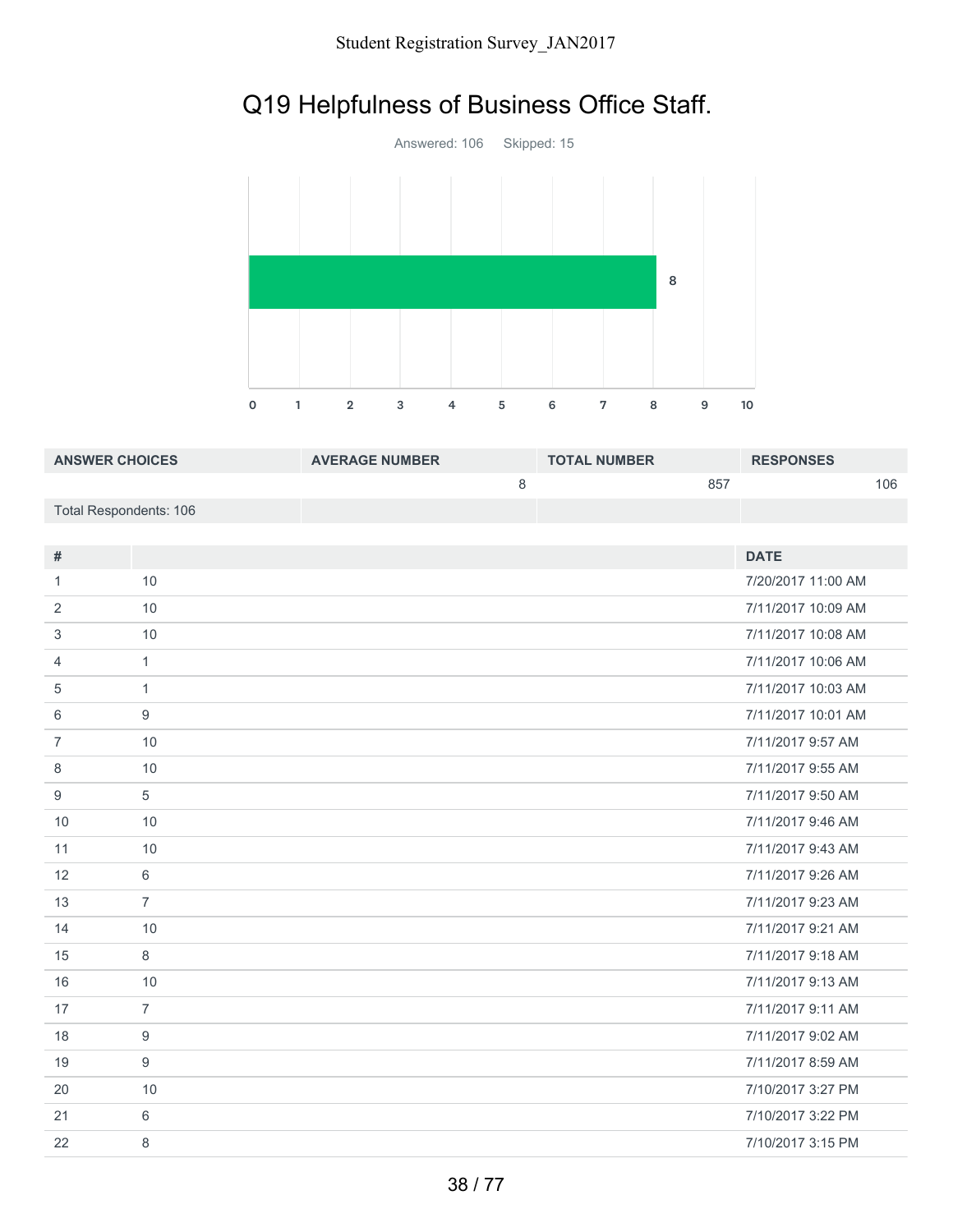# Q19 Helpfulness of Business Office Staff.

Answered: 106 Skipped: 15

| ANSWER CHOICES | AVERAGE NUMBER | TOTAL NUMBER | RESPONSES |
|---|---|---|---|
| | 8 | 857 | 106 |
| Total Respondents: 106 | | | |

| # | | DATE |
|---|---|---|
| 1 | 10 | 7/20/2017 11:00 AM |
| 2 | 10 | 7/11/2017 10:09 AM |
| 3 | 10 | 7/11/2017 10:08 AM |
| 4 | 1 | 7/11/2017 10:06 AM |
| 5 | 1 | 7/11/2017 10:03 AM |
| 6 | 9 | 7/11/2017 10:01 AM |
| 7 | 10 | 7/11/2017 9:57 AM |
| 8 | 10 | 7/11/2017 9:55 AM |
| 9 | 5 | 7/11/2017 9:50 AM |
| 10 | 10 | 7/11/2017 9:46 AM |
| 11 | 10 | 7/11/2017 9:43 AM |
| 12 | 6 | 7/11/2017 9:26 AM |
| 13 | 7 | 7/11/2017 9:23 AM |
| 14 | 10 | 7/11/2017 9:21 AM |
| 15 | 8 | 7/11/2017 9:18 AM |
| 16 | 10 | 7/11/2017 9:13 AM |
| 17 | 7 | 7/11/2017 9:11 AM |
| 18 | 9 | 7/11/2017 9:02 AM |
| 19 | 9 | 7/11/2017 8:59 AM |
| 20 | 10 | 7/10/2017 3:27 PM |
| 21 | 6 | 7/10/2017 3:22 PM |
| 22 | 8 | 7/10/2017 3:15 PM |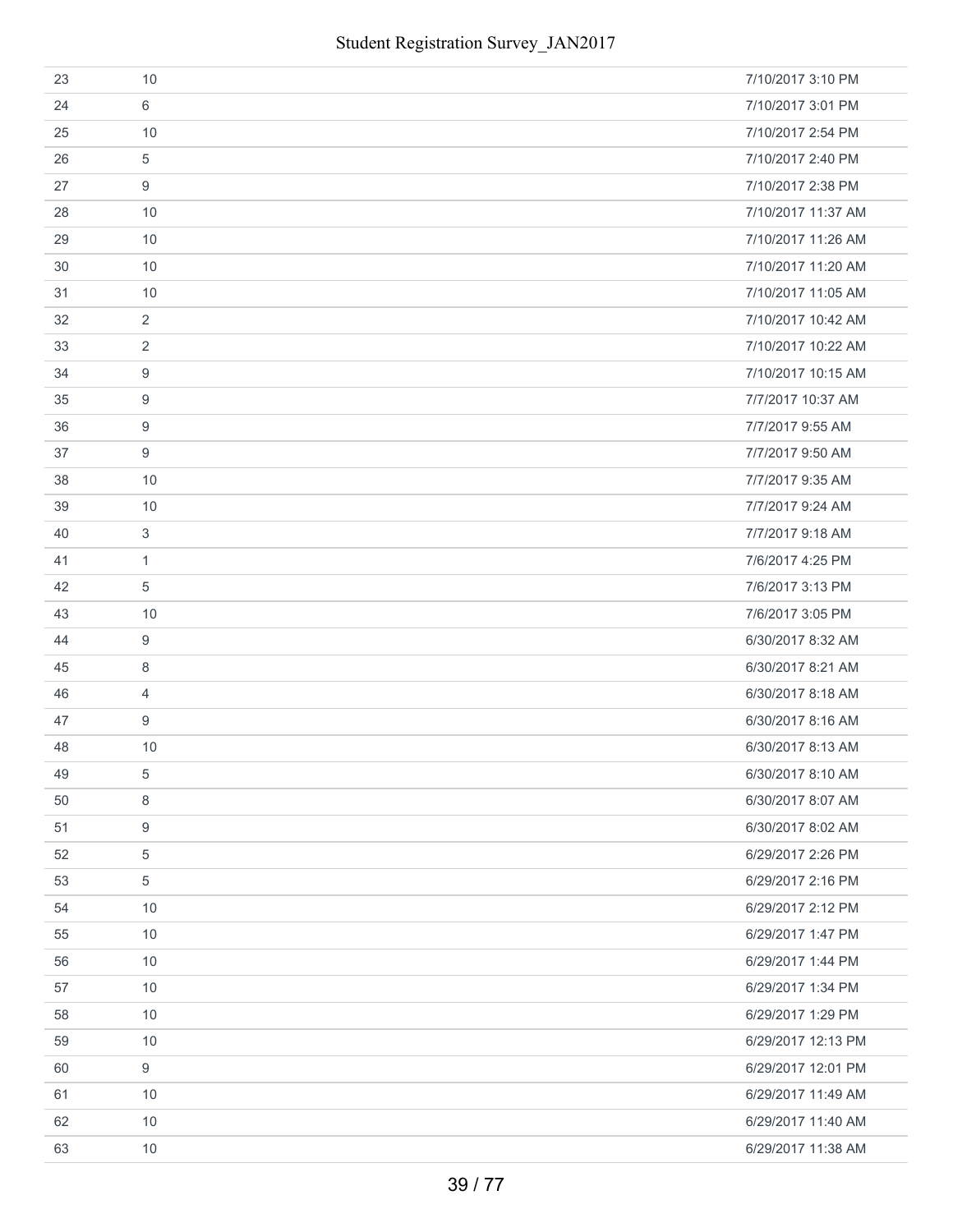| | | |
|---|---|---|
| 23 | 10 | 7/10/2017 3:10 PM |
| 24 | 6 | 7/10/2017 3:01 PM |
| 25 | 10 | 7/10/2017 2:54 PM |
| 26 | 5 | 7/10/2017 2:40 PM |
| 27 | 9 | 7/10/2017 2:38 PM |
| 28 | 10 | 7/10/2017 11:37 AM |
| 29 | 10 | 7/10/2017 11:26 AM |
| 30 | 10 | 7/10/2017 11:20 AM |
| 31 | 10 | 7/10/2017 11:05 AM |
| 32 | 2 | 7/10/2017 10:42 AM |
| 33 | 2 | 7/10/2017 10:22 AM |
| 34 | 9 | 7/10/2017 10:15 AM |
| 35 | 9 | 7/7/2017 10:37 AM |
| 36 | 9 | 7/7/2017 9:55 AM |
| 37 | 9 | 7/7/2017 9:50 AM |
| 38 | 10 | 7/7/2017 9:35 AM |
| 39 | 10 | 7/7/2017 9:24 AM |
| 40 | 3 | 7/7/2017 9:18 AM |
| 41 | 1 | 7/6/2017 4:25 PM |
| 42 | 5 | 7/6/2017 3:13 PM |
| 43 | 10 | 7/6/2017 3:05 PM |
| 44 | 9 | 6/30/2017 8:32 AM |
| 45 | 8 | 6/30/2017 8:21 AM |
| 46 | 4 | 6/30/2017 8:18 AM |
| 47 | 9 | 6/30/2017 8:16 AM |
| 48 | 10 | 6/30/2017 8:13 AM |
| 49 | 5 | 6/30/2017 8:10 AM |
| 50 | 8 | 6/30/2017 8:07 AM |
| 51 | 9 | 6/30/2017 8:02 AM |
| 52 | 5 | 6/29/2017 2:26 PM |
| 53 | 5 | 6/29/2017 2:16 PM |
| 54 | 10 | 6/29/2017 2:12 PM |
| 55 | 10 | 6/29/2017 1:47 PM |
| 56 | 10 | 6/29/2017 1:44 PM |
| 57 | 10 | 6/29/2017 1:34 PM |
| 58 | 10 | 6/29/2017 1:29 PM |
| 59 | 10 | 6/29/2017 12:13 PM |
| 60 | 9 | 6/29/2017 12:01 PM |
| 61 | 10 | 6/29/2017 11:49 AM |
| 62 | 10 | 6/29/2017 11:40 AM |
| 63 | 10 | 6/29/2017 11:38 AM |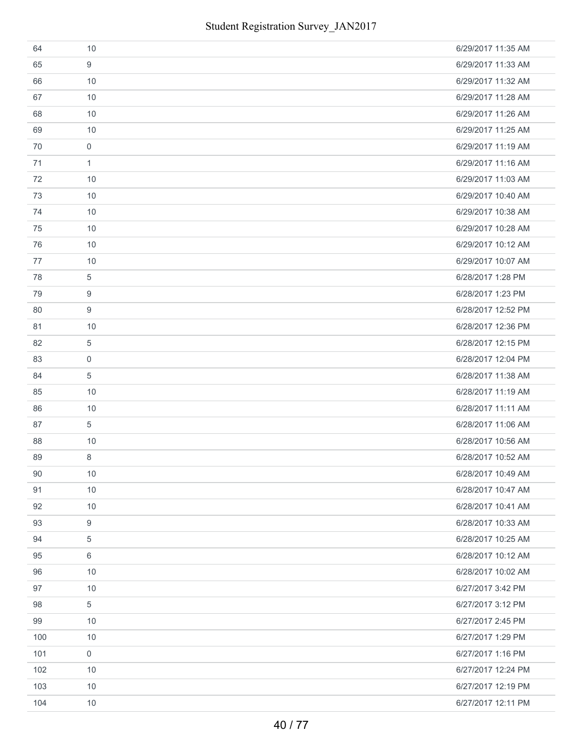| | | |
|---|---|---|
| 64 | 10 | 6/29/2017 11:35 AM |
| 65 | 9 | 6/29/2017 11:33 AM |
| 66 | 10 | 6/29/2017 11:32 AM |
| 67 | 10 | 6/29/2017 11:28 AM |
| 68 | 10 | 6/29/2017 11:26 AM |
| 69 | 10 | 6/29/2017 11:25 AM |
| 70 | 0 | 6/29/2017 11:19 AM |
| 71 | 1 | 6/29/2017 11:16 AM |
| 72 | 10 | 6/29/2017 11:03 AM |
| 73 | 10 | 6/29/2017 10:40 AM |
| 74 | 10 | 6/29/2017 10:38 AM |
| 75 | 10 | 6/29/2017 10:28 AM |
| 76 | 10 | 6/29/2017 10:12 AM |
| 77 | 10 | 6/29/2017 10:07 AM |
| 78 | 5 | 6/28/2017 1:28 PM |
| 79 | 9 | 6/28/2017 1:23 PM |
| 80 | 9 | 6/28/2017 12:52 PM |
| 81 | 10 | 6/28/2017 12:36 PM |
| 82 | 5 | 6/28/2017 12:15 PM |
| 83 | 0 | 6/28/2017 12:04 PM |
| 84 | 5 | 6/28/2017 11:38 AM |
| 85 | 10 | 6/28/2017 11:19 AM |
| 86 | 10 | 6/28/2017 11:11 AM |
| 87 | 5 | 6/28/2017 11:06 AM |
| 88 | 10 | 6/28/2017 10:56 AM |
| 89 | 8 | 6/28/2017 10:52 AM |
| 90 | 10 | 6/28/2017 10:49 AM |
| 91 | 10 | 6/28/2017 10:47 AM |
| 92 | 10 | 6/28/2017 10:41 AM |
| 93 | 9 | 6/28/2017 10:33 AM |
| 94 | 5 | 6/28/2017 10:25 AM |
| 95 | 6 | 6/28/2017 10:12 AM |
| 96 | 10 | 6/28/2017 10:02 AM |
| 97 | 10 | 6/27/2017 3:42 PM |
| 98 | 5 | 6/27/2017 3:12 PM |
| 99 | 10 | 6/27/2017 2:45 PM |
| 100 | 10 | 6/27/2017 1:29 PM |
| 101 | 0 | 6/27/2017 1:16 PM |
| 102 | 10 | 6/27/2017 12:24 PM |
| 103 | 10 | 6/27/2017 12:19 PM |
| 104 | 10 | 6/27/2017 12:11 PM |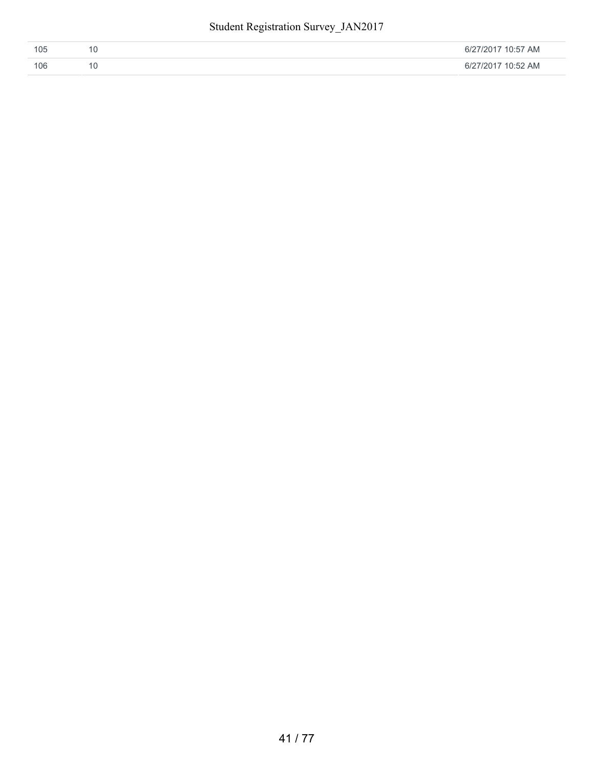| | | |
|---|---|---|
| 105 | 10 | 6/27/2017 10:57 AM |
| 106 | 10 | 6/27/2017 10:52 AM |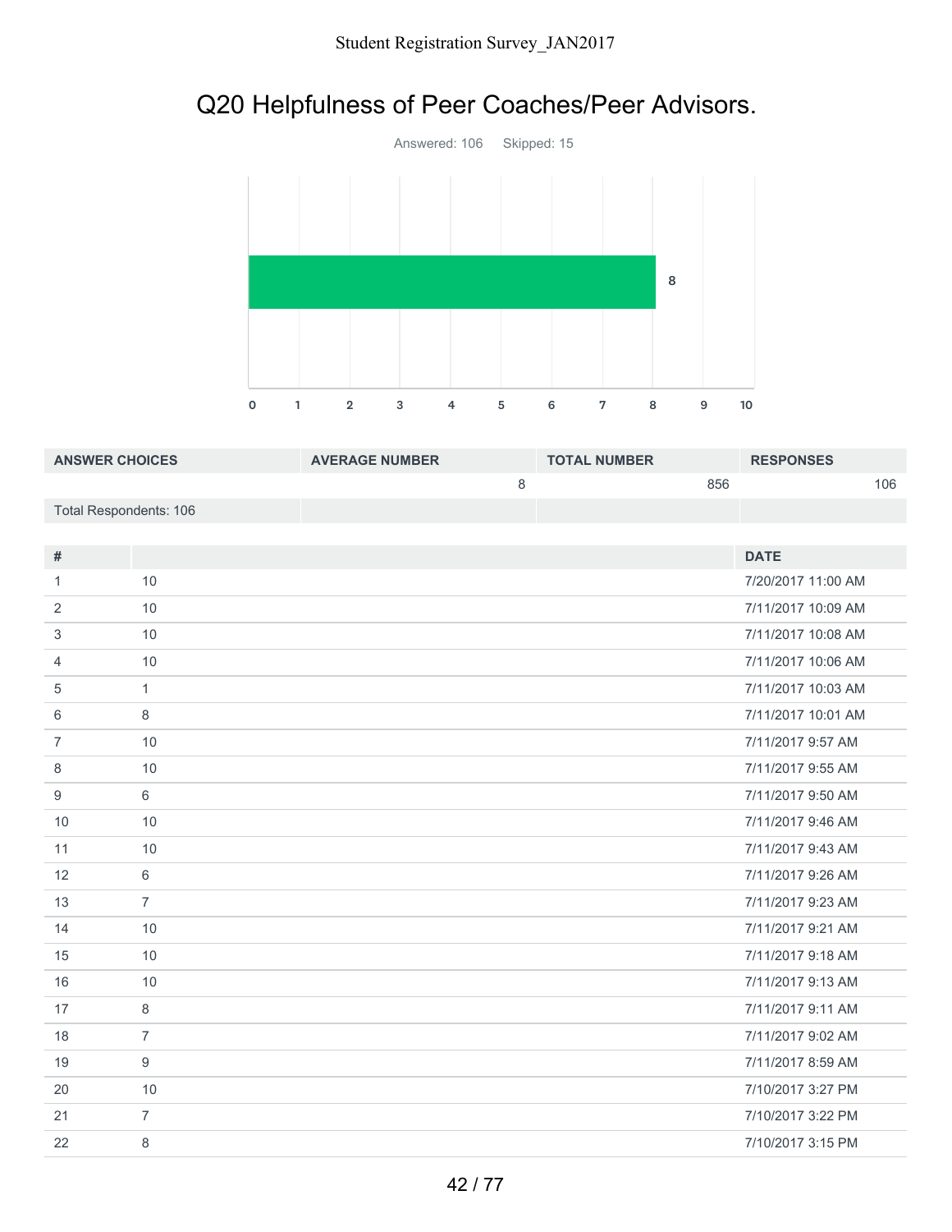# Q20 Helpfulness of Peer Coaches/Peer Advisors.

Answered: 106 Skipped: 15

| ANSWER CHOICES | AVERAGE NUMBER | TOTAL NUMBER | RESPONSES |
|---|---|---|---|
| | 8 | 856 | 106 |
| Total Respondents: 106 | | | |

| # | | DATE |
|---|---|---|
| 1 | 10 | 7/20/2017 11:00 AM |
| 2 | 10 | 7/11/2017 10:09 AM |
| 3 | 10 | 7/11/2017 10:08 AM |
| 4 | 10 | 7/11/2017 10:06 AM |
| 5 | 1 | 7/11/2017 10:03 AM |
| 6 | 8 | 7/11/2017 10:01 AM |
| 7 | 10 | 7/11/2017 9:57 AM |
| 8 | 10 | 7/11/2017 9:55 AM |
| 9 | 6 | 7/11/2017 9:50 AM |
| 10 | 10 | 7/11/2017 9:46 AM |
| 11 | 10 | 7/11/2017 9:43 AM |
| 12 | 6 | 7/11/2017 9:26 AM |
| 13 | 7 | 7/11/2017 9:23 AM |
| 14 | 10 | 7/11/2017 9:21 AM |
| 15 | 10 | 7/11/2017 9:18 AM |
| 16 | 10 | 7/11/2017 9:13 AM |
| 17 | 8 | 7/11/2017 9:11 AM |
| 18 | 7 | 7/11/2017 9:02 AM |
| 19 | 9 | 7/11/2017 8:59 AM |
| 20 | 10 | 7/10/2017 3:27 PM |
| 21 | 7 | 7/10/2017 3:22 PM |
| 22 | 8 | 7/10/2017 3:15 PM |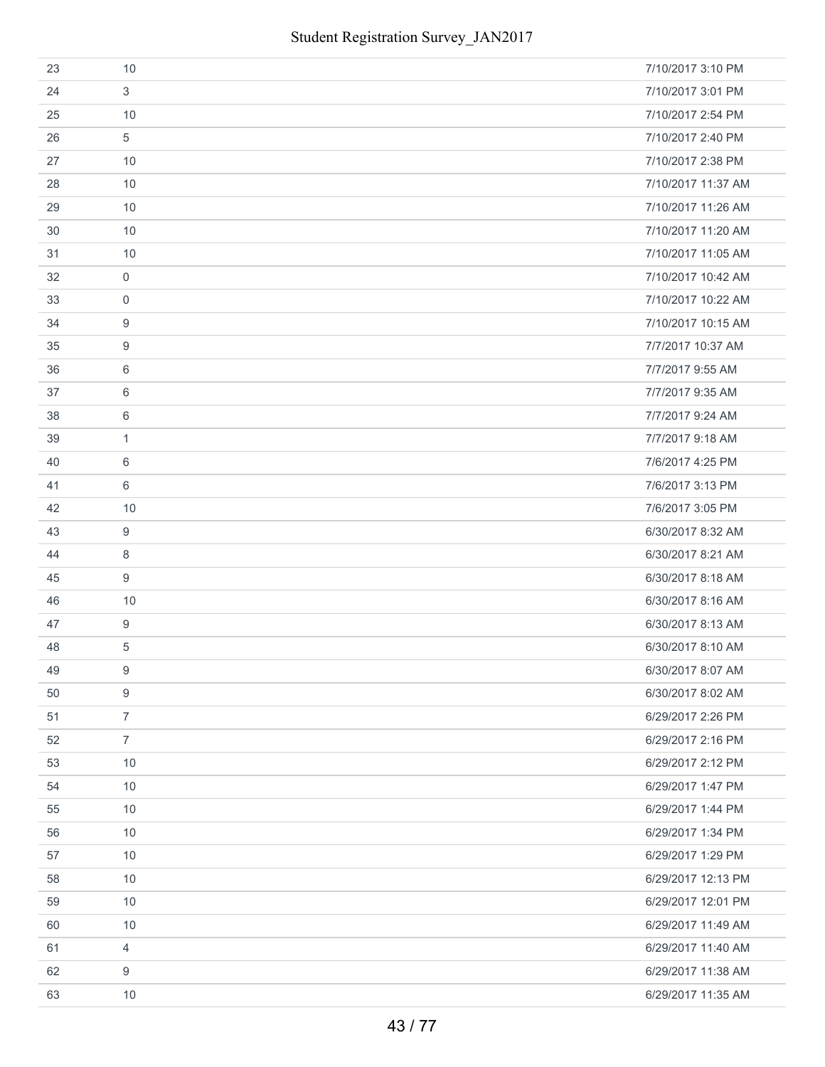| | | |
|---|---|---|
| 23 | 10 | 7/10/2017 3:10 PM |
| 24 | 3 | 7/10/2017 3:01 PM |
| 25 | 10 | 7/10/2017 2:54 PM |
| 26 | 5 | 7/10/2017 2:40 PM |
| 27 | 10 | 7/10/2017 2:38 PM |
| 28 | 10 | 7/10/2017 11:37 AM |
| 29 | 10 | 7/10/2017 11:26 AM |
| 30 | 10 | 7/10/2017 11:20 AM |
| 31 | 10 | 7/10/2017 11:05 AM |
| 32 | 0 | 7/10/2017 10:42 AM |
| 33 | 0 | 7/10/2017 10:22 AM |
| 34 | 9 | 7/10/2017 10:15 AM |
| 35 | 9 | 7/7/2017 10:37 AM |
| 36 | 6 | 7/7/2017 9:55 AM |
| 37 | 6 | 7/7/2017 9:35 AM |
| 38 | 6 | 7/7/2017 9:24 AM |
| 39 | 1 | 7/7/2017 9:18 AM |
| 40 | 6 | 7/6/2017 4:25 PM |
| 41 | 6 | 7/6/2017 3:13 PM |
| 42 | 10 | 7/6/2017 3:05 PM |
| 43 | 9 | 6/30/2017 8:32 AM |
| 44 | 8 | 6/30/2017 8:21 AM |
| 45 | 9 | 6/30/2017 8:18 AM |
| 46 | 10 | 6/30/2017 8:16 AM |
| 47 | 9 | 6/30/2017 8:13 AM |
| 48 | 5 | 6/30/2017 8:10 AM |
| 49 | 9 | 6/30/2017 8:07 AM |
| 50 | 9 | 6/30/2017 8:02 AM |
| 51 | 7 | 6/29/2017 2:26 PM |
| 52 | 7 | 6/29/2017 2:16 PM |
| 53 | 10 | 6/29/2017 2:12 PM |
| 54 | 10 | 6/29/2017 1:47 PM |
| 55 | 10 | 6/29/2017 1:44 PM |
| 56 | 10 | 6/29/2017 1:34 PM |
| 57 | 10 | 6/29/2017 1:29 PM |
| 58 | 10 | 6/29/2017 12:13 PM |
| 59 | 10 | 6/29/2017 12:01 PM |
| 60 | 10 | 6/29/2017 11:49 AM |
| 61 | 4 | 6/29/2017 11:40 AM |
| 62 | 9 | 6/29/2017 11:38 AM |
| 63 | 10 | 6/29/2017 11:35 AM |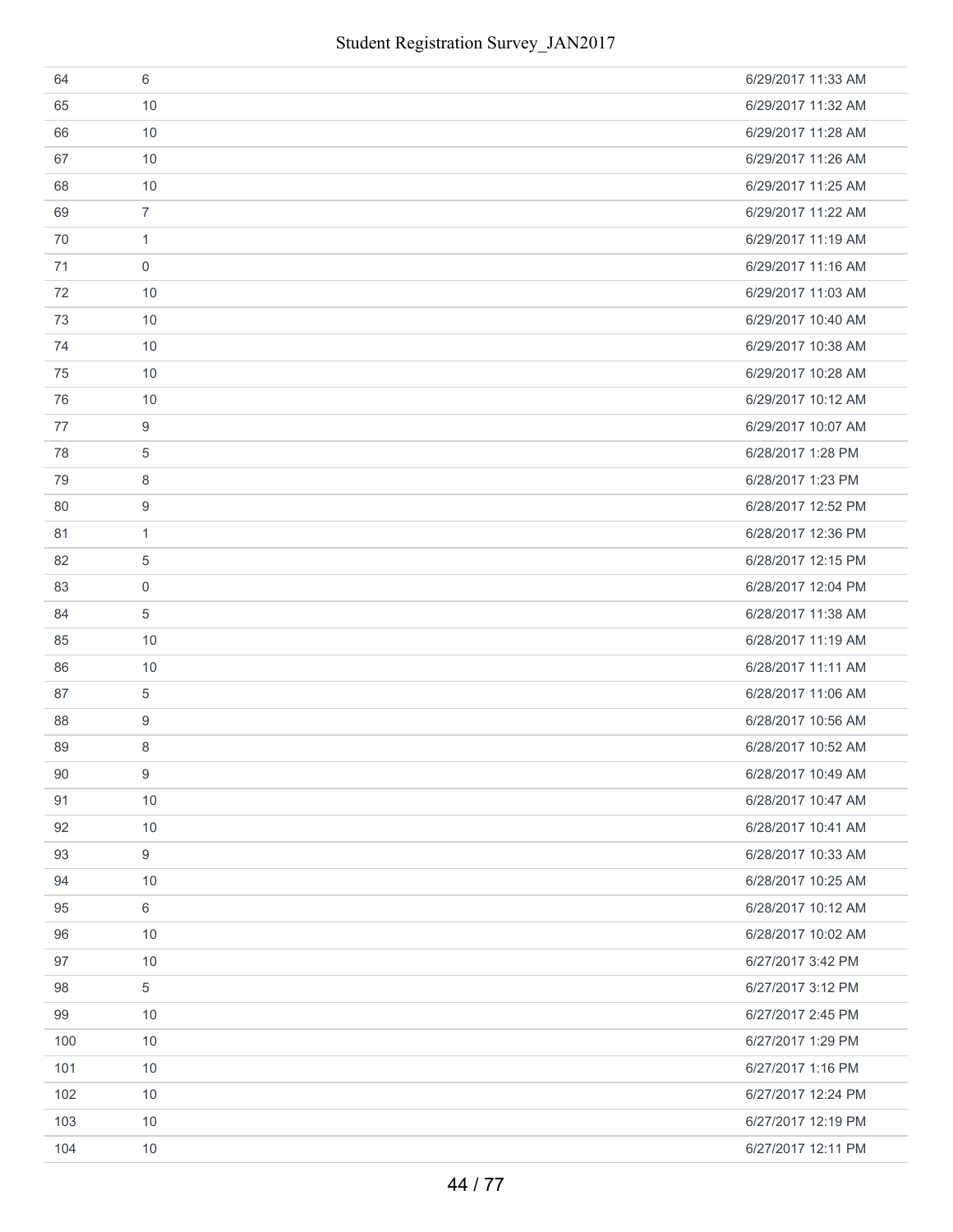| | | |
|---|---|---|
| 64 | 6 | 6/29/2017 11:33 AM |
| 65 | 10 | 6/29/2017 11:32 AM |
| 66 | 10 | 6/29/2017 11:28 AM |
| 67 | 10 | 6/29/2017 11:26 AM |
| 68 | 10 | 6/29/2017 11:25 AM |
| 69 | 7 | 6/29/2017 11:22 AM |
| 70 | 1 | 6/29/2017 11:19 AM |
| 71 | 0 | 6/29/2017 11:16 AM |
| 72 | 10 | 6/29/2017 11:03 AM |
| 73 | 10 | 6/29/2017 10:40 AM |
| 74 | 10 | 6/29/2017 10:38 AM |
| 75 | 10 | 6/29/2017 10:28 AM |
| 76 | 10 | 6/29/2017 10:12 AM |
| 77 | 9 | 6/29/2017 10:07 AM |
| 78 | 5 | 6/28/2017 1:28 PM |
| 79 | 8 | 6/28/2017 1:23 PM |
| 80 | 9 | 6/28/2017 12:52 PM |
| 81 | 1 | 6/28/2017 12:36 PM |
| 82 | 5 | 6/28/2017 12:15 PM |
| 83 | 0 | 6/28/2017 12:04 PM |
| 84 | 5 | 6/28/2017 11:38 AM |
| 85 | 10 | 6/28/2017 11:19 AM |
| 86 | 10 | 6/28/2017 11:11 AM |
| 87 | 5 | 6/28/2017 11:06 AM |
| 88 | 9 | 6/28/2017 10:56 AM |
| 89 | 8 | 6/28/2017 10:52 AM |
| 90 | 9 | 6/28/2017 10:49 AM |
| 91 | 10 | 6/28/2017 10:47 AM |
| 92 | 10 | 6/28/2017 10:41 AM |
| 93 | 9 | 6/28/2017 10:33 AM |
| 94 | 10 | 6/28/2017 10:25 AM |
| 95 | 6 | 6/28/2017 10:12 AM |
| 96 | 10 | 6/28/2017 10:02 AM |
| 97 | 10 | 6/27/2017 3:42 PM |
| 98 | 5 | 6/27/2017 3:12 PM |
| 99 | 10 | 6/27/2017 2:45 PM |
| 100 | 10 | 6/27/2017 1:29 PM |
| 101 | 10 | 6/27/2017 1:16 PM |
| 102 | 10 | 6/27/2017 12:24 PM |
| 103 | 10 | 6/27/2017 12:19 PM |
| 104 | 10 | 6/27/2017 12:11 PM |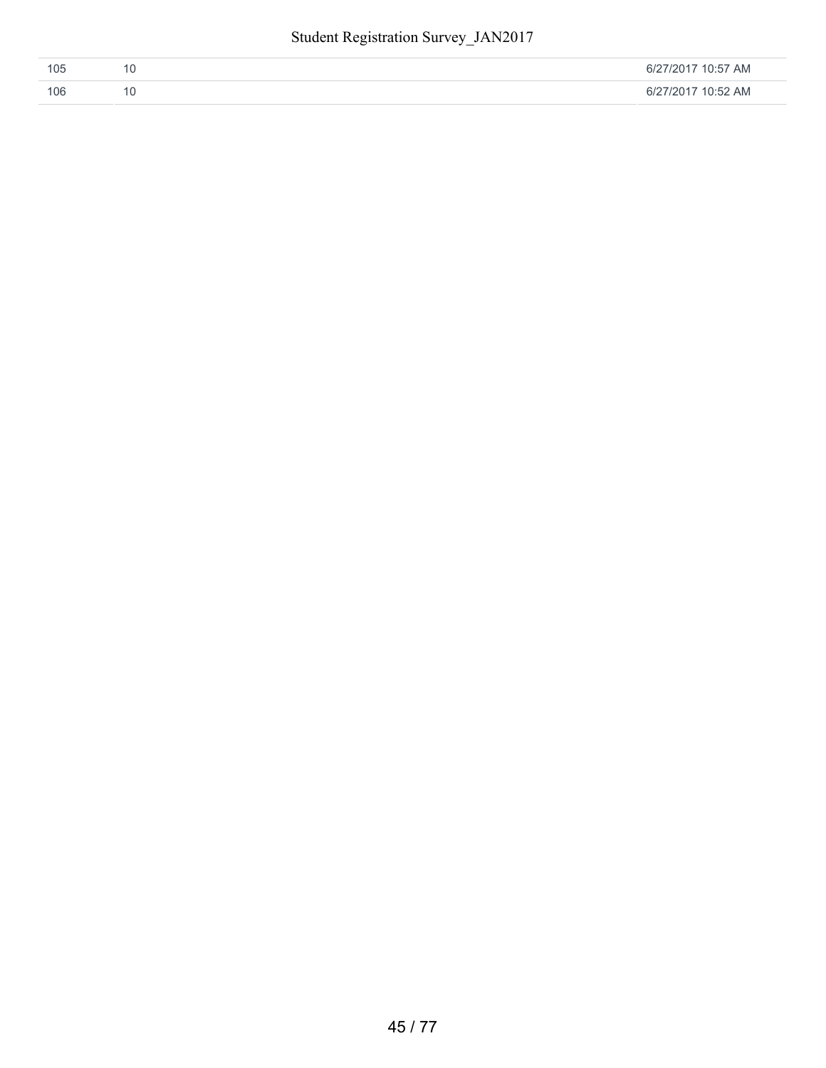| | | |
|---|---|---|
| 105 | 10 | 6/27/2017 10:57 AM |
| 106 | 10 | 6/27/2017 10:52 AM |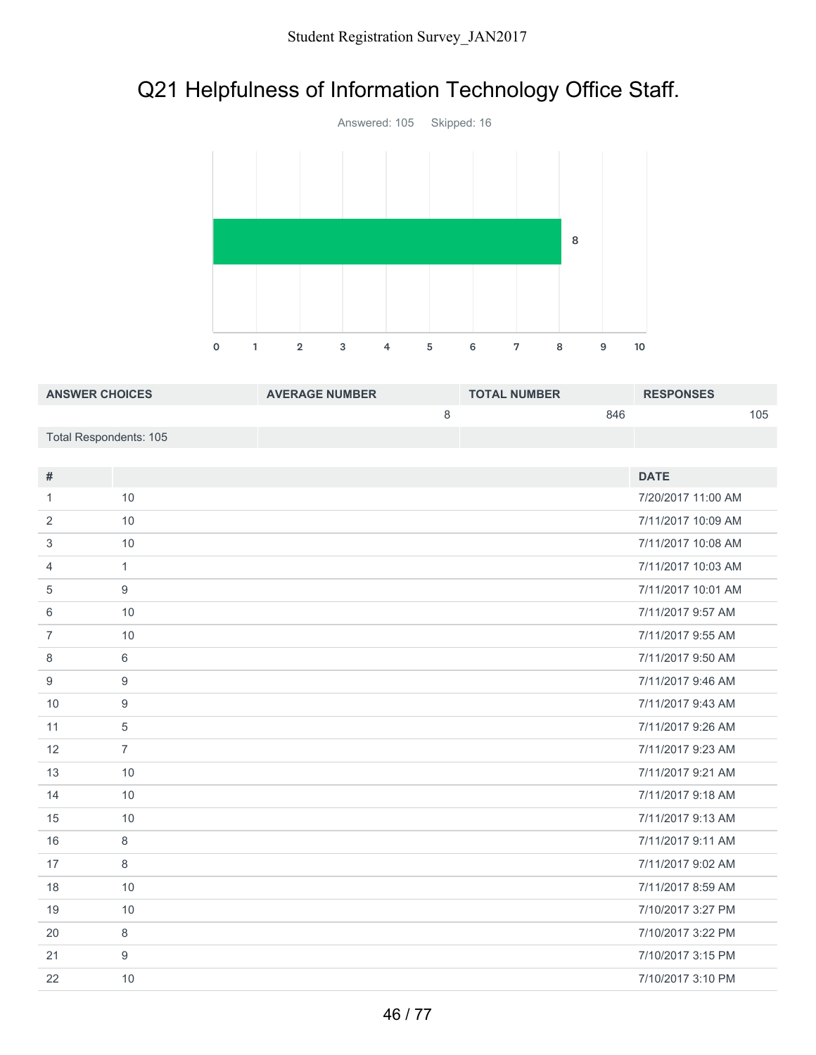## Q21 Helpfulness of Information Technology Office Staff.

Answered: 105 Skipped: 16

| ANSWER CHOICES | AVERAGE NUMBER | TOTAL NUMBER | RESPONSES |
|---|---|---|---|
| | 8 | 846 | 105 |
| Total Respondents: 105 | | | |

| # | | DATE |
|---|---|---|
| 1 | 10 | 7/20/2017 11:00 AM |
| 2 | 10 | 7/11/2017 10:09 AM |
| 3 | 10 | 7/11/2017 10:08 AM |
| 4 | 1 | 7/11/2017 10:03 AM |
| 5 | 9 | 7/11/2017 10:01 AM |
| 6 | 10 | 7/11/2017 9:57 AM |
| 7 | 10 | 7/11/2017 9:55 AM |
| 8 | 6 | 7/11/2017 9:50 AM |
| 9 | 9 | 7/11/2017 9:46 AM |
| 10 | 9 | 7/11/2017 9:43 AM |
| 11 | 5 | 7/11/2017 9:26 AM |
| 12 | 7 | 7/11/2017 9:23 AM |
| 13 | 10 | 7/11/2017 9:21 AM |
| 14 | 10 | 7/11/2017 9:18 AM |
| 15 | 10 | 7/11/2017 9:13 AM |
| 16 | 8 | 7/11/2017 9:11 AM |
| 17 | 8 | 7/11/2017 9:02 AM |
| 18 | 10 | 7/11/2017 8:59 AM |
| 19 | 10 | 7/10/2017 3:27 PM |
| 20 | 8 | 7/10/2017 3:22 PM |
| 21 | 9 | 7/10/2017 3:15 PM |
| 22 | 10 | 7/10/2017 3:10 PM |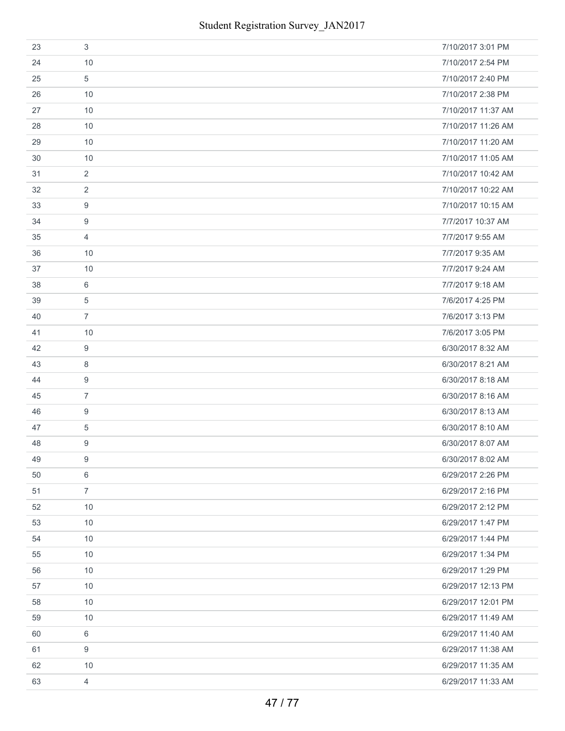| | | |
|---|---|---|
| 23 | 3 | 7/10/2017 3:01 PM |
| 24 | 10 | 7/10/2017 2:54 PM |
| 25 | 5 | 7/10/2017 2:40 PM |
| 26 | 10 | 7/10/2017 2:38 PM |
| 27 | 10 | 7/10/2017 11:37 AM |
| 28 | 10 | 7/10/2017 11:26 AM |
| 29 | 10 | 7/10/2017 11:20 AM |
| 30 | 10 | 7/10/2017 11:05 AM |
| 31 | 2 | 7/10/2017 10:42 AM |
| 32 | 2 | 7/10/2017 10:22 AM |
| 33 | 9 | 7/10/2017 10:15 AM |
| 34 | 9 | 7/7/2017 10:37 AM |
| 35 | 4 | 7/7/2017 9:55 AM |
| 36 | 10 | 7/7/2017 9:35 AM |
| 37 | 10 | 7/7/2017 9:24 AM |
| 38 | 6 | 7/7/2017 9:18 AM |
| 39 | 5 | 7/6/2017 4:25 PM |
| 40 | 7 | 7/6/2017 3:13 PM |
| 41 | 10 | 7/6/2017 3:05 PM |
| 42 | 9 | 6/30/2017 8:32 AM |
| 43 | 8 | 6/30/2017 8:21 AM |
| 44 | 9 | 6/30/2017 8:18 AM |
| 45 | 7 | 6/30/2017 8:16 AM |
| 46 | 9 | 6/30/2017 8:13 AM |
| 47 | 5 | 6/30/2017 8:10 AM |
| 48 | 9 | 6/30/2017 8:07 AM |
| 49 | 9 | 6/30/2017 8:02 AM |
| 50 | 6 | 6/29/2017 2:26 PM |
| 51 | 7 | 6/29/2017 2:16 PM |
| 52 | 10 | 6/29/2017 2:12 PM |
| 53 | 10 | 6/29/2017 1:47 PM |
| 54 | 10 | 6/29/2017 1:44 PM |
| 55 | 10 | 6/29/2017 1:34 PM |
| 56 | 10 | 6/29/2017 1:29 PM |
| 57 | 10 | 6/29/2017 12:13 PM |
| 58 | 10 | 6/29/2017 12:01 PM |
| 59 | 10 | 6/29/2017 11:49 AM |
| 60 | 6 | 6/29/2017 11:40 AM |
| 61 | 9 | 6/29/2017 11:38 AM |
| 62 | 10 | 6/29/2017 11:35 AM |
| 63 | 4 | 6/29/2017 11:33 AM |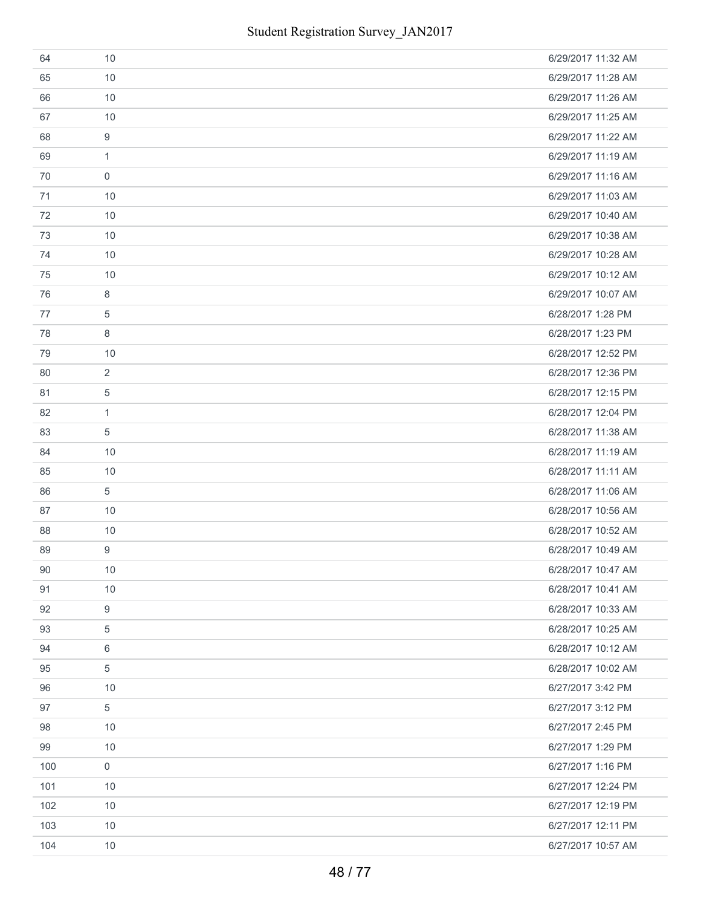| | | |
|---|---|---|
| 64 | 10 | 6/29/2017 11:32 AM |
| 65 | 10 | 6/29/2017 11:28 AM |
| 66 | 10 | 6/29/2017 11:26 AM |
| 67 | 10 | 6/29/2017 11:25 AM |
| 68 | 9 | 6/29/2017 11:22 AM |
| 69 | 1 | 6/29/2017 11:19 AM |
| 70 | 0 | 6/29/2017 11:16 AM |
| 71 | 10 | 6/29/2017 11:03 AM |
| 72 | 10 | 6/29/2017 10:40 AM |
| 73 | 10 | 6/29/2017 10:38 AM |
| 74 | 10 | 6/29/2017 10:28 AM |
| 75 | 10 | 6/29/2017 10:12 AM |
| 76 | 8 | 6/29/2017 10:07 AM |
| 77 | 5 | 6/28/2017 1:28 PM |
| 78 | 8 | 6/28/2017 1:23 PM |
| 79 | 10 | 6/28/2017 12:52 PM |
| 80 | 2 | 6/28/2017 12:36 PM |
| 81 | 5 | 6/28/2017 12:15 PM |
| 82 | 1 | 6/28/2017 12:04 PM |
| 83 | 5 | 6/28/2017 11:38 AM |
| 84 | 10 | 6/28/2017 11:19 AM |
| 85 | 10 | 6/28/2017 11:11 AM |
| 86 | 5 | 6/28/2017 11:06 AM |
| 87 | 10 | 6/28/2017 10:56 AM |
| 88 | 10 | 6/28/2017 10:52 AM |
| 89 | 9 | 6/28/2017 10:49 AM |
| 90 | 10 | 6/28/2017 10:47 AM |
| 91 | 10 | 6/28/2017 10:41 AM |
| 92 | 9 | 6/28/2017 10:33 AM |
| 93 | 5 | 6/28/2017 10:25 AM |
| 94 | 6 | 6/28/2017 10:12 AM |
| 95 | 5 | 6/28/2017 10:02 AM |
| 96 | 10 | 6/27/2017 3:42 PM |
| 97 | 5 | 6/27/2017 3:12 PM |
| 98 | 10 | 6/27/2017 2:45 PM |
| 99 | 10 | 6/27/2017 1:29 PM |
| 100 | 0 | 6/27/2017 1:16 PM |
| 101 | 10 | 6/27/2017 12:24 PM |
| 102 | 10 | 6/27/2017 12:19 PM |
| 103 | 10 | 6/27/2017 12:11 PM |
| 104 | 10 | 6/27/2017 10:57 AM |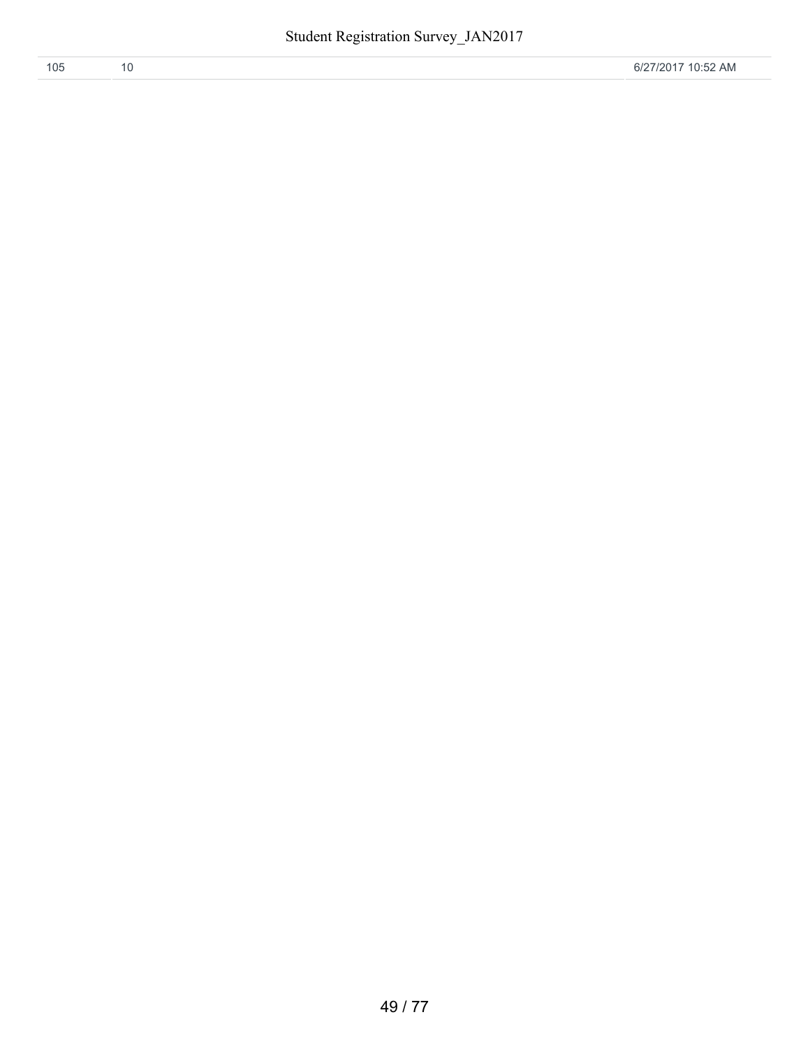| 105 | 10 | 6/27/2017 10:52 AM |
|---|---|---|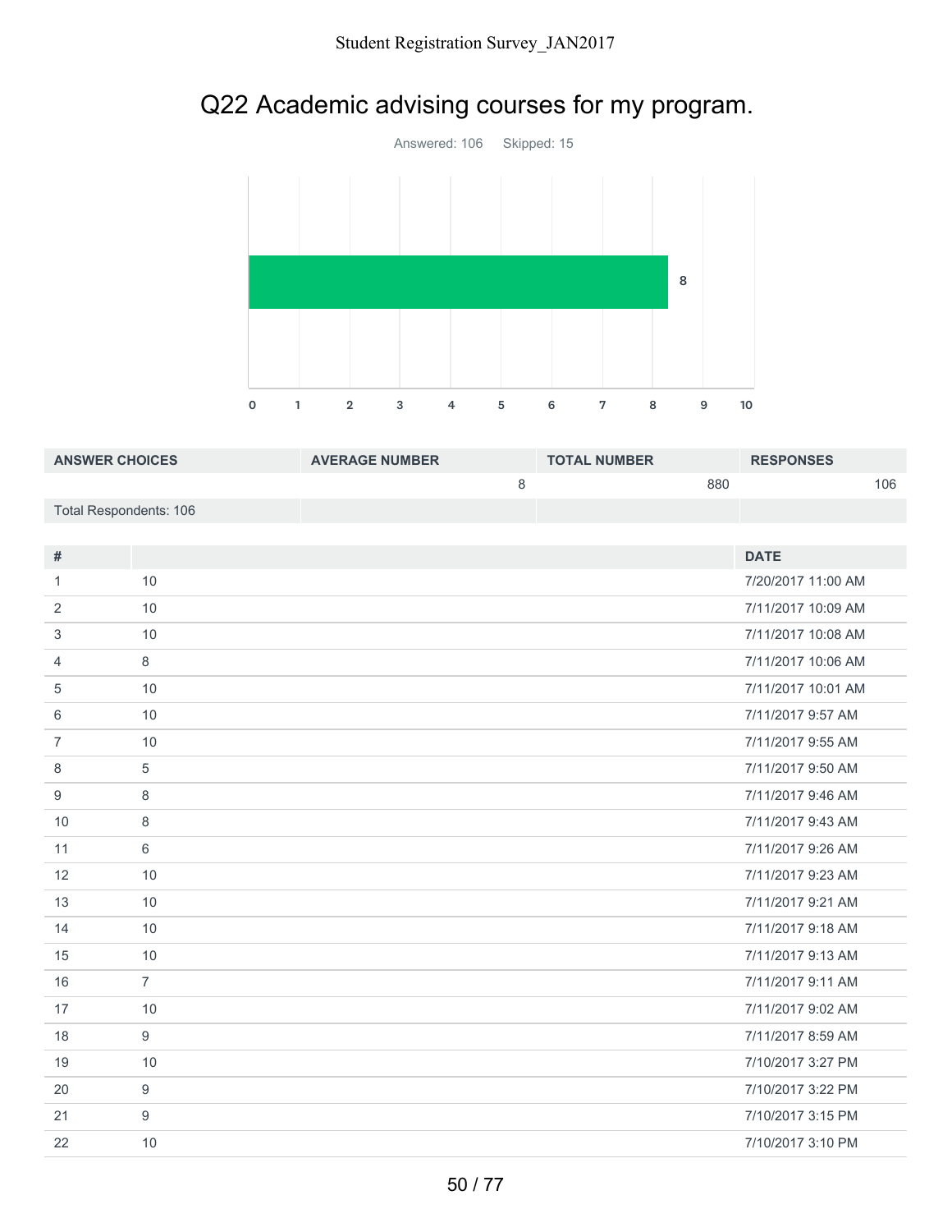# Q22 Academic advising courses for my program.

Answered: 106 Skipped: 15

| ANSWER CHOICES | AVERAGE NUMBER | TOTAL NUMBER | RESPONSES |
|---|---|---|---|
| | 8 | 880 | 106 |
| Total Respondents: 106 | | | |

| # | | DATE |
|---|---|---|
| 1 | 10 | 7/20/2017 11:00 AM |
| 2 | 10 | 7/11/2017 10:09 AM |
| 3 | 10 | 7/11/2017 10:08 AM |
| 4 | 8 | 7/11/2017 10:06 AM |
| 5 | 10 | 7/11/2017 10:01 AM |
| 6 | 10 | 7/11/2017 9:57 AM |
| 7 | 10 | 7/11/2017 9:55 AM |
| 8 | 5 | 7/11/2017 9:50 AM |
| 9 | 8 | 7/11/2017 9:46 AM |
| 10 | 8 | 7/11/2017 9:43 AM |
| 11 | 6 | 7/11/2017 9:26 AM |
| 12 | 10 | 7/11/2017 9:23 AM |
| 13 | 10 | 7/11/2017 9:21 AM |
| 14 | 10 | 7/11/2017 9:18 AM |
| 15 | 10 | 7/11/2017 9:13 AM |
| 16 | 7 | 7/11/2017 9:11 AM |
| 17 | 10 | 7/11/2017 9:02 AM |
| 18 | 9 | 7/11/2017 8:59 AM |
| 19 | 10 | 7/10/2017 3:27 PM |
| 20 | 9 | 7/10/2017 3:22 PM |
| 21 | 9 | 7/10/2017 3:15 PM |
| 22 | 10 | 7/10/2017 3:10 PM |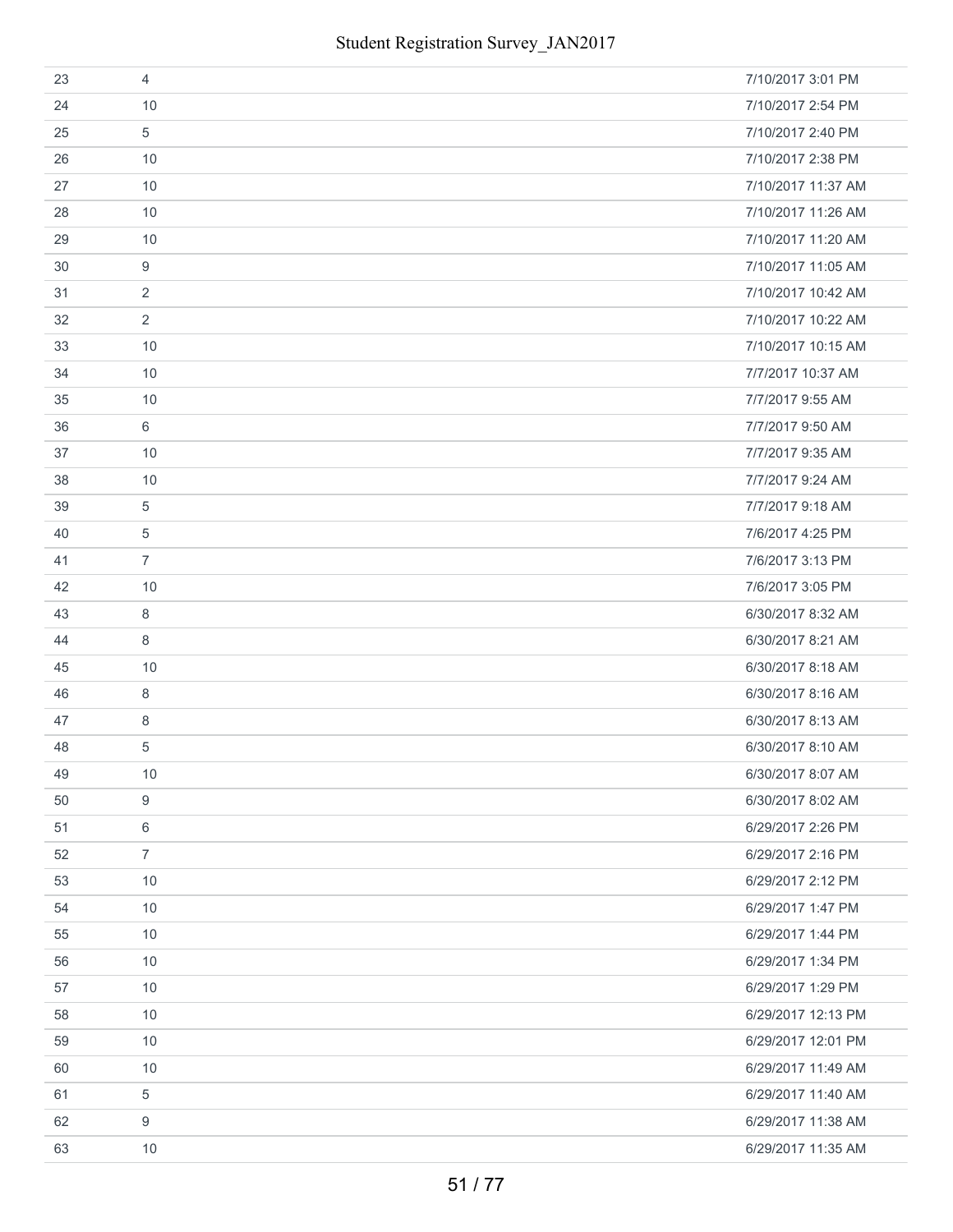| | | |
|---|---|---|
| 23 | 4 | 7/10/2017 3:01 PM |
| 24 | 10 | 7/10/2017 2:54 PM |
| 25 | 5 | 7/10/2017 2:40 PM |
| 26 | 10 | 7/10/2017 2:38 PM |
| 27 | 10 | 7/10/2017 11:37 AM |
| 28 | 10 | 7/10/2017 11:26 AM |
| 29 | 10 | 7/10/2017 11:20 AM |
| 30 | 9 | 7/10/2017 11:05 AM |
| 31 | 2 | 7/10/2017 10:42 AM |
| 32 | 2 | 7/10/2017 10:22 AM |
| 33 | 10 | 7/10/2017 10:15 AM |
| 34 | 10 | 7/7/2017 10:37 AM |
| 35 | 10 | 7/7/2017 9:55 AM |
| 36 | 6 | 7/7/2017 9:50 AM |
| 37 | 10 | 7/7/2017 9:35 AM |
| 38 | 10 | 7/7/2017 9:24 AM |
| 39 | 5 | 7/7/2017 9:18 AM |
| 40 | 5 | 7/6/2017 4:25 PM |
| 41 | 7 | 7/6/2017 3:13 PM |
| 42 | 10 | 7/6/2017 3:05 PM |
| 43 | 8 | 6/30/2017 8:32 AM |
| 44 | 8 | 6/30/2017 8:21 AM |
| 45 | 10 | 6/30/2017 8:18 AM |
| 46 | 8 | 6/30/2017 8:16 AM |
| 47 | 8 | 6/30/2017 8:13 AM |
| 48 | 5 | 6/30/2017 8:10 AM |
| 49 | 10 | 6/30/2017 8:07 AM |
| 50 | 9 | 6/30/2017 8:02 AM |
| 51 | 6 | 6/29/2017 2:26 PM |
| 52 | 7 | 6/29/2017 2:16 PM |
| 53 | 10 | 6/29/2017 2:12 PM |
| 54 | 10 | 6/29/2017 1:47 PM |
| 55 | 10 | 6/29/2017 1:44 PM |
| 56 | 10 | 6/29/2017 1:34 PM |
| 57 | 10 | 6/29/2017 1:29 PM |
| 58 | 10 | 6/29/2017 12:13 PM |
| 59 | 10 | 6/29/2017 12:01 PM |
| 60 | 10 | 6/29/2017 11:49 AM |
| 61 | 5 | 6/29/2017 11:40 AM |
| 62 | 9 | 6/29/2017 11:38 AM |
| 63 | 10 | 6/29/2017 11:35 AM |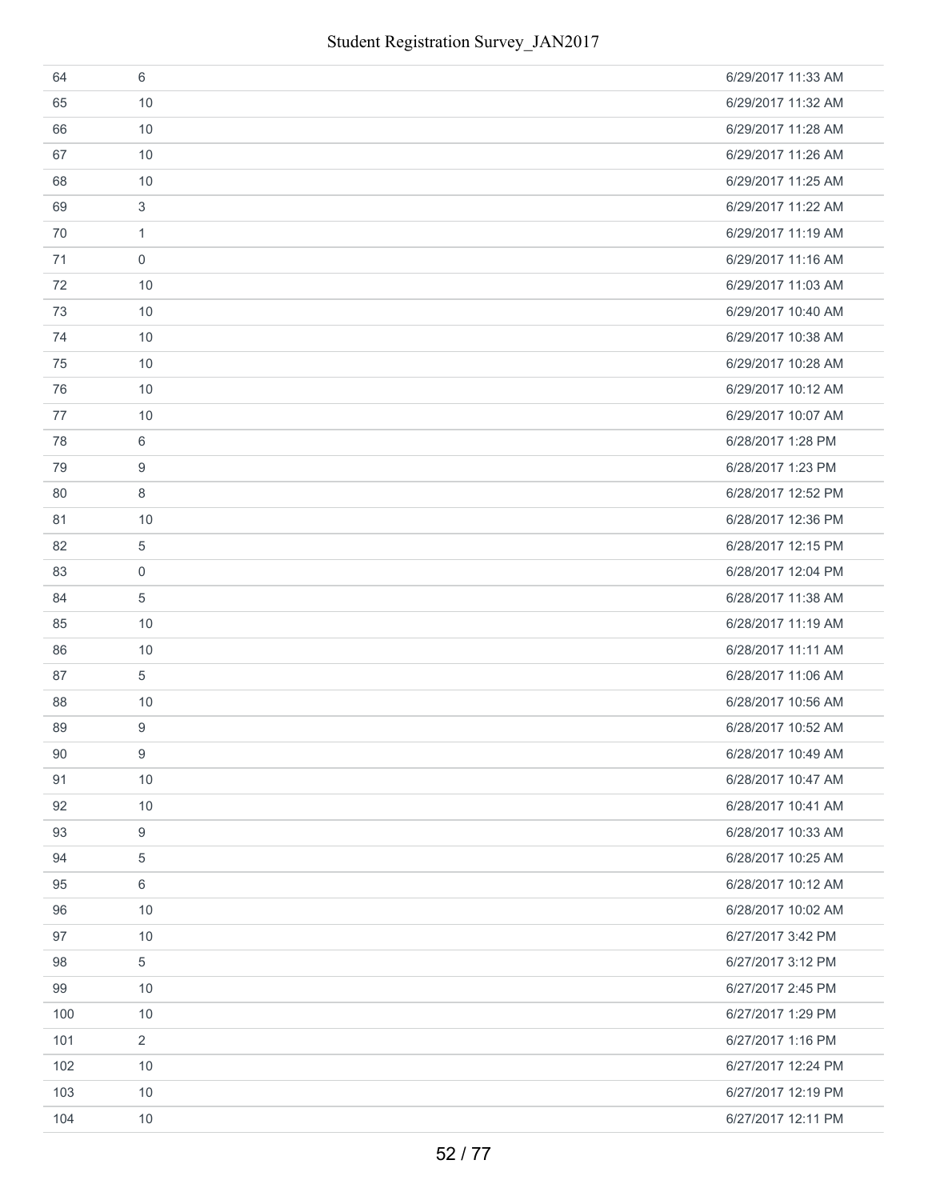| | | |
|---|---|---|
| 64 | 6 | 6/29/2017 11:33 AM |
| 65 | 10 | 6/29/2017 11:32 AM |
| 66 | 10 | 6/29/2017 11:28 AM |
| 67 | 10 | 6/29/2017 11:26 AM |
| 68 | 10 | 6/29/2017 11:25 AM |
| 69 | 3 | 6/29/2017 11:22 AM |
| 70 | 1 | 6/29/2017 11:19 AM |
| 71 | 0 | 6/29/2017 11:16 AM |
| 72 | 10 | 6/29/2017 11:03 AM |
| 73 | 10 | 6/29/2017 10:40 AM |
| 74 | 10 | 6/29/2017 10:38 AM |
| 75 | 10 | 6/29/2017 10:28 AM |
| 76 | 10 | 6/29/2017 10:12 AM |
| 77 | 10 | 6/29/2017 10:07 AM |
| 78 | 6 | 6/28/2017 1:28 PM |
| 79 | 9 | 6/28/2017 1:23 PM |
| 80 | 8 | 6/28/2017 12:52 PM |
| 81 | 10 | 6/28/2017 12:36 PM |
| 82 | 5 | 6/28/2017 12:15 PM |
| 83 | 0 | 6/28/2017 12:04 PM |
| 84 | 5 | 6/28/2017 11:38 AM |
| 85 | 10 | 6/28/2017 11:19 AM |
| 86 | 10 | 6/28/2017 11:11 AM |
| 87 | 5 | 6/28/2017 11:06 AM |
| 88 | 10 | 6/28/2017 10:56 AM |
| 89 | 9 | 6/28/2017 10:52 AM |
| 90 | 9 | 6/28/2017 10:49 AM |
| 91 | 10 | 6/28/2017 10:47 AM |
| 92 | 10 | 6/28/2017 10:41 AM |
| 93 | 9 | 6/28/2017 10:33 AM |
| 94 | 5 | 6/28/2017 10:25 AM |
| 95 | 6 | 6/28/2017 10:12 AM |
| 96 | 10 | 6/28/2017 10:02 AM |
| 97 | 10 | 6/27/2017 3:42 PM |
| 98 | 5 | 6/27/2017 3:12 PM |
| 99 | 10 | 6/27/2017 2:45 PM |
| 100 | 10 | 6/27/2017 1:29 PM |
| 101 | 2 | 6/27/2017 1:16 PM |
| 102 | 10 | 6/27/2017 12:24 PM |
| 103 | 10 | 6/27/2017 12:19 PM |
| 104 | 10 | 6/27/2017 12:11 PM |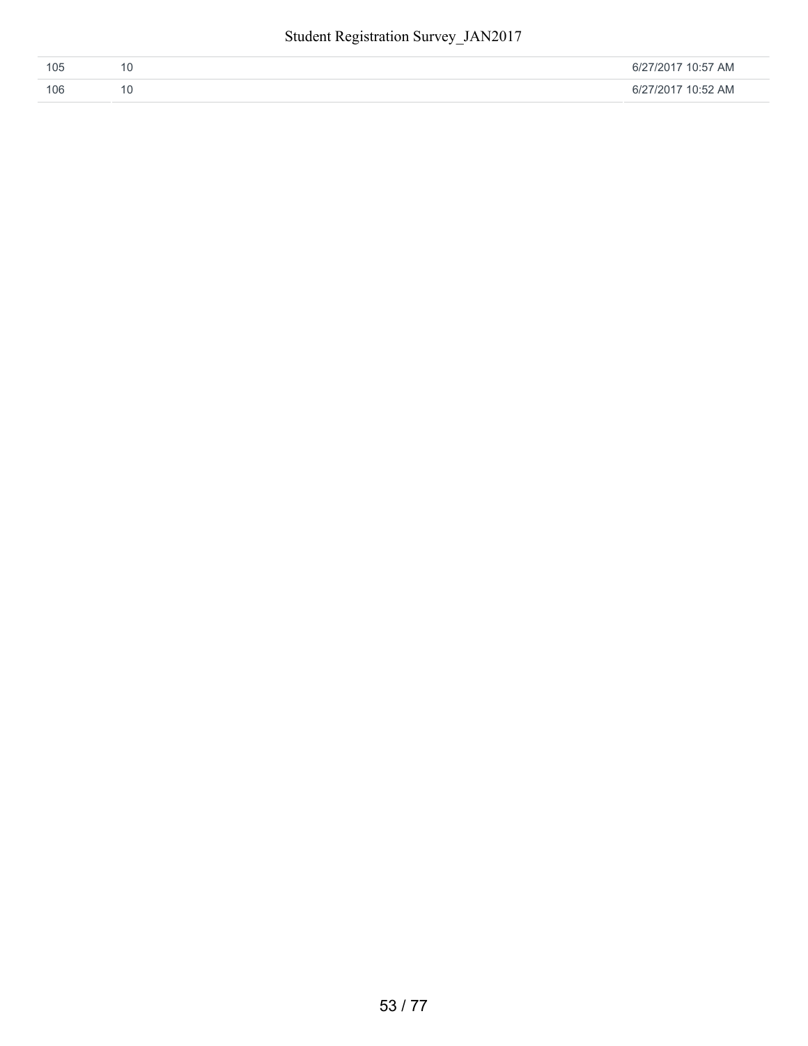| | | |
|---|---|---|
| 105 | 10 | 6/27/2017 10:57 AM |
| 106 | 10 | 6/27/2017 10:52 AM |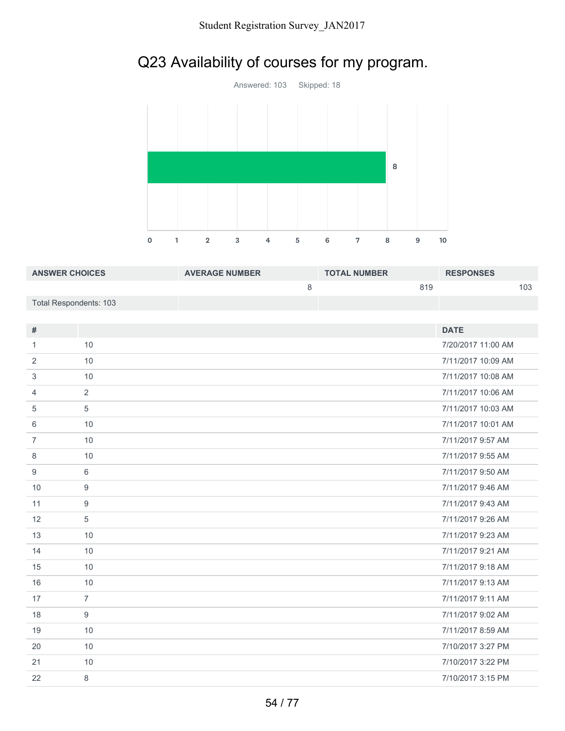# Q23 Availability of courses for my program.

Answered: 103 Skipped: 18

| ANSWER CHOICES | AVERAGE NUMBER | TOTAL NUMBER | RESPONSES |
|---|---|---|---|
| | 8 | 819 | 103 |
| Total Respondents: 103 | | | |

| # | | DATE |
|---|---|---|
| 1 | 10 | 7/20/2017 11:00 AM |
| 2 | 10 | 7/11/2017 10:09 AM |
| 3 | 10 | 7/11/2017 10:08 AM |
| 4 | 2 | 7/11/2017 10:06 AM |
| 5 | 5 | 7/11/2017 10:03 AM |
| 6 | 10 | 7/11/2017 10:01 AM |
| 7 | 10 | 7/11/2017 9:57 AM |
| 8 | 10 | 7/11/2017 9:55 AM |
| 9 | 6 | 7/11/2017 9:50 AM |
| 10 | 9 | 7/11/2017 9:46 AM |
| 11 | 9 | 7/11/2017 9:43 AM |
| 12 | 5 | 7/11/2017 9:26 AM |
| 13 | 10 | 7/11/2017 9:23 AM |
| 14 | 10 | 7/11/2017 9:21 AM |
| 15 | 10 | 7/11/2017 9:18 AM |
| 16 | 10 | 7/11/2017 9:13 AM |
| 17 | 7 | 7/11/2017 9:11 AM |
| 18 | 9 | 7/11/2017 9:02 AM |
| 19 | 10 | 7/11/2017 8:59 AM |
| 20 | 10 | 7/10/2017 3:27 PM |
| 21 | 10 | 7/10/2017 3:22 PM |
| 22 | 8 | 7/10/2017 3:15 PM |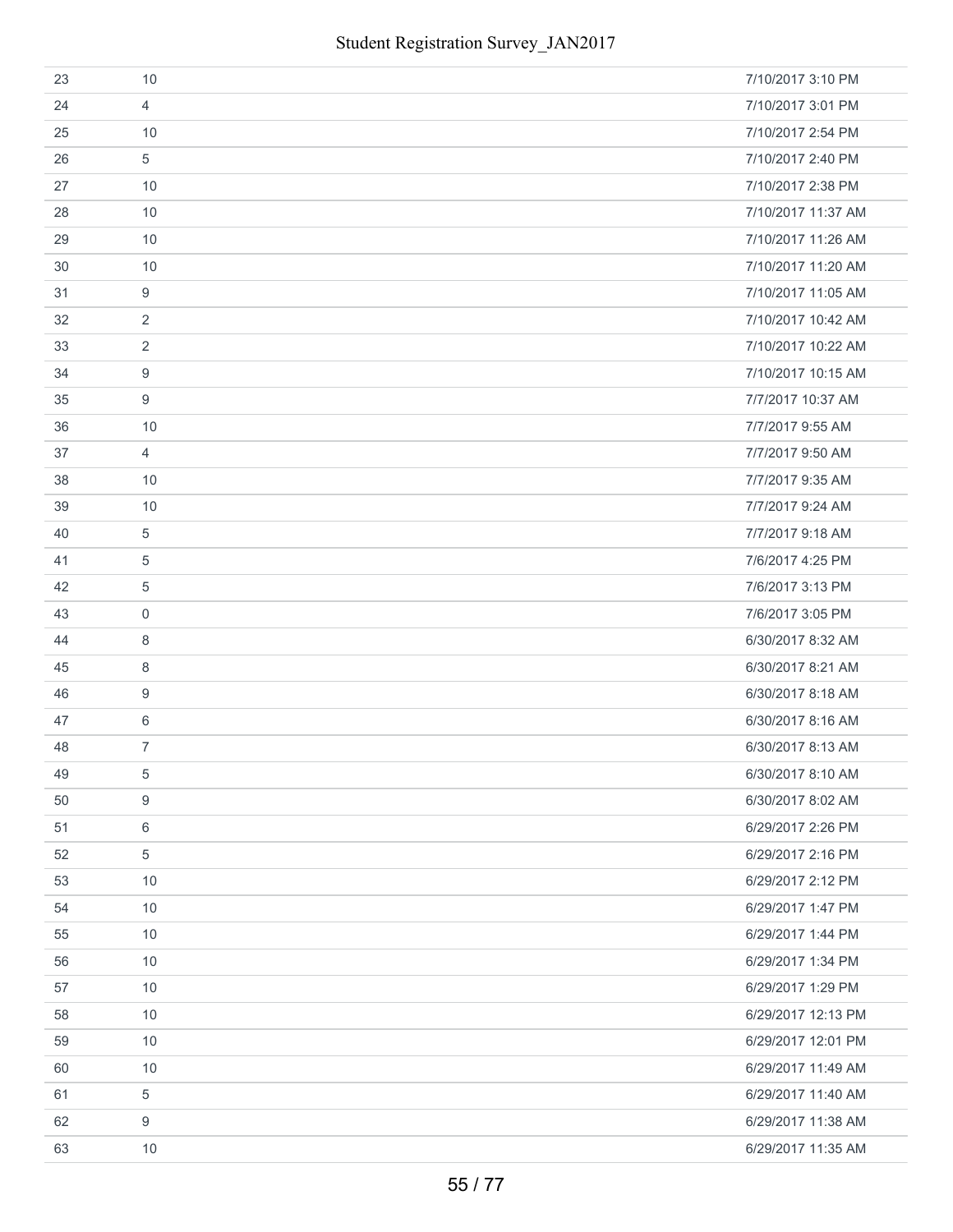| | | |
|---|---|---|
| 23 | 10 | 7/10/2017 3:10 PM |
| 24 | 4 | 7/10/2017 3:01 PM |
| 25 | 10 | 7/10/2017 2:54 PM |
| 26 | 5 | 7/10/2017 2:40 PM |
| 27 | 10 | 7/10/2017 2:38 PM |
| 28 | 10 | 7/10/2017 11:37 AM |
| 29 | 10 | 7/10/2017 11:26 AM |
| 30 | 10 | 7/10/2017 11:20 AM |
| 31 | 9 | 7/10/2017 11:05 AM |
| 32 | 2 | 7/10/2017 10:42 AM |
| 33 | 2 | 7/10/2017 10:22 AM |
| 34 | 9 | 7/10/2017 10:15 AM |
| 35 | 9 | 7/7/2017 10:37 AM |
| 36 | 10 | 7/7/2017 9:55 AM |
| 37 | 4 | 7/7/2017 9:50 AM |
| 38 | 10 | 7/7/2017 9:35 AM |
| 39 | 10 | 7/7/2017 9:24 AM |
| 40 | 5 | 7/7/2017 9:18 AM |
| 41 | 5 | 7/6/2017 4:25 PM |
| 42 | 5 | 7/6/2017 3:13 PM |
| 43 | 0 | 7/6/2017 3:05 PM |
| 44 | 8 | 6/30/2017 8:32 AM |
| 45 | 8 | 6/30/2017 8:21 AM |
| 46 | 9 | 6/30/2017 8:18 AM |
| 47 | 6 | 6/30/2017 8:16 AM |
| 48 | 7 | 6/30/2017 8:13 AM |
| 49 | 5 | 6/30/2017 8:10 AM |
| 50 | 9 | 6/30/2017 8:02 AM |
| 51 | 6 | 6/29/2017 2:26 PM |
| 52 | 5 | 6/29/2017 2:16 PM |
| 53 | 10 | 6/29/2017 2:12 PM |
| 54 | 10 | 6/29/2017 1:47 PM |
| 55 | 10 | 6/29/2017 1:44 PM |
| 56 | 10 | 6/29/2017 1:34 PM |
| 57 | 10 | 6/29/2017 1:29 PM |
| 58 | 10 | 6/29/2017 12:13 PM |
| 59 | 10 | 6/29/2017 12:01 PM |
| 60 | 10 | 6/29/2017 11:49 AM |
| 61 | 5 | 6/29/2017 11:40 AM |
| 62 | 9 | 6/29/2017 11:38 AM |
| 63 | 10 | 6/29/2017 11:35 AM |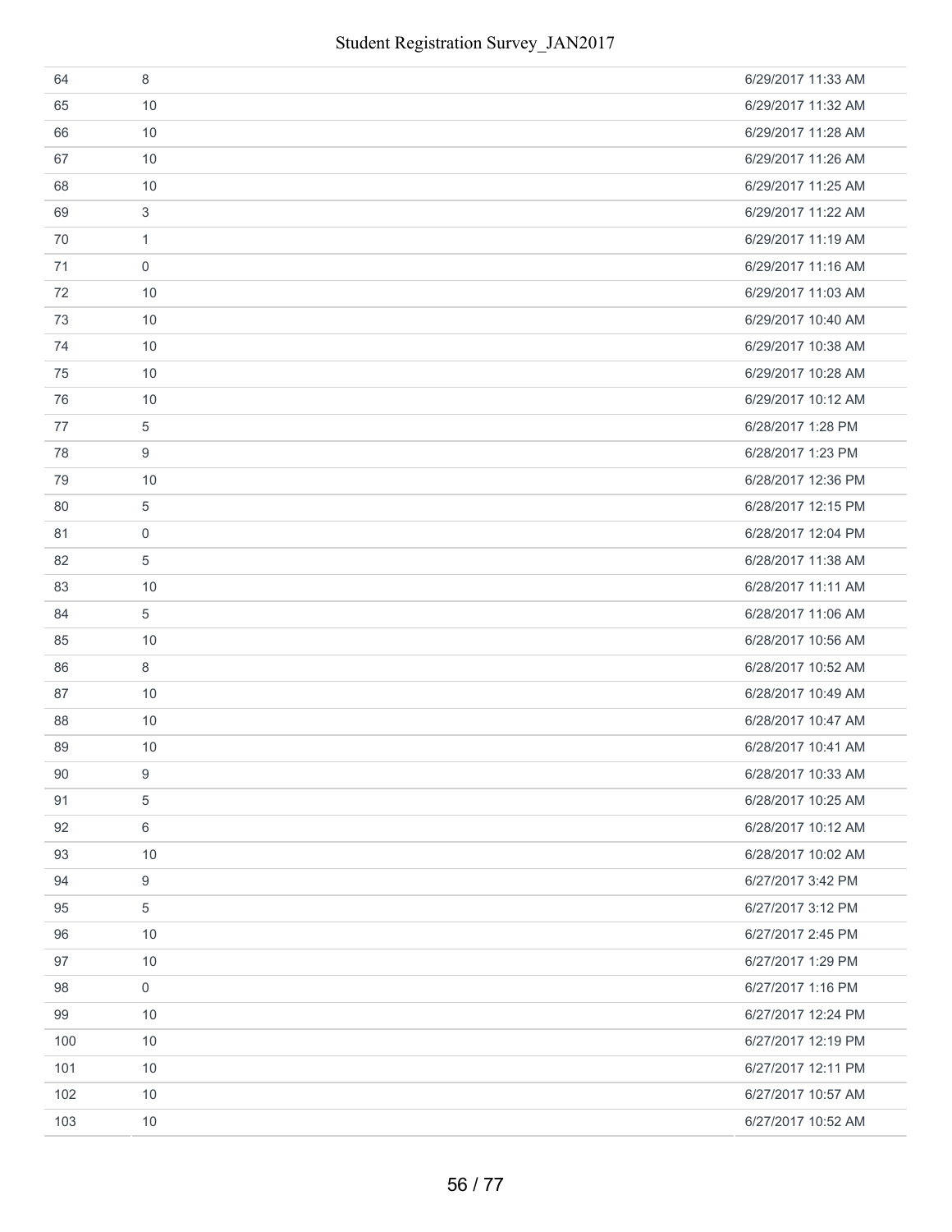| | | |
|---|---|---|
| 64 | 8 | 6/29/2017 11:33 AM |
| 65 | 10 | 6/29/2017 11:32 AM |
| 66 | 10 | 6/29/2017 11:28 AM |
| 67 | 10 | 6/29/2017 11:26 AM |
| 68 | 10 | 6/29/2017 11:25 AM |
| 69 | 3 | 6/29/2017 11:22 AM |
| 70 | 1 | 6/29/2017 11:19 AM |
| 71 | 0 | 6/29/2017 11:16 AM |
| 72 | 10 | 6/29/2017 11:03 AM |
| 73 | 10 | 6/29/2017 10:40 AM |
| 74 | 10 | 6/29/2017 10:38 AM |
| 75 | 10 | 6/29/2017 10:28 AM |
| 76 | 10 | 6/29/2017 10:12 AM |
| 77 | 5 | 6/28/2017 1:28 PM |
| 78 | 9 | 6/28/2017 1:23 PM |
| 79 | 10 | 6/28/2017 12:36 PM |
| 80 | 5 | 6/28/2017 12:15 PM |
| 81 | 0 | 6/28/2017 12:04 PM |
| 82 | 5 | 6/28/2017 11:38 AM |
| 83 | 10 | 6/28/2017 11:11 AM |
| 84 | 5 | 6/28/2017 11:06 AM |
| 85 | 10 | 6/28/2017 10:56 AM |
| 86 | 8 | 6/28/2017 10:52 AM |
| 87 | 10 | 6/28/2017 10:49 AM |
| 88 | 10 | 6/28/2017 10:47 AM |
| 89 | 10 | 6/28/2017 10:41 AM |
| 90 | 9 | 6/28/2017 10:33 AM |
| 91 | 5 | 6/28/2017 10:25 AM |
| 92 | 6 | 6/28/2017 10:12 AM |
| 93 | 10 | 6/28/2017 10:02 AM |
| 94 | 9 | 6/27/2017 3:42 PM |
| 95 | 5 | 6/27/2017 3:12 PM |
| 96 | 10 | 6/27/2017 2:45 PM |
| 97 | 10 | 6/27/2017 1:29 PM |
| 98 | 0 | 6/27/2017 1:16 PM |
| 99 | 10 | 6/27/2017 12:24 PM |
| 100 | 10 | 6/27/2017 12:19 PM |
| 101 | 10 | 6/27/2017 12:11 PM |
| 102 | 10 | 6/27/2017 10:57 AM |
| 103 | 10 | 6/27/2017 10:52 AM |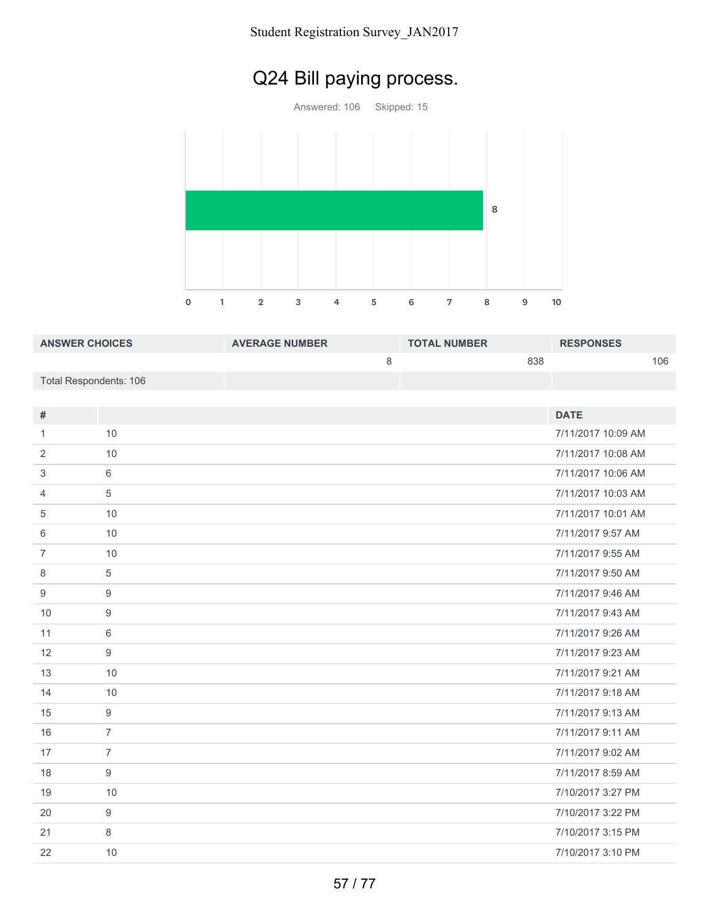# Q24 Bill paying process.

Answered: 106 Skipped: 15

| ANSWER CHOICES | AVERAGE NUMBER | TOTAL NUMBER | RESPONSES |
|---|---|---|---|
| | 8 | 838 | 106 |
| Total Respondents: 106 | | | |

| # | | DATE |
|---|---|---|
| 1 | 10 | 7/11/2017 10:09 AM |
| 2 | 10 | 7/11/2017 10:08 AM |
| 3 | 6 | 7/11/2017 10:06 AM |
| 4 | 5 | 7/11/2017 10:03 AM |
| 5 | 10 | 7/11/2017 10:01 AM |
| 6 | 10 | 7/11/2017 9:57 AM |
| 7 | 10 | 7/11/2017 9:55 AM |
| 8 | 5 | 7/11/2017 9:50 AM |
| 9 | 9 | 7/11/2017 9:46 AM |
| 10 | 9 | 7/11/2017 9:43 AM |
| 11 | 6 | 7/11/2017 9:26 AM |
| 12 | 9 | 7/11/2017 9:23 AM |
| 13 | 10 | 7/11/2017 9:21 AM |
| 14 | 10 | 7/11/2017 9:18 AM |
| 15 | 9 | 7/11/2017 9:13 AM |
| 16 | 7 | 7/11/2017 9:11 AM |
| 17 | 7 | 7/11/2017 9:02 AM |
| 18 | 9 | 7/11/2017 8:59 AM |
| 19 | 10 | 7/10/2017 3:27 PM |
| 20 | 9 | 7/10/2017 3:22 PM |
| 21 | 8 | 7/10/2017 3:15 PM |
| 22 | 10 | 7/10/2017 3:10 PM |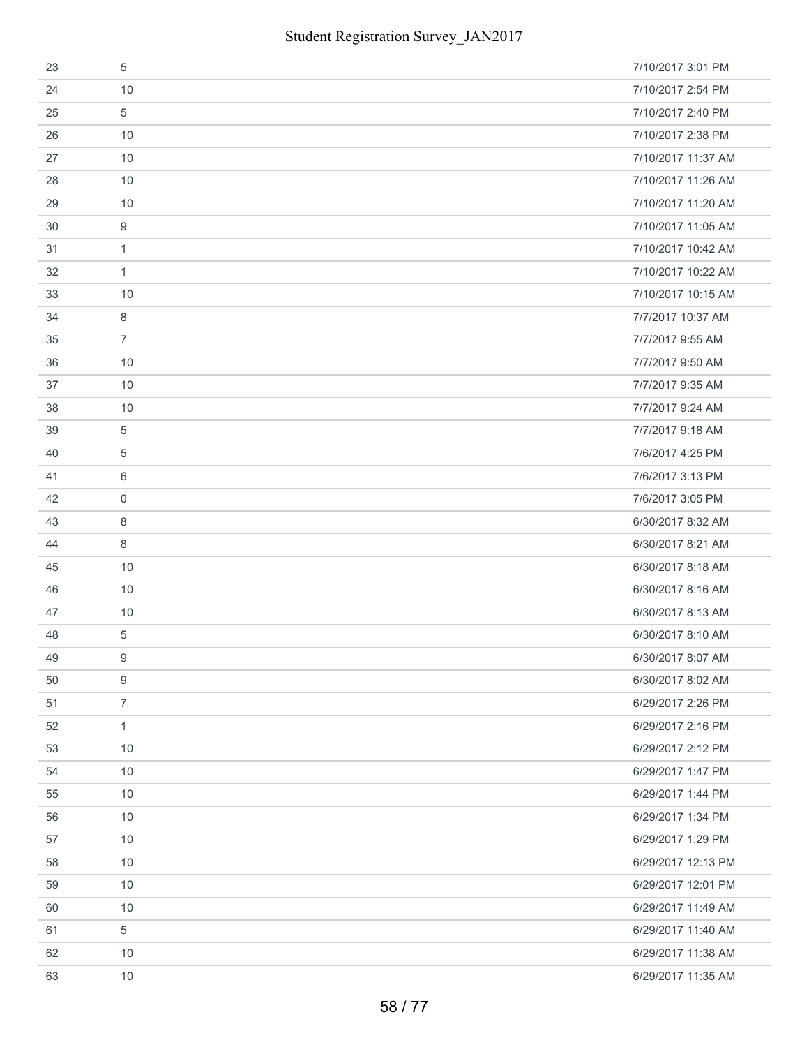| | | |
|---|---|---|
| 23 | 5 | 7/10/2017 3:01 PM |
| 24 | 10 | 7/10/2017 2:54 PM |
| 25 | 5 | 7/10/2017 2:40 PM |
| 26 | 10 | 7/10/2017 2:38 PM |
| 27 | 10 | 7/10/2017 11:37 AM |
| 28 | 10 | 7/10/2017 11:26 AM |
| 29 | 10 | 7/10/2017 11:20 AM |
| 30 | 9 | 7/10/2017 11:05 AM |
| 31 | 1 | 7/10/2017 10:42 AM |
| 32 | 1 | 7/10/2017 10:22 AM |
| 33 | 10 | 7/10/2017 10:15 AM |
| 34 | 8 | 7/7/2017 10:37 AM |
| 35 | 7 | 7/7/2017 9:55 AM |
| 36 | 10 | 7/7/2017 9:50 AM |
| 37 | 10 | 7/7/2017 9:35 AM |
| 38 | 10 | 7/7/2017 9:24 AM |
| 39 | 5 | 7/7/2017 9:18 AM |
| 40 | 5 | 7/6/2017 4:25 PM |
| 41 | 6 | 7/6/2017 3:13 PM |
| 42 | 0 | 7/6/2017 3:05 PM |
| 43 | 8 | 6/30/2017 8:32 AM |
| 44 | 8 | 6/30/2017 8:21 AM |
| 45 | 10 | 6/30/2017 8:18 AM |
| 46 | 10 | 6/30/2017 8:16 AM |
| 47 | 10 | 6/30/2017 8:13 AM |
| 48 | 5 | 6/30/2017 8:10 AM |
| 49 | 9 | 6/30/2017 8:07 AM |
| 50 | 9 | 6/30/2017 8:02 AM |
| 51 | 7 | 6/29/2017 2:26 PM |
| 52 | 1 | 6/29/2017 2:16 PM |
| 53 | 10 | 6/29/2017 2:12 PM |
| 54 | 10 | 6/29/2017 1:47 PM |
| 55 | 10 | 6/29/2017 1:44 PM |
| 56 | 10 | 6/29/2017 1:34 PM |
| 57 | 10 | 6/29/2017 1:29 PM |
| 58 | 10 | 6/29/2017 12:13 PM |
| 59 | 10 | 6/29/2017 12:01 PM |
| 60 | 10 | 6/29/2017 11:49 AM |
| 61 | 5 | 6/29/2017 11:40 AM |
| 62 | 10 | 6/29/2017 11:38 AM |
| 63 | 10 | 6/29/2017 11:35 AM |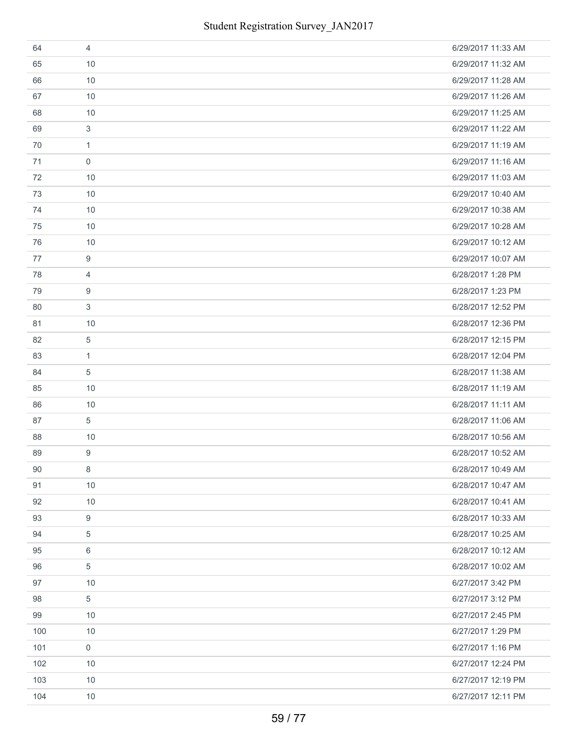| | | |
|---|---|---|
| 64 | 4 | 6/29/2017 11:33 AM |
| 65 | 10 | 6/29/2017 11:32 AM |
| 66 | 10 | 6/29/2017 11:28 AM |
| 67 | 10 | 6/29/2017 11:26 AM |
| 68 | 10 | 6/29/2017 11:25 AM |
| 69 | 3 | 6/29/2017 11:22 AM |
| 70 | 1 | 6/29/2017 11:19 AM |
| 71 | 0 | 6/29/2017 11:16 AM |
| 72 | 10 | 6/29/2017 11:03 AM |
| 73 | 10 | 6/29/2017 10:40 AM |
| 74 | 10 | 6/29/2017 10:38 AM |
| 75 | 10 | 6/29/2017 10:28 AM |
| 76 | 10 | 6/29/2017 10:12 AM |
| 77 | 9 | 6/29/2017 10:07 AM |
| 78 | 4 | 6/28/2017 1:28 PM |
| 79 | 9 | 6/28/2017 1:23 PM |
| 80 | 3 | 6/28/2017 12:52 PM |
| 81 | 10 | 6/28/2017 12:36 PM |
| 82 | 5 | 6/28/2017 12:15 PM |
| 83 | 1 | 6/28/2017 12:04 PM |
| 84 | 5 | 6/28/2017 11:38 AM |
| 85 | 10 | 6/28/2017 11:19 AM |
| 86 | 10 | 6/28/2017 11:11 AM |
| 87 | 5 | 6/28/2017 11:06 AM |
| 88 | 10 | 6/28/2017 10:56 AM |
| 89 | 9 | 6/28/2017 10:52 AM |
| 90 | 8 | 6/28/2017 10:49 AM |
| 91 | 10 | 6/28/2017 10:47 AM |
| 92 | 10 | 6/28/2017 10:41 AM |
| 93 | 9 | 6/28/2017 10:33 AM |
| 94 | 5 | 6/28/2017 10:25 AM |
| 95 | 6 | 6/28/2017 10:12 AM |
| 96 | 5 | 6/28/2017 10:02 AM |
| 97 | 10 | 6/27/2017 3:42 PM |
| 98 | 5 | 6/27/2017 3:12 PM |
| 99 | 10 | 6/27/2017 2:45 PM |
| 100 | 10 | 6/27/2017 1:29 PM |
| 101 | 0 | 6/27/2017 1:16 PM |
| 102 | 10 | 6/27/2017 12:24 PM |
| 103 | 10 | 6/27/2017 12:19 PM |
| 104 | 10 | 6/27/2017 12:11 PM |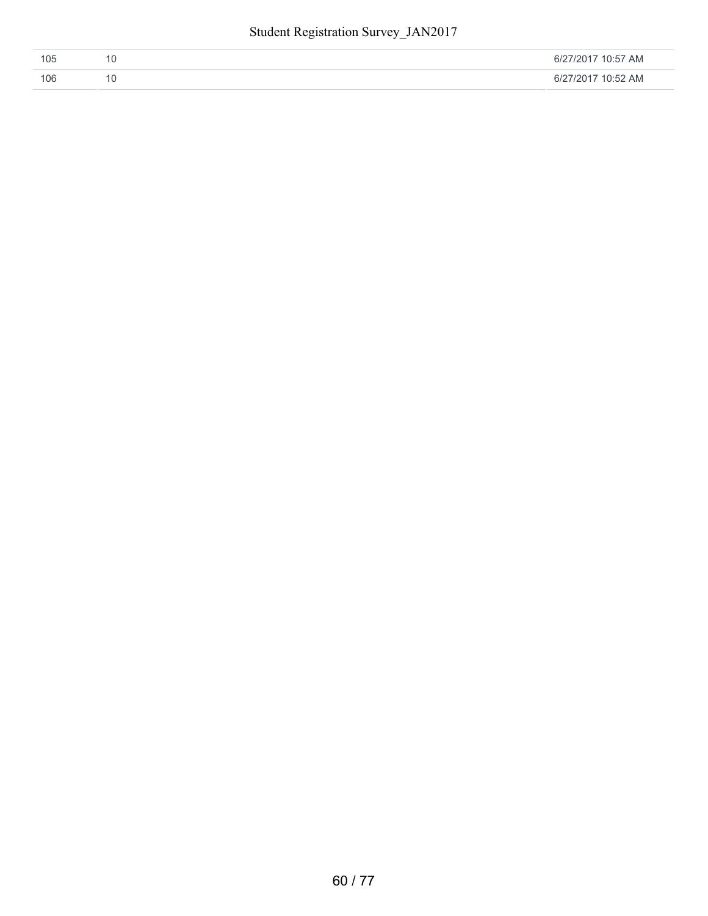| | | |
|---|---|---|
| 105 | 10 | 6/27/2017 10:57 AM |
| 106 | 10 | 6/27/2017 10:52 AM |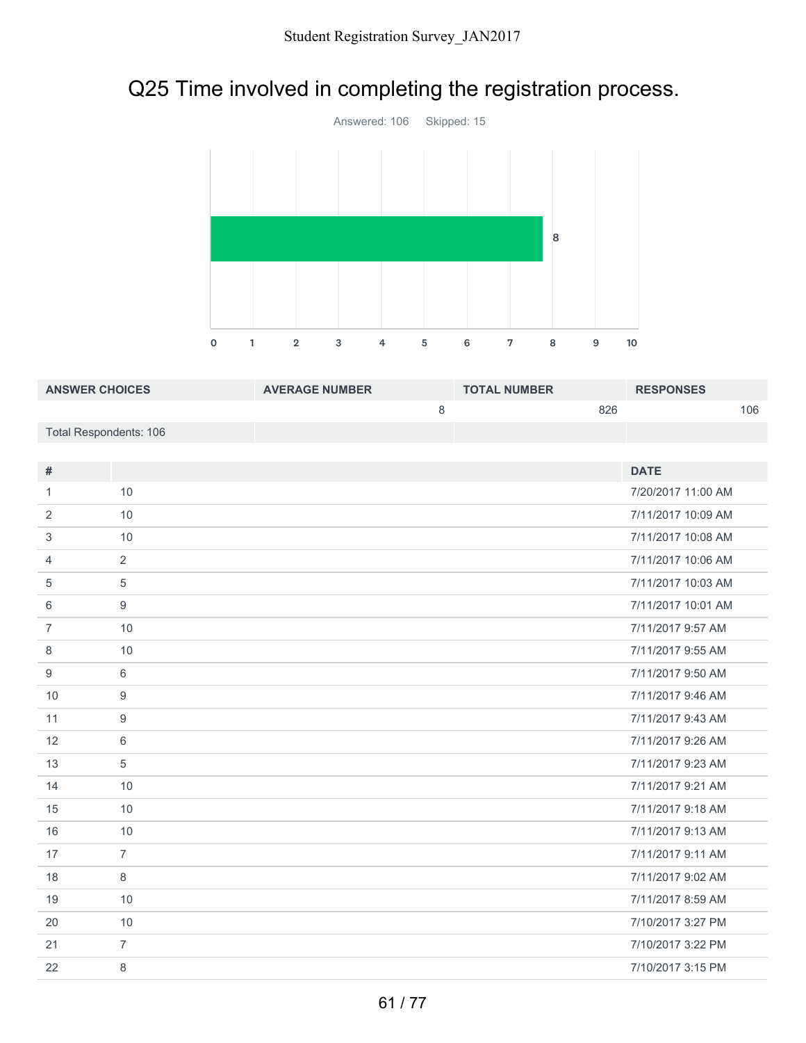# Q25 Time involved in completing the registration process.

Answered: 106 Skipped: 15

| ANSWER CHOICES | AVERAGE NUMBER | TOTAL NUMBER | RESPONSES |
|---|---|---|---|
| | 8 | 826 | 106 |
| Total Respondents: 106 | | | |

| # | | DATE |
|---|---|---|
| 1 | 10 | 7/20/2017 11:00 AM |
| 2 | 10 | 7/11/2017 10:09 AM |
| 3 | 10 | 7/11/2017 10:08 AM |
| 4 | 2 | 7/11/2017 10:06 AM |
| 5 | 5 | 7/11/2017 10:03 AM |
| 6 | 9 | 7/11/2017 10:01 AM |
| 7 | 10 | 7/11/2017 9:57 AM |
| 8 | 10 | 7/11/2017 9:55 AM |
| 9 | 6 | 7/11/2017 9:50 AM |
| 10 | 9 | 7/11/2017 9:46 AM |
| 11 | 9 | 7/11/2017 9:43 AM |
| 12 | 6 | 7/11/2017 9:26 AM |
| 13 | 5 | 7/11/2017 9:23 AM |
| 14 | 10 | 7/11/2017 9:21 AM |
| 15 | 10 | 7/11/2017 9:18 AM |
| 16 | 10 | 7/11/2017 9:13 AM |
| 17 | 7 | 7/11/2017 9:11 AM |
| 18 | 8 | 7/11/2017 9:02 AM |
| 19 | 10 | 7/11/2017 8:59 AM |
| 20 | 10 | 7/10/2017 3:27 PM |
| 21 | 7 | 7/10/2017 3:22 PM |
| 22 | 8 | 7/10/2017 3:15 PM |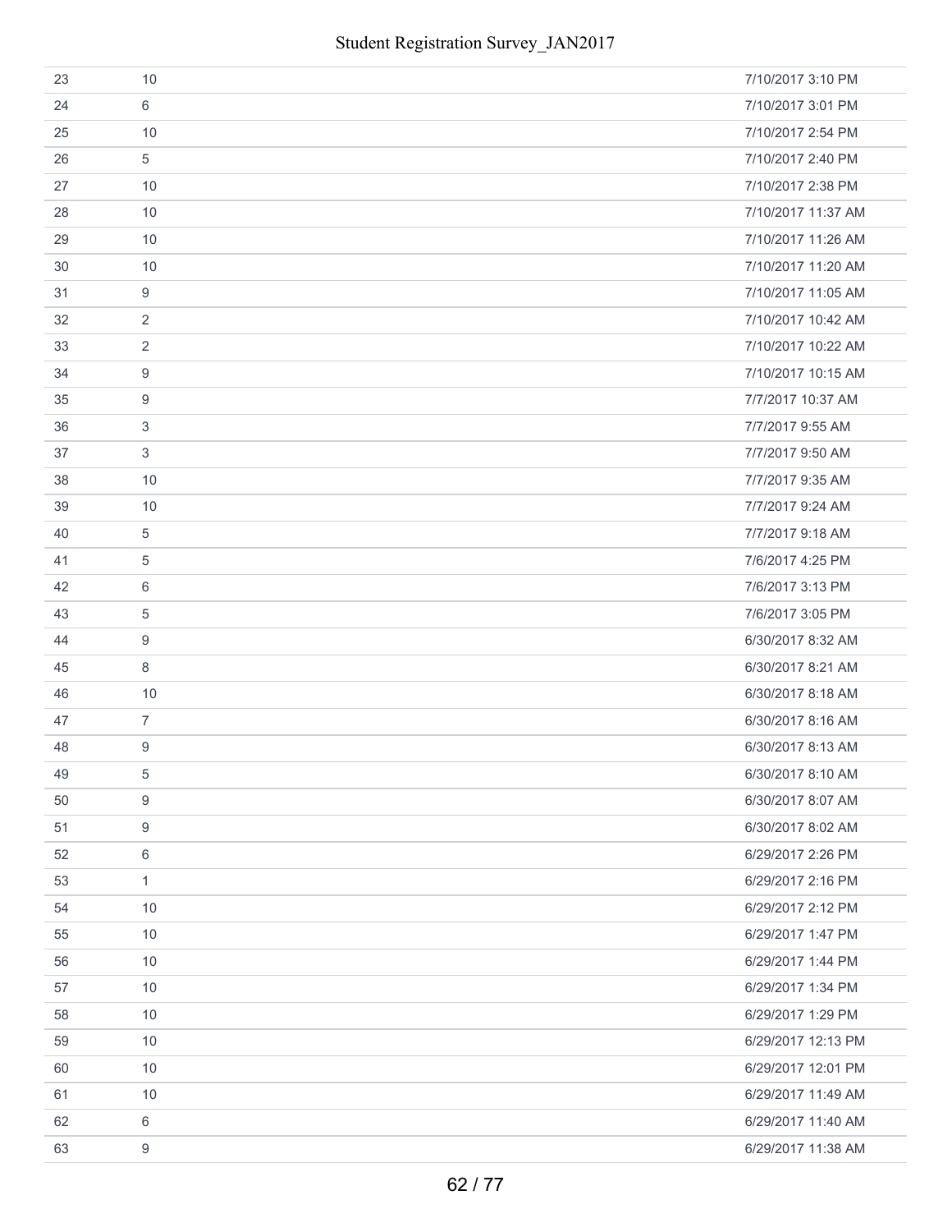| | | |
|---|---|---|
| 23 | 10 | 7/10/2017 3:10 PM |
| 24 | 6 | 7/10/2017 3:01 PM |
| 25 | 10 | 7/10/2017 2:54 PM |
| 26 | 5 | 7/10/2017 2:40 PM |
| 27 | 10 | 7/10/2017 2:38 PM |
| 28 | 10 | 7/10/2017 11:37 AM |
| 29 | 10 | 7/10/2017 11:26 AM |
| 30 | 10 | 7/10/2017 11:20 AM |
| 31 | 9 | 7/10/2017 11:05 AM |
| 32 | 2 | 7/10/2017 10:42 AM |
| 33 | 2 | 7/10/2017 10:22 AM |
| 34 | 9 | 7/10/2017 10:15 AM |
| 35 | 9 | 7/7/2017 10:37 AM |
| 36 | 3 | 7/7/2017 9:55 AM |
| 37 | 3 | 7/7/2017 9:50 AM |
| 38 | 10 | 7/7/2017 9:35 AM |
| 39 | 10 | 7/7/2017 9:24 AM |
| 40 | 5 | 7/7/2017 9:18 AM |
| 41 | 5 | 7/6/2017 4:25 PM |
| 42 | 6 | 7/6/2017 3:13 PM |
| 43 | 5 | 7/6/2017 3:05 PM |
| 44 | 9 | 6/30/2017 8:32 AM |
| 45 | 8 | 6/30/2017 8:21 AM |
| 46 | 10 | 6/30/2017 8:18 AM |
| 47 | 7 | 6/30/2017 8:16 AM |
| 48 | 9 | 6/30/2017 8:13 AM |
| 49 | 5 | 6/30/2017 8:10 AM |
| 50 | 9 | 6/30/2017 8:07 AM |
| 51 | 9 | 6/30/2017 8:02 AM |
| 52 | 6 | 6/29/2017 2:26 PM |
| 53 | 1 | 6/29/2017 2:16 PM |
| 54 | 10 | 6/29/2017 2:12 PM |
| 55 | 10 | 6/29/2017 1:47 PM |
| 56 | 10 | 6/29/2017 1:44 PM |
| 57 | 10 | 6/29/2017 1:34 PM |
| 58 | 10 | 6/29/2017 1:29 PM |
| 59 | 10 | 6/29/2017 12:13 PM |
| 60 | 10 | 6/29/2017 12:01 PM |
| 61 | 10 | 6/29/2017 11:49 AM |
| 62 | 6 | 6/29/2017 11:40 AM |
| 63 | 9 | 6/29/2017 11:38 AM |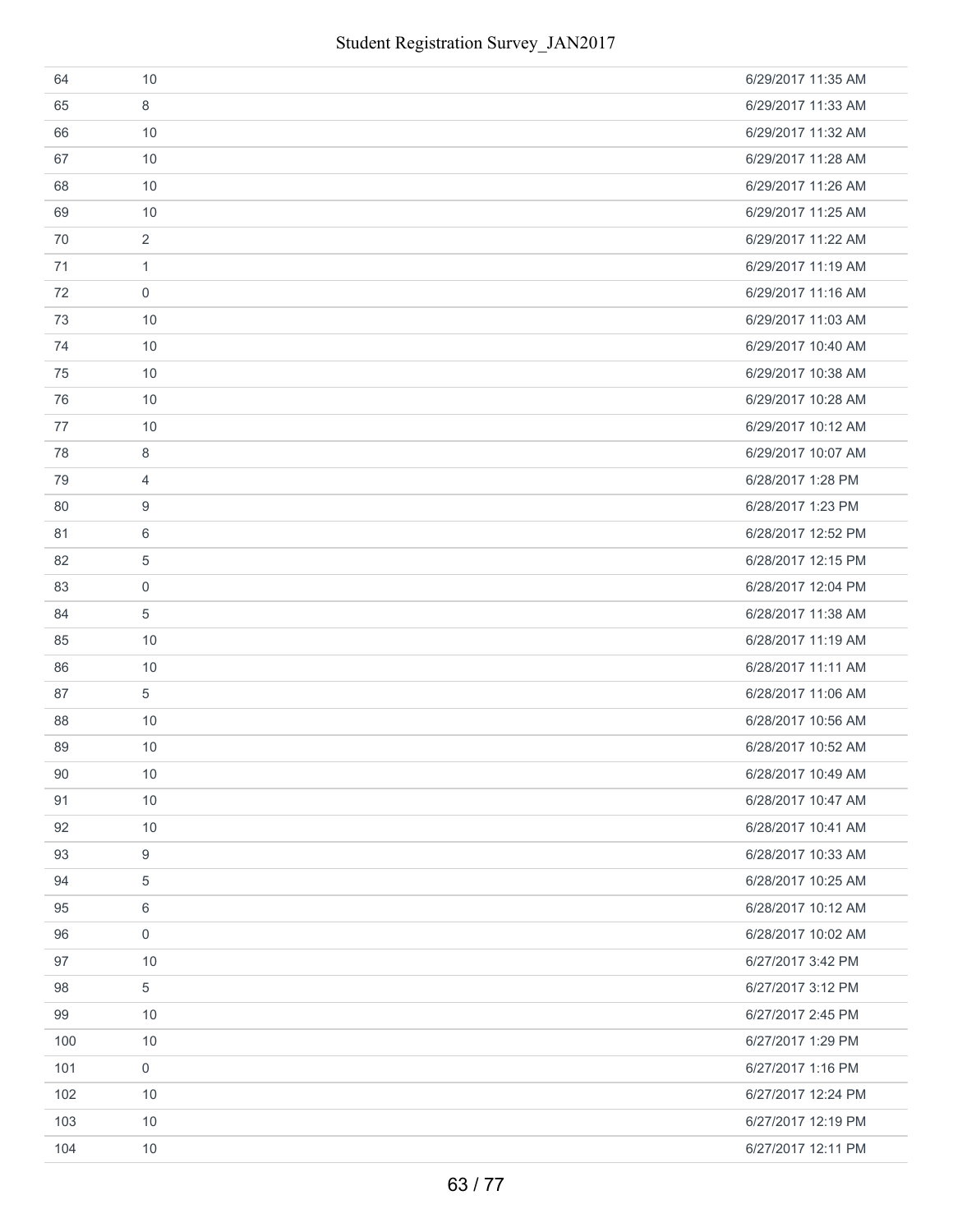| | | |
|---|---|---|
| 64 | 10 | 6/29/2017 11:35 AM |
| 65 | 8 | 6/29/2017 11:33 AM |
| 66 | 10 | 6/29/2017 11:32 AM |
| 67 | 10 | 6/29/2017 11:28 AM |
| 68 | 10 | 6/29/2017 11:26 AM |
| 69 | 10 | 6/29/2017 11:25 AM |
| 70 | 2 | 6/29/2017 11:22 AM |
| 71 | 1 | 6/29/2017 11:19 AM |
| 72 | 0 | 6/29/2017 11:16 AM |
| 73 | 10 | 6/29/2017 11:03 AM |
| 74 | 10 | 6/29/2017 10:40 AM |
| 75 | 10 | 6/29/2017 10:38 AM |
| 76 | 10 | 6/29/2017 10:28 AM |
| 77 | 10 | 6/29/2017 10:12 AM |
| 78 | 8 | 6/29/2017 10:07 AM |
| 79 | 4 | 6/28/2017 1:28 PM |
| 80 | 9 | 6/28/2017 1:23 PM |
| 81 | 6 | 6/28/2017 12:52 PM |
| 82 | 5 | 6/28/2017 12:15 PM |
| 83 | 0 | 6/28/2017 12:04 PM |
| 84 | 5 | 6/28/2017 11:38 AM |
| 85 | 10 | 6/28/2017 11:19 AM |
| 86 | 10 | 6/28/2017 11:11 AM |
| 87 | 5 | 6/28/2017 11:06 AM |
| 88 | 10 | 6/28/2017 10:56 AM |
| 89 | 10 | 6/28/2017 10:52 AM |
| 90 | 10 | 6/28/2017 10:49 AM |
| 91 | 10 | 6/28/2017 10:47 AM |
| 92 | 10 | 6/28/2017 10:41 AM |
| 93 | 9 | 6/28/2017 10:33 AM |
| 94 | 5 | 6/28/2017 10:25 AM |
| 95 | 6 | 6/28/2017 10:12 AM |
| 96 | 0 | 6/28/2017 10:02 AM |
| 97 | 10 | 6/27/2017 3:42 PM |
| 98 | 5 | 6/27/2017 3:12 PM |
| 99 | 10 | 6/27/2017 2:45 PM |
| 100 | 10 | 6/27/2017 1:29 PM |
| 101 | 0 | 6/27/2017 1:16 PM |
| 102 | 10 | 6/27/2017 12:24 PM |
| 103 | 10 | 6/27/2017 12:19 PM |
| 104 | 10 | 6/27/2017 12:11 PM |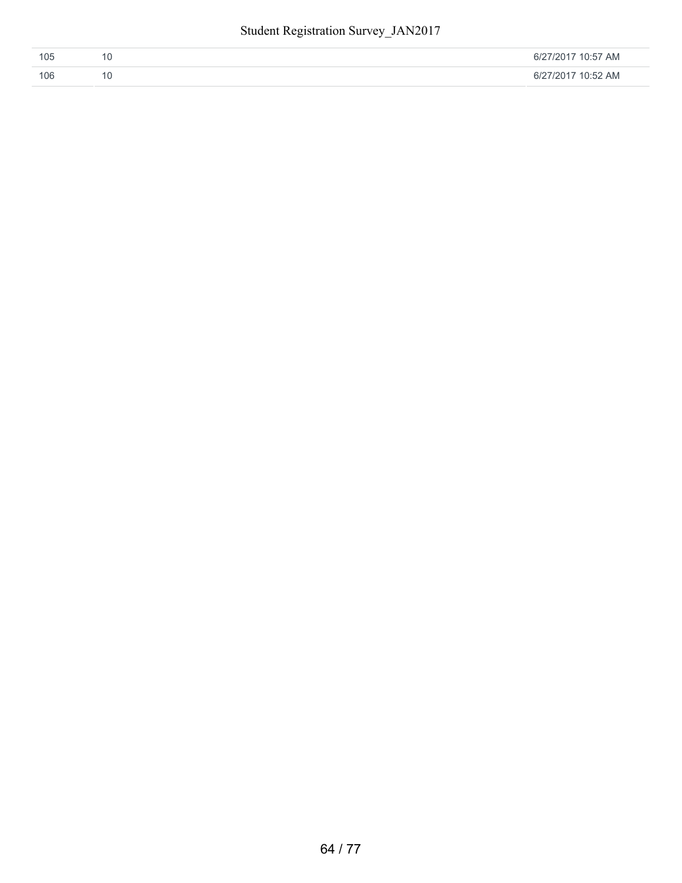| | | |
|---|---|---|
| 105 | 10 | 6/27/2017 10:57 AM |
| 106 | 10 | 6/27/2017 10:52 AM |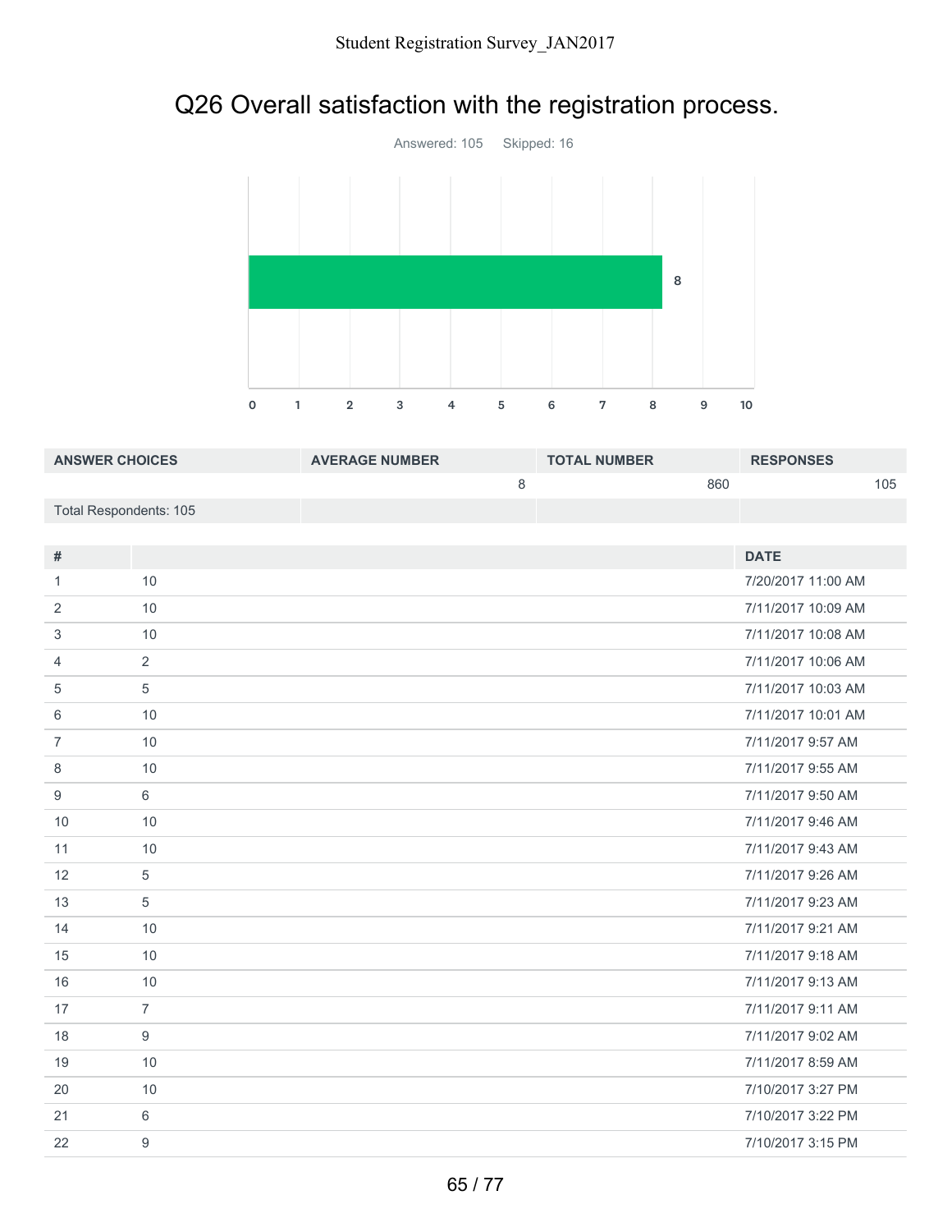# Q26 Overall satisfaction with the registration process.

Answered: 105 Skipped: 16

| ANSWER CHOICES | AVERAGE NUMBER | TOTAL NUMBER | RESPONSES |
|---|---|---|---|
| | 8 | 860 | 105 |
| Total Respondents: 105 | | | |

| # | | DATE |
|---|---|---|
| 1 | 10 | 7/20/2017 11:00 AM |
| 2 | 10 | 7/11/2017 10:09 AM |
| 3 | 10 | 7/11/2017 10:08 AM |
| 4 | 2 | 7/11/2017 10:06 AM |
| 5 | 5 | 7/11/2017 10:03 AM |
| 6 | 10 | 7/11/2017 10:01 AM |
| 7 | 10 | 7/11/2017 9:57 AM |
| 8 | 10 | 7/11/2017 9:55 AM |
| 9 | 6 | 7/11/2017 9:50 AM |
| 10 | 10 | 7/11/2017 9:46 AM |
| 11 | 10 | 7/11/2017 9:43 AM |
| 12 | 5 | 7/11/2017 9:26 AM |
| 13 | 5 | 7/11/2017 9:23 AM |
| 14 | 10 | 7/11/2017 9:21 AM |
| 15 | 10 | 7/11/2017 9:18 AM |
| 16 | 10 | 7/11/2017 9:13 AM |
| 17 | 7 | 7/11/2017 9:11 AM |
| 18 | 9 | 7/11/2017 9:02 AM |
| 19 | 10 | 7/11/2017 8:59 AM |
| 20 | 10 | 7/10/2017 3:27 PM |
| 21 | 6 | 7/10/2017 3:22 PM |
| 22 | 9 | 7/10/2017 3:15 PM |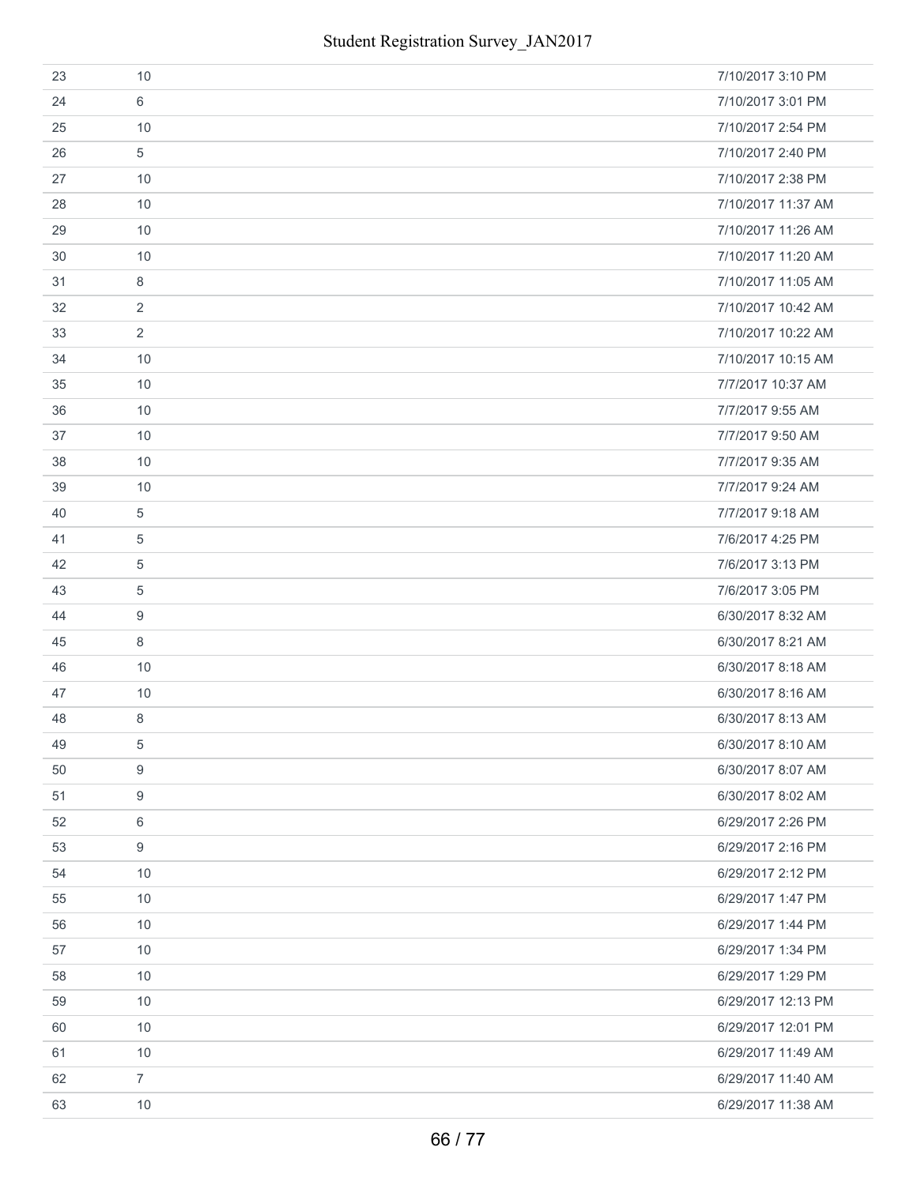| | | |
|---|---|---|
| 23 | 10 | 7/10/2017 3:10 PM |
| 24 | 6 | 7/10/2017 3:01 PM |
| 25 | 10 | 7/10/2017 2:54 PM |
| 26 | 5 | 7/10/2017 2:40 PM |
| 27 | 10 | 7/10/2017 2:38 PM |
| 28 | 10 | 7/10/2017 11:37 AM |
| 29 | 10 | 7/10/2017 11:26 AM |
| 30 | 10 | 7/10/2017 11:20 AM |
| 31 | 8 | 7/10/2017 11:05 AM |
| 32 | 2 | 7/10/2017 10:42 AM |
| 33 | 2 | 7/10/2017 10:22 AM |
| 34 | 10 | 7/10/2017 10:15 AM |
| 35 | 10 | 7/7/2017 10:37 AM |
| 36 | 10 | 7/7/2017 9:55 AM |
| 37 | 10 | 7/7/2017 9:50 AM |
| 38 | 10 | 7/7/2017 9:35 AM |
| 39 | 10 | 7/7/2017 9:24 AM |
| 40 | 5 | 7/7/2017 9:18 AM |
| 41 | 5 | 7/6/2017 4:25 PM |
| 42 | 5 | 7/6/2017 3:13 PM |
| 43 | 5 | 7/6/2017 3:05 PM |
| 44 | 9 | 6/30/2017 8:32 AM |
| 45 | 8 | 6/30/2017 8:21 AM |
| 46 | 10 | 6/30/2017 8:18 AM |
| 47 | 10 | 6/30/2017 8:16 AM |
| 48 | 8 | 6/30/2017 8:13 AM |
| 49 | 5 | 6/30/2017 8:10 AM |
| 50 | 9 | 6/30/2017 8:07 AM |
| 51 | 9 | 6/30/2017 8:02 AM |
| 52 | 6 | 6/29/2017 2:26 PM |
| 53 | 9 | 6/29/2017 2:16 PM |
| 54 | 10 | 6/29/2017 2:12 PM |
| 55 | 10 | 6/29/2017 1:47 PM |
| 56 | 10 | 6/29/2017 1:44 PM |
| 57 | 10 | 6/29/2017 1:34 PM |
| 58 | 10 | 6/29/2017 1:29 PM |
| 59 | 10 | 6/29/2017 12:13 PM |
| 60 | 10 | 6/29/2017 12:01 PM |
| 61 | 10 | 6/29/2017 11:49 AM |
| 62 | 7 | 6/29/2017 11:40 AM |
| 63 | 10 | 6/29/2017 11:38 AM |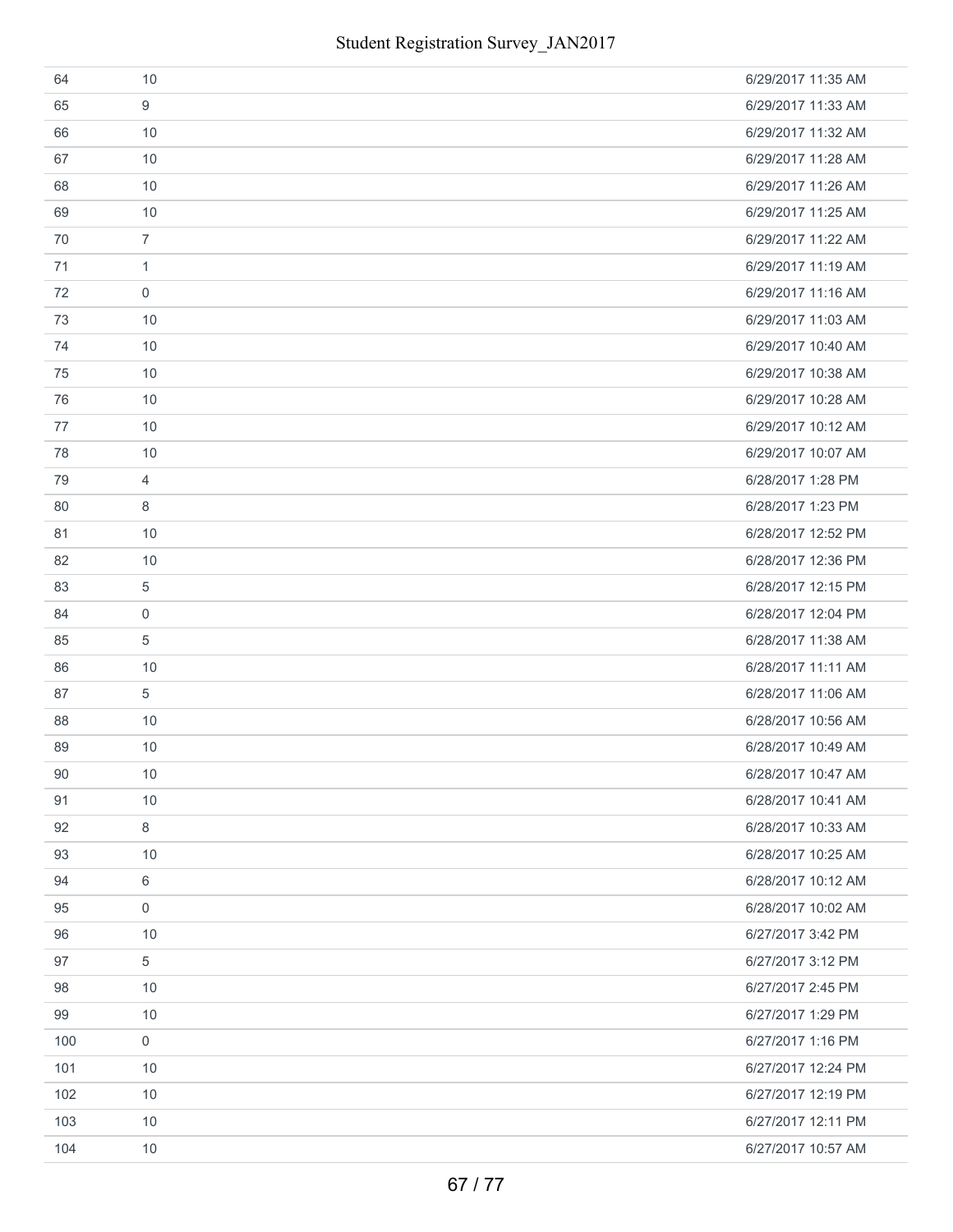| | | |
|---|---|---|
| 64 | 10 | 6/29/2017 11:35 AM |
| 65 | 9 | 6/29/2017 11:33 AM |
| 66 | 10 | 6/29/2017 11:32 AM |
| 67 | 10 | 6/29/2017 11:28 AM |
| 68 | 10 | 6/29/2017 11:26 AM |
| 69 | 10 | 6/29/2017 11:25 AM |
| 70 | 7 | 6/29/2017 11:22 AM |
| 71 | 1 | 6/29/2017 11:19 AM |
| 72 | 0 | 6/29/2017 11:16 AM |
| 73 | 10 | 6/29/2017 11:03 AM |
| 74 | 10 | 6/29/2017 10:40 AM |
| 75 | 10 | 6/29/2017 10:38 AM |
| 76 | 10 | 6/29/2017 10:28 AM |
| 77 | 10 | 6/29/2017 10:12 AM |
| 78 | 10 | 6/29/2017 10:07 AM |
| 79 | 4 | 6/28/2017 1:28 PM |
| 80 | 8 | 6/28/2017 1:23 PM |
| 81 | 10 | 6/28/2017 12:52 PM |
| 82 | 10 | 6/28/2017 12:36 PM |
| 83 | 5 | 6/28/2017 12:15 PM |
| 84 | 0 | 6/28/2017 12:04 PM |
| 85 | 5 | 6/28/2017 11:38 AM |
| 86 | 10 | 6/28/2017 11:11 AM |
| 87 | 5 | 6/28/2017 11:06 AM |
| 88 | 10 | 6/28/2017 10:56 AM |
| 89 | 10 | 6/28/2017 10:49 AM |
| 90 | 10 | 6/28/2017 10:47 AM |
| 91 | 10 | 6/28/2017 10:41 AM |
| 92 | 8 | 6/28/2017 10:33 AM |
| 93 | 10 | 6/28/2017 10:25 AM |
| 94 | 6 | 6/28/2017 10:12 AM |
| 95 | 0 | 6/28/2017 10:02 AM |
| 96 | 10 | 6/27/2017 3:42 PM |
| 97 | 5 | 6/27/2017 3:12 PM |
| 98 | 10 | 6/27/2017 2:45 PM |
| 99 | 10 | 6/27/2017 1:29 PM |
| 100 | 0 | 6/27/2017 1:16 PM |
| 101 | 10 | 6/27/2017 12:24 PM |
| 102 | 10 | 6/27/2017 12:19 PM |
| 103 | 10 | 6/27/2017 12:11 PM |
| 104 | 10 | 6/27/2017 10:57 AM |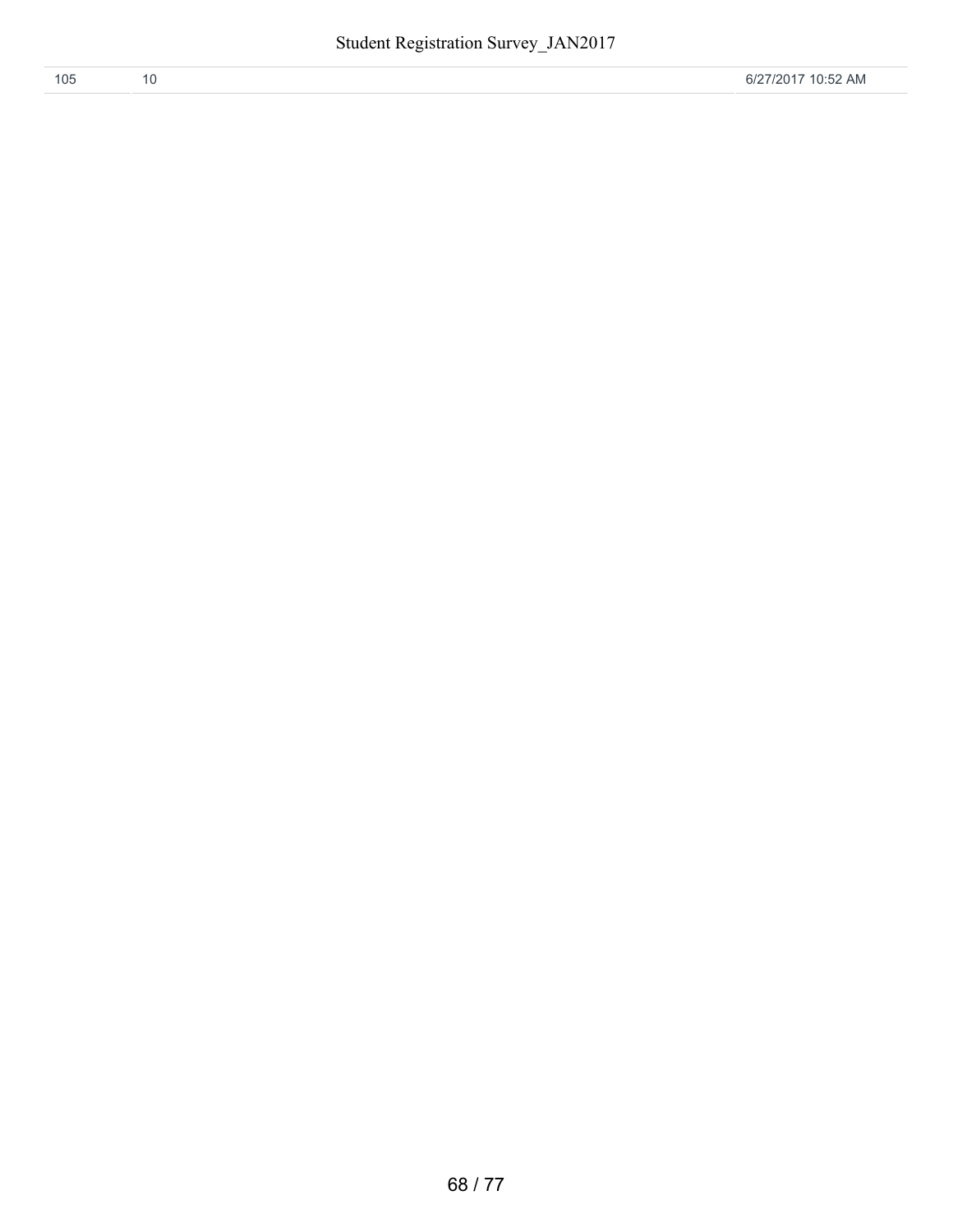| 105 | 10 | 6/27/2017 10:52 AM |
|---|---|---|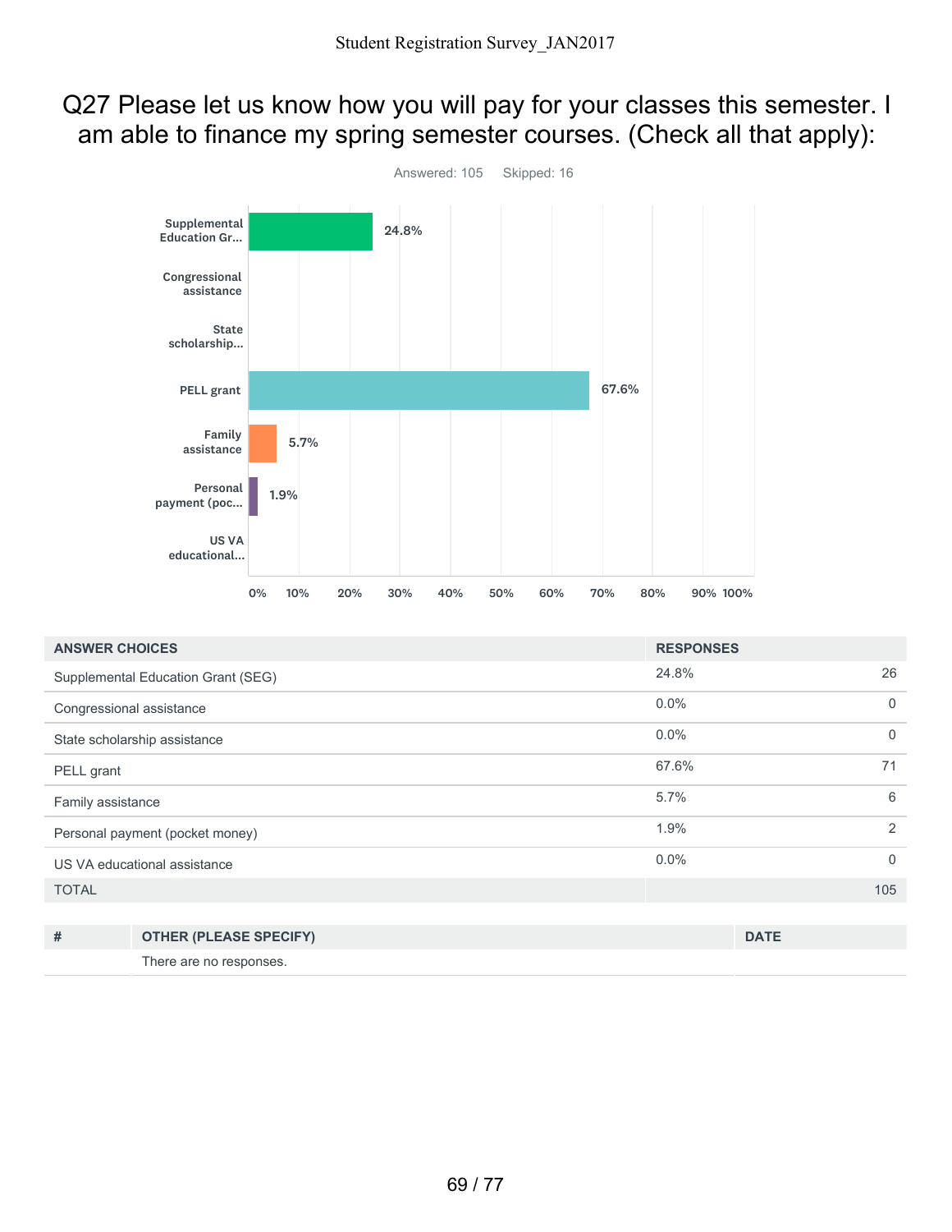# Q27 Please let us know how you will pay for your classes this semester. I am able to finance my spring semester courses. (Check all that apply):

Answered: 105 Skipped: 16

| ANSWER CHOICES | RESPONSES | |
| --- | --- | --- |
| Supplemental Education Grant (SEG) | 24.8% | 26 |
| Congressional assistance | 0.0% | 0 |
| State scholarship assistance | 0.0% | 0 |
| PELL grant | 67.6% | 71 |
| Family assistance | 5.7% | 6 |
| Personal payment (pocket money) | 1.9% | 2 |
| US VA educational assistance | 0.0% | 0 |
| TOTAL | | 105 |

| # | OTHER (PLEASE SPECIFY) | DATE |
| --- | --- | --- |
| | There are no responses. | |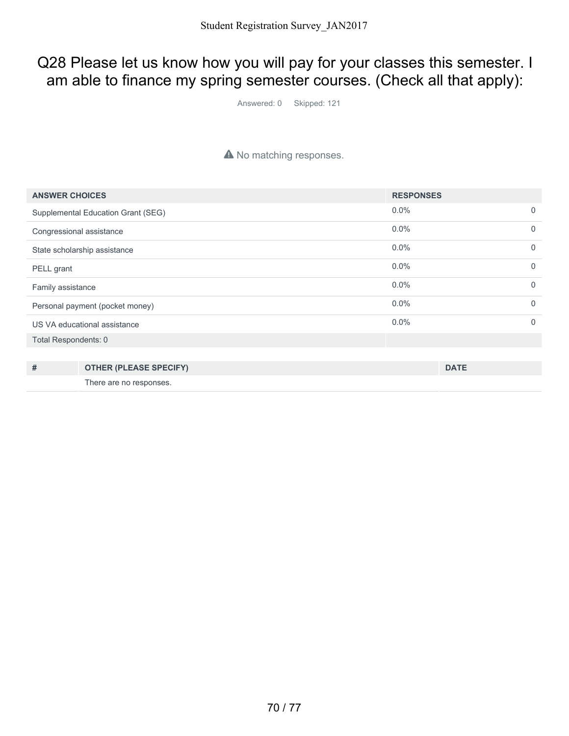# Q28 Please let us know how you will pay for your classes this semester. I am able to finance my spring semester courses. (Check all that apply):

Answered: 0 Skipped: 121

⚠ No matching responses.

| ANSWER CHOICES | RESPONSES | |
|---|---|---|
| Supplemental Education Grant (SEG) | 0.0% | 0 |
| Congressional assistance | 0.0% | 0 |
| State scholarship assistance | 0.0% | 0 |
| PELL grant | 0.0% | 0 |
| Family assistance | 0.0% | 0 |
| Personal payment (pocket money) | 0.0% | 0 |
| US VA educational assistance | 0.0% | 0 |
| Total Respondents: 0 | | |

| # | OTHER (PLEASE SPECIFY) | DATE |
|---|---|---|
| | There are no responses. | |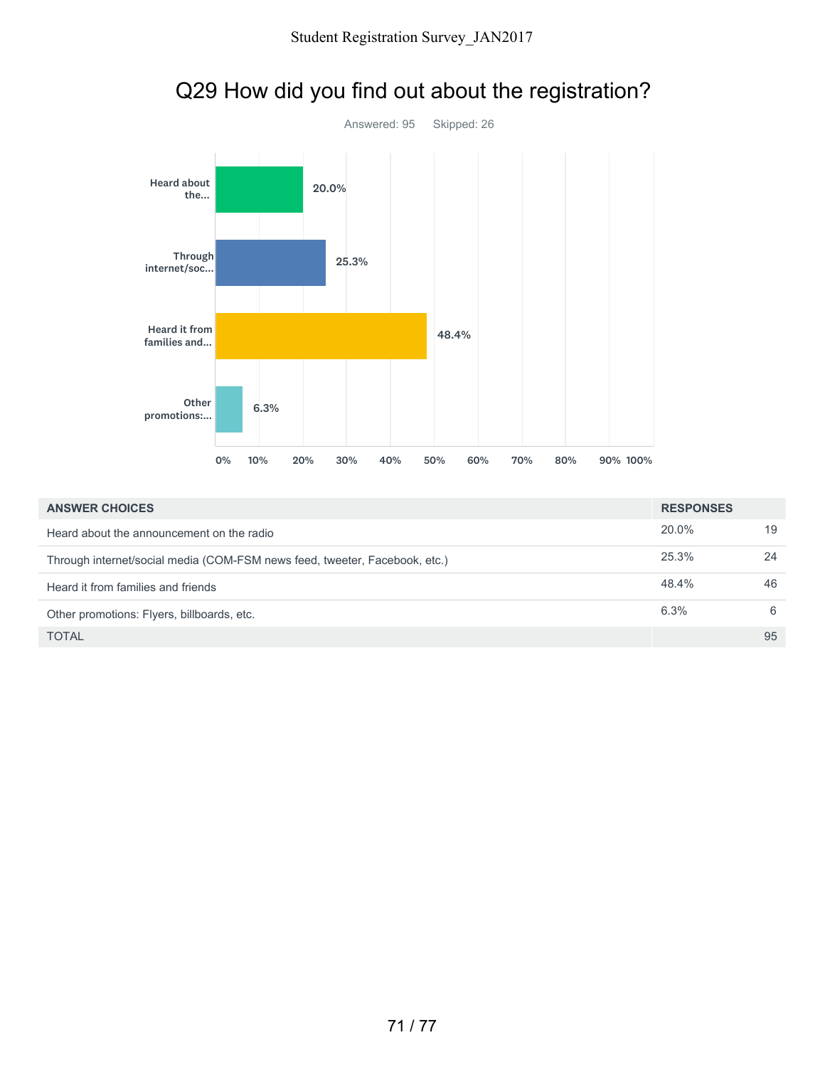# Q29 How did you find out about the registration?

Answered: 95 Skipped: 26

| ANSWER CHOICES | RESPONSES | |
|---|---|---|
| Heard about the announcement on the radio | 20.0% | 19 |
| Through internet/social media (COM-FSM news feed, tweeter, Facebook, etc.) | 25.3% | 24 |
| Heard it from families and friends | 48.4% | 46 |
| Other promotions: Flyers, billboards, etc. | 6.3% | 6 |
| TOTAL | | 95 |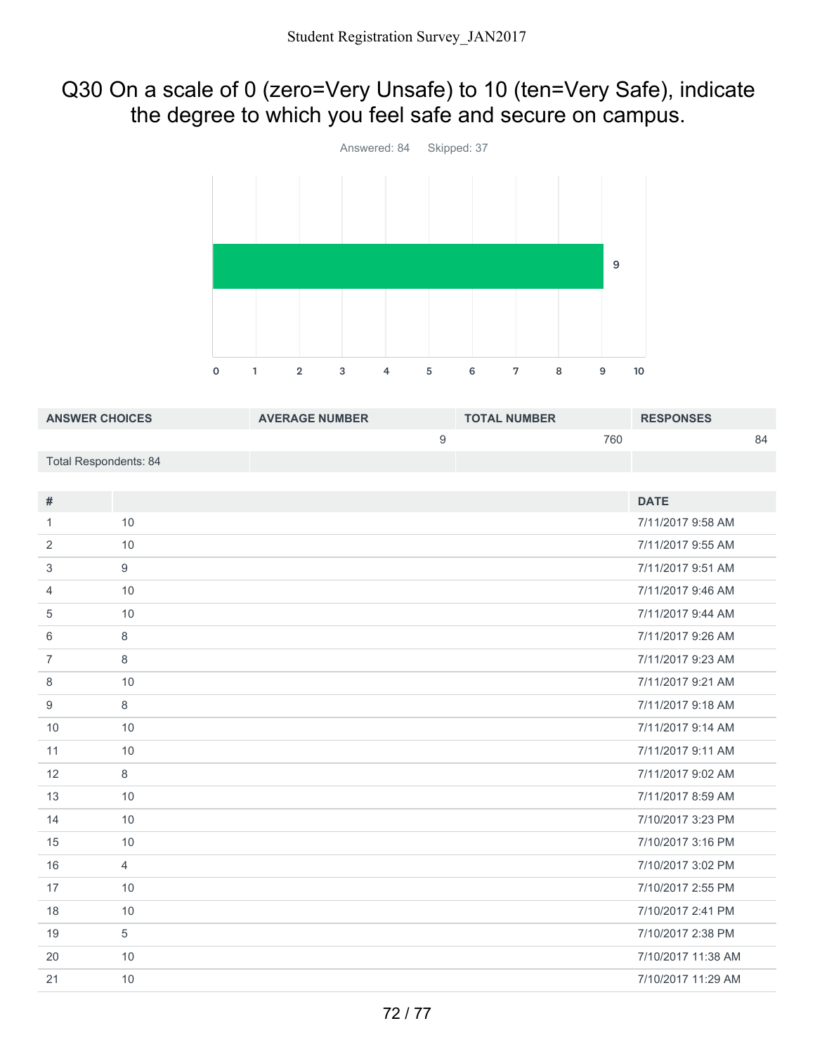## Q30 On a scale of 0 (zero=Very Unsafe) to 10 (ten=Very Safe), indicate the degree to which you feel safe and secure on campus.

Answered: 84 Skipped: 37

| ANSWER CHOICES | AVERAGE NUMBER | TOTAL NUMBER | RESPONSES |
|---|---|---|---|
| | 9 | 760 | 84 |
| Total Respondents: 84 | | | |

| # | | DATE |
|---|---|---|
| 1 | 10 | 7/11/2017 9:58 AM |
| 2 | 10 | 7/11/2017 9:55 AM |
| 3 | 9 | 7/11/2017 9:51 AM |
| 4 | 10 | 7/11/2017 9:46 AM |
| 5 | 10 | 7/11/2017 9:44 AM |
| 6 | 8 | 7/11/2017 9:26 AM |
| 7 | 8 | 7/11/2017 9:23 AM |
| 8 | 10 | 7/11/2017 9:21 AM |
| 9 | 8 | 7/11/2017 9:18 AM |
| 10 | 10 | 7/11/2017 9:14 AM |
| 11 | 10 | 7/11/2017 9:11 AM |
| 12 | 8 | 7/11/2017 9:02 AM |
| 13 | 10 | 7/11/2017 8:59 AM |
| 14 | 10 | 7/10/2017 3:23 PM |
| 15 | 10 | 7/10/2017 3:16 PM |
| 16 | 4 | 7/10/2017 3:02 PM |
| 17 | 10 | 7/10/2017 2:55 PM |
| 18 | 10 | 7/10/2017 2:41 PM |
| 19 | 5 | 7/10/2017 2:38 PM |
| 20 | 10 | 7/10/2017 11:38 AM |
| 21 | 10 | 7/10/2017 11:29 AM |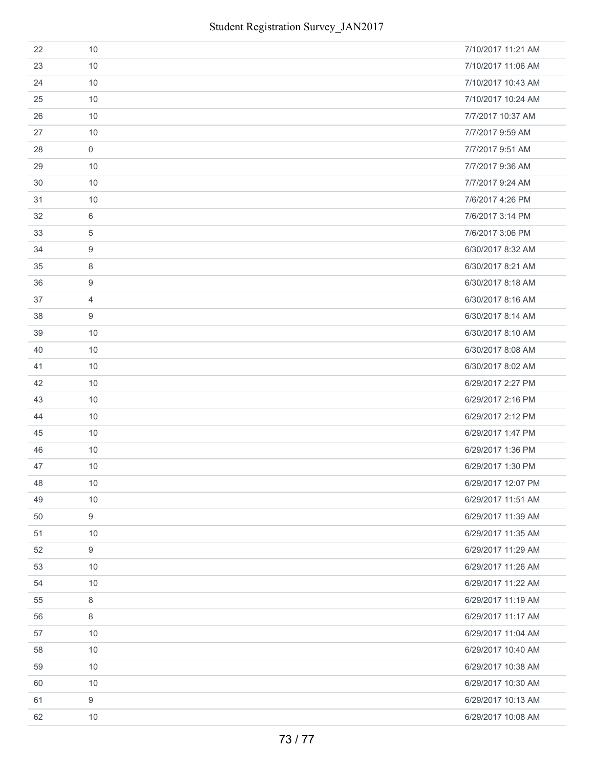| | | |
|---|---|---|
| 22 | 10 | 7/10/2017 11:21 AM |
| 23 | 10 | 7/10/2017 11:06 AM |
| 24 | 10 | 7/10/2017 10:43 AM |
| 25 | 10 | 7/10/2017 10:24 AM |
| 26 | 10 | 7/7/2017 10:37 AM |
| 27 | 10 | 7/7/2017 9:59 AM |
| 28 | 0 | 7/7/2017 9:51 AM |
| 29 | 10 | 7/7/2017 9:36 AM |
| 30 | 10 | 7/7/2017 9:24 AM |
| 31 | 10 | 7/6/2017 4:26 PM |
| 32 | 6 | 7/6/2017 3:14 PM |
| 33 | 5 | 7/6/2017 3:06 PM |
| 34 | 9 | 6/30/2017 8:32 AM |
| 35 | 8 | 6/30/2017 8:21 AM |
| 36 | 9 | 6/30/2017 8:18 AM |
| 37 | 4 | 6/30/2017 8:16 AM |
| 38 | 9 | 6/30/2017 8:14 AM |
| 39 | 10 | 6/30/2017 8:10 AM |
| 40 | 10 | 6/30/2017 8:08 AM |
| 41 | 10 | 6/30/2017 8:02 AM |
| 42 | 10 | 6/29/2017 2:27 PM |
| 43 | 10 | 6/29/2017 2:16 PM |
| 44 | 10 | 6/29/2017 2:12 PM |
| 45 | 10 | 6/29/2017 1:47 PM |
| 46 | 10 | 6/29/2017 1:36 PM |
| 47 | 10 | 6/29/2017 1:30 PM |
| 48 | 10 | 6/29/2017 12:07 PM |
| 49 | 10 | 6/29/2017 11:51 AM |
| 50 | 9 | 6/29/2017 11:39 AM |
| 51 | 10 | 6/29/2017 11:35 AM |
| 52 | 9 | 6/29/2017 11:29 AM |
| 53 | 10 | 6/29/2017 11:26 AM |
| 54 | 10 | 6/29/2017 11:22 AM |
| 55 | 8 | 6/29/2017 11:19 AM |
| 56 | 8 | 6/29/2017 11:17 AM |
| 57 | 10 | 6/29/2017 11:04 AM |
| 58 | 10 | 6/29/2017 10:40 AM |
| 59 | 10 | 6/29/2017 10:38 AM |
| 60 | 10 | 6/29/2017 10:30 AM |
| 61 | 9 | 6/29/2017 10:13 AM |
| 62 | 10 | 6/29/2017 10:08 AM |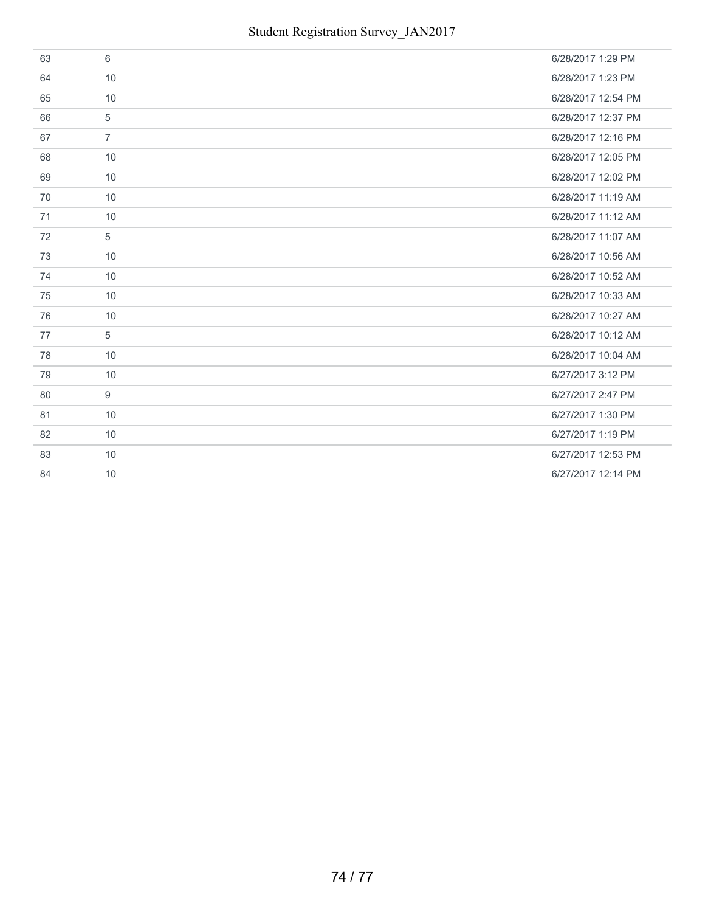| | | |
|---|---|---|
| 63 | 6 | 6/28/2017 1:29 PM |
| 64 | 10 | 6/28/2017 1:23 PM |
| 65 | 10 | 6/28/2017 12:54 PM |
| 66 | 5 | 6/28/2017 12:37 PM |
| 67 | 7 | 6/28/2017 12:16 PM |
| 68 | 10 | 6/28/2017 12:05 PM |
| 69 | 10 | 6/28/2017 12:02 PM |
| 70 | 10 | 6/28/2017 11:19 AM |
| 71 | 10 | 6/28/2017 11:12 AM |
| 72 | 5 | 6/28/2017 11:07 AM |
| 73 | 10 | 6/28/2017 10:56 AM |
| 74 | 10 | 6/28/2017 10:52 AM |
| 75 | 10 | 6/28/2017 10:33 AM |
| 76 | 10 | 6/28/2017 10:27 AM |
| 77 | 5 | 6/28/2017 10:12 AM |
| 78 | 10 | 6/28/2017 10:04 AM |
| 79 | 10 | 6/27/2017 3:12 PM |
| 80 | 9 | 6/27/2017 2:47 PM |
| 81 | 10 | 6/27/2017 1:30 PM |
| 82 | 10 | 6/27/2017 1:19 PM |
| 83 | 10 | 6/27/2017 12:53 PM |
| 84 | 10 | 6/27/2017 12:14 PM |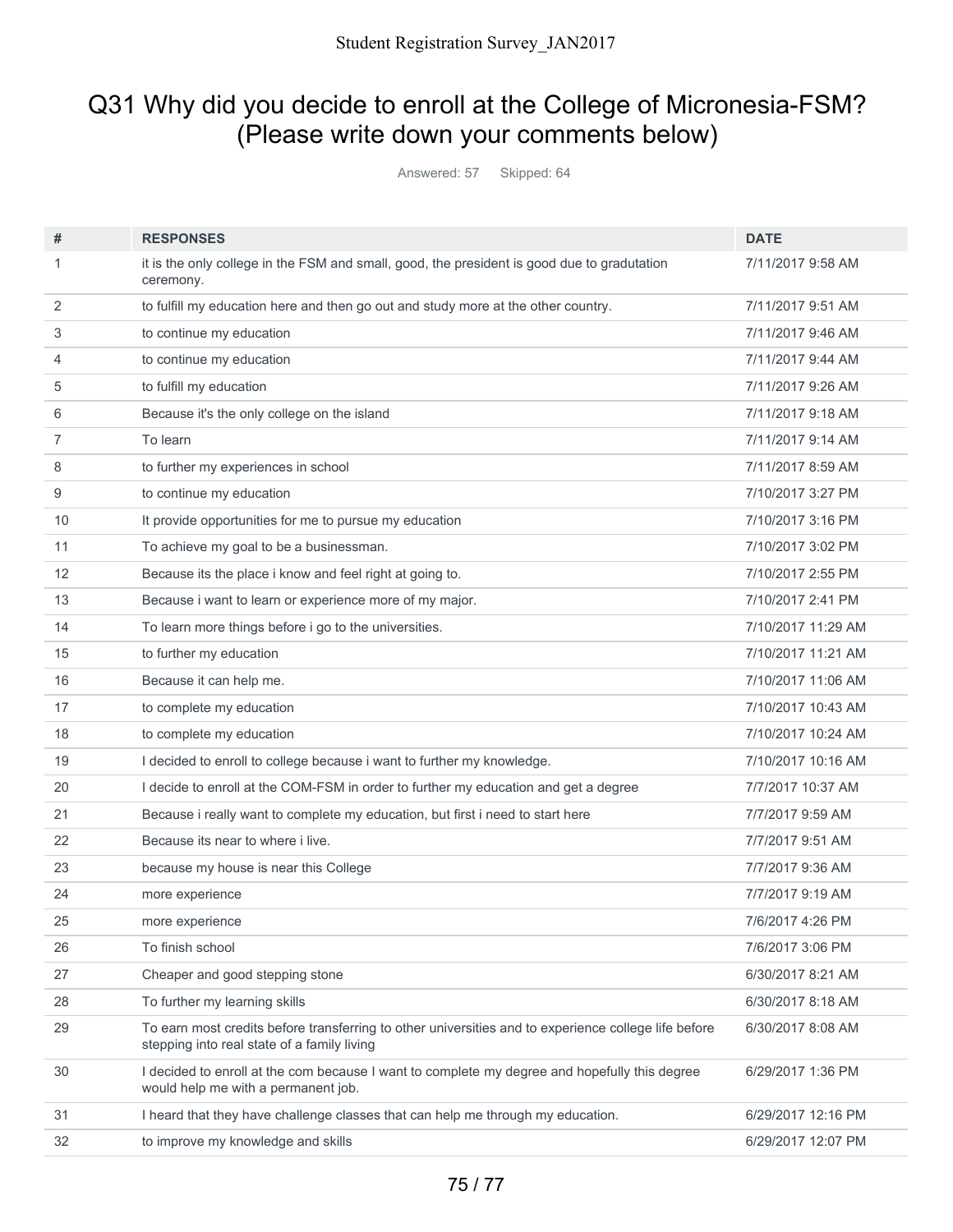# Q31 Why did you decide to enroll at the College of Micronesia-FSM? (Please write down your comments below)

Answered: 57 Skipped: 64

| # | RESPONSES | DATE |
|---|---|---|
| 1 | it is the only college in the FSM and small, good, the president is good due to gradutation ceremony. | 7/11/2017 9:58 AM |
| 2 | to fulfill my education here and then go out and study more at the other country. | 7/11/2017 9:51 AM |
| 3 | to continue my education | 7/11/2017 9:46 AM |
| 4 | to continue my education | 7/11/2017 9:44 AM |
| 5 | to fulfill my education | 7/11/2017 9:26 AM |
| 6 | Because it's the only college on the island | 7/11/2017 9:18 AM |
| 7 | To learn | 7/11/2017 9:14 AM |
| 8 | to further my experiences in school | 7/11/2017 8:59 AM |
| 9 | to continue my education | 7/10/2017 3:27 PM |
| 10 | It provide opportunities for me to pursue my education | 7/10/2017 3:16 PM |
| 11 | To achieve my goal to be a businessman. | 7/10/2017 3:02 PM |
| 12 | Because its the place i know and feel right at going to. | 7/10/2017 2:55 PM |
| 13 | Because i want to learn or experience more of my major. | 7/10/2017 2:41 PM |
| 14 | To learn more things before i go to the universities. | 7/10/2017 11:29 AM |
| 15 | to further my education | 7/10/2017 11:21 AM |
| 16 | Because it can help me. | 7/10/2017 11:06 AM |
| 17 | to complete my education | 7/10/2017 10:43 AM |
| 18 | to complete my education | 7/10/2017 10:24 AM |
| 19 | I decided to enroll to college because i want to further my knowledge. | 7/10/2017 10:16 AM |
| 20 | I decide to enroll at the COM-FSM in order to further my education and get a degree | 7/7/2017 10:37 AM |
| 21 | Because i really want to complete my education, but first i need to start here | 7/7/2017 9:59 AM |
| 22 | Because its near to where i live. | 7/7/2017 9:51 AM |
| 23 | because my house is near this College | 7/7/2017 9:36 AM |
| 24 | more experience | 7/7/2017 9:19 AM |
| 25 | more experience | 7/6/2017 4:26 PM |
| 26 | To finish school | 7/6/2017 3:06 PM |
| 27 | Cheaper and good stepping stone | 6/30/2017 8:21 AM |
| 28 | To further my learning skills | 6/30/2017 8:18 AM |
| 29 | To earn most credits before transferring to other universities and to experience college life before stepping into real state of a family living | 6/30/2017 8:08 AM |
| 30 | I decided to enroll at the com because I want to complete my degree and hopefully this degree would help me with a permanent job. | 6/29/2017 1:36 PM |
| 31 | I heard that they have challenge classes that can help me through my education. | 6/29/2017 12:16 PM |
| 32 | to improve my knowledge and skills | 6/29/2017 12:07 PM |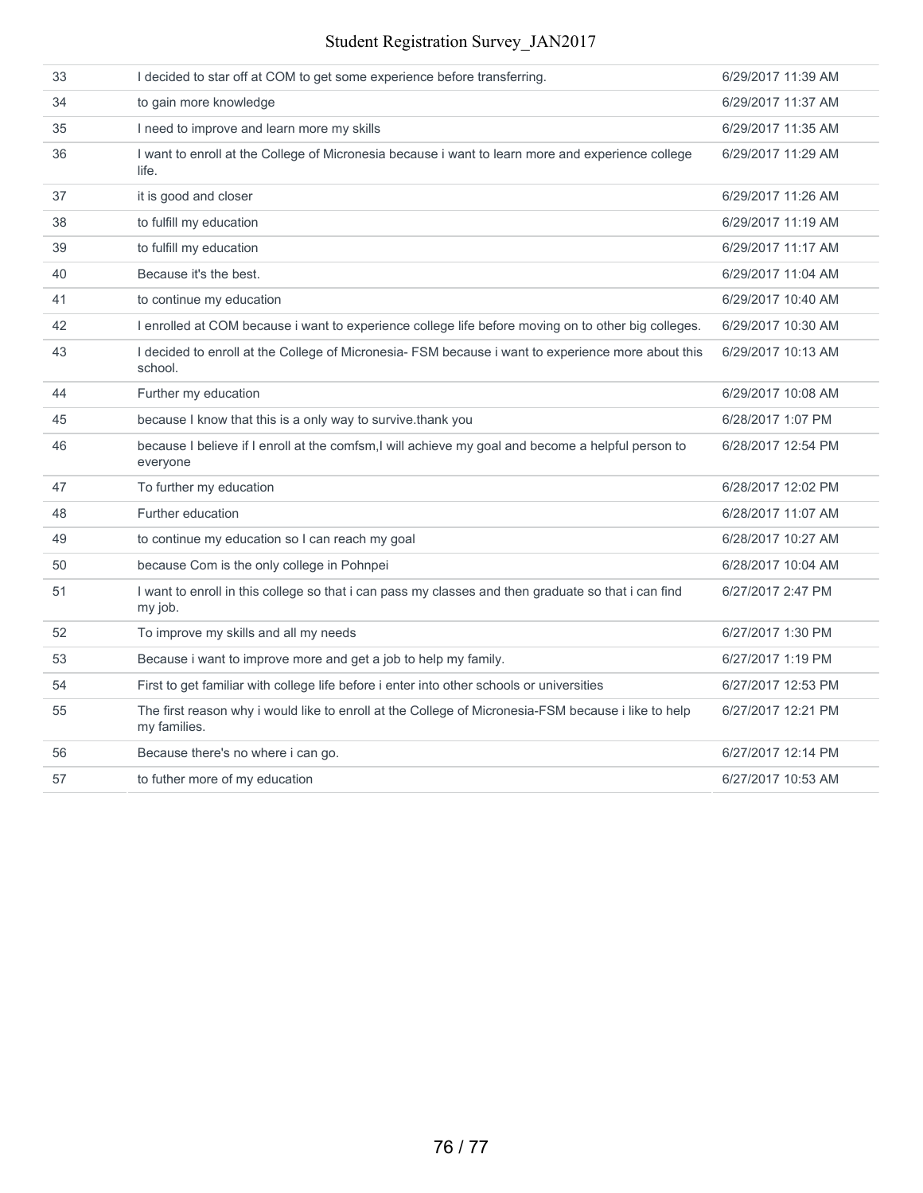| | | |
|---|---|---|
| 33 | I decided to star off at COM to get some experience before transferring. | 6/29/2017 11:39 AM |
| 34 | to gain more knowledge | 6/29/2017 11:37 AM |
| 35 | I need to improve and learn more my skills | 6/29/2017 11:35 AM |
| 36 | I want to enroll at the College of Micronesia because i want to learn more and experience college life. | 6/29/2017 11:29 AM |
| 37 | it is good and closer | 6/29/2017 11:26 AM |
| 38 | to fulfill my education | 6/29/2017 11:19 AM |
| 39 | to fulfill my education | 6/29/2017 11:17 AM |
| 40 | Because it's the best. | 6/29/2017 11:04 AM |
| 41 | to continue my education | 6/29/2017 10:40 AM |
| 42 | I enrolled at COM because i want to experience college life before moving on to other big colleges. | 6/29/2017 10:30 AM |
| 43 | I decided to enroll at the College of Micronesia- FSM because i want to experience more about this school. | 6/29/2017 10:13 AM |
| 44 | Further my education | 6/29/2017 10:08 AM |
| 45 | because I know that this is a only way to survive.thank you | 6/28/2017 1:07 PM |
| 46 | because I believe if I enroll at the comfsm,I will achieve my goal and become a helpful person to everyone | 6/28/2017 12:54 PM |
| 47 | To further my education | 6/28/2017 12:02 PM |
| 48 | Further education | 6/28/2017 11:07 AM |
| 49 | to continue my education so I can reach my goal | 6/28/2017 10:27 AM |
| 50 | because Com is the only college in Pohnpei | 6/28/2017 10:04 AM |
| 51 | I want to enroll in this college so that i can pass my classes and then graduate so that i can find my job. | 6/27/2017 2:47 PM |
| 52 | To improve my skills and all my needs | 6/27/2017 1:30 PM |
| 53 | Because i want to improve more and get a job to help my family. | 6/27/2017 1:19 PM |
| 54 | First to get familiar with college life before i enter into other schools or universities | 6/27/2017 12:53 PM |
| 55 | The first reason why i would like to enroll at the College of Micronesia-FSM because i like to help my families. | 6/27/2017 12:21 PM |
| 56 | Because there's no where i can go. | 6/27/2017 12:14 PM |
| 57 | to futher more of my education | 6/27/2017 10:53 AM |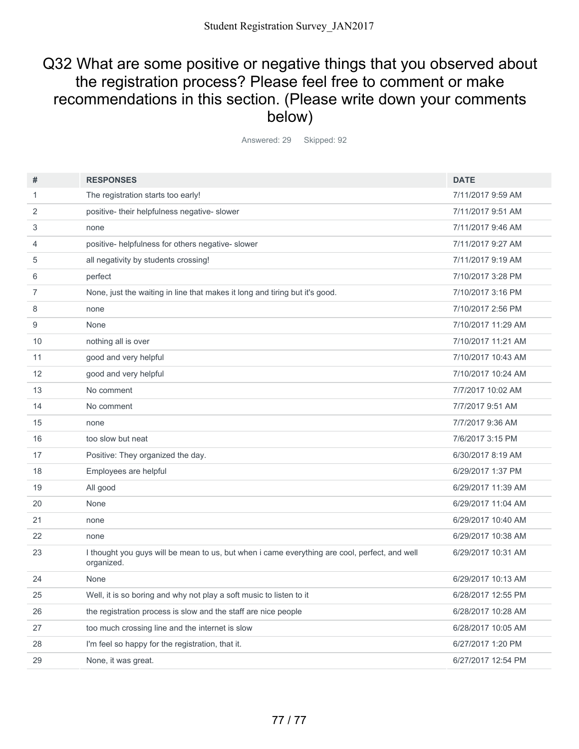# Q32 What are some positive or negative things that you observed about the registration process? Please feel free to comment or make recommendations in this section. (Please write down your comments below)

Answered: 29 Skipped: 92

| # | RESPONSES | DATE |
|---|---|---|
| 1 | The registration starts too early! | 7/11/2017 9:59 AM |
| 2 | positive- their helpfulness negative- slower | 7/11/2017 9:51 AM |
| 3 | none | 7/11/2017 9:46 AM |
| 4 | positive- helpfulness for others negative- slower | 7/11/2017 9:27 AM |
| 5 | all negativity by students crossing! | 7/11/2017 9:19 AM |
| 6 | perfect | 7/10/2017 3:28 PM |
| 7 | None, just the waiting in line that makes it long and tiring but it's good. | 7/10/2017 3:16 PM |
| 8 | none | 7/10/2017 2:56 PM |
| 9 | None | 7/10/2017 11:29 AM |
| 10 | nothing all is over | 7/10/2017 11:21 AM |
| 11 | good and very helpful | 7/10/2017 10:43 AM |
| 12 | good and very helpful | 7/10/2017 10:24 AM |
| 13 | No comment | 7/7/2017 10:02 AM |
| 14 | No comment | 7/7/2017 9:51 AM |
| 15 | none | 7/7/2017 9:36 AM |
| 16 | too slow but neat | 7/6/2017 3:15 PM |
| 17 | Positive: They organized the day. | 6/30/2017 8:19 AM |
| 18 | Employees are helpful | 6/29/2017 1:37 PM |
| 19 | All good | 6/29/2017 11:39 AM |
| 20 | None | 6/29/2017 11:04 AM |
| 21 | none | 6/29/2017 10:40 AM |
| 22 | none | 6/29/2017 10:38 AM |
| 23 | I thought you guys will be mean to us, but when i came everything are cool, perfect, and well organized. | 6/29/2017 10:31 AM |
| 24 | None | 6/29/2017 10:13 AM |
| 25 | Well, it is so boring and why not play a soft music to listen to it | 6/28/2017 12:55 PM |
| 26 | the registration process is slow and the staff are nice people | 6/28/2017 10:28 AM |
| 27 | too much crossing line and the internet is slow | 6/28/2017 10:05 AM |
| 28 | I'm feel so happy for the registration, that it. | 6/27/2017 1:20 PM |
| 29 | None, it was great. | 6/27/2017 12:54 PM |